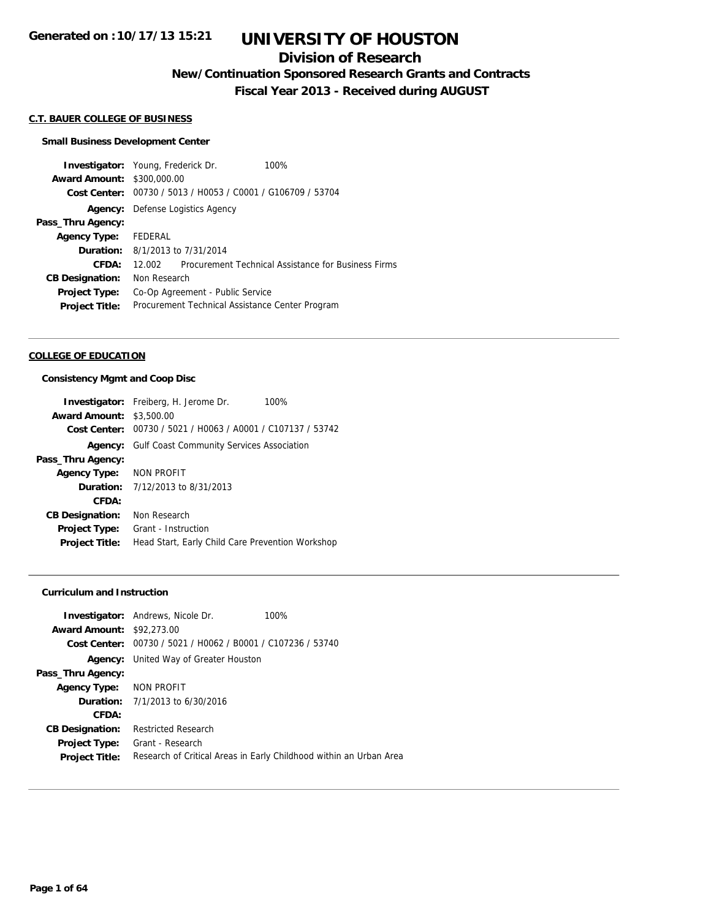Generated on :10/17/13 15:21

# UNIVERSITY OF HOUSTON

## Division of Research

### New/Continuation Sponsored Research Grants and Contracts

### Fiscal Year 2013 - Received during AUGUST

**C.T. BAUER COLLEGE OF BUSINESS**

**Small Business Development Center**

| | |
|---|---|
| **Investigator:** | Young, Frederick Dr. 100% |
| **Award Amount:** | $300,000.00 |
| **Cost Center:** | 00730 / 5013 / H0053 / C0001 / G106709 / 53704 |
| **Agency:** | Defense Logistics Agency |
| **Pass_Thru Agency:** | |
| **Agency Type:** | FEDERAL |
| **Duration:** | 8/1/2013 to 7/31/2014 |
| **CFDA:** | 12.002 Procurement Technical Assistance for Business Firms |
| **CB Designation:** | Non Research |
| **Project Type:** | Co-Op Agreement - Public Service |
| **Project Title:** | Procurement Technical Assistance Center Program |

**COLLEGE OF EDUCATION**

**Consistency Mgmt and Coop Disc**

| | |
|---|---|
| **Investigator:** | Freiberg, H. Jerome Dr. 100% |
| **Award Amount:** | $3,500.00 |
| **Cost Center:** | 00730 / 5021 / H0063 / A0001 / C107137 / 53742 |
| **Agency:** | Gulf Coast Community Services Association |
| **Pass_Thru Agency:** | |
| **Agency Type:** | NON PROFIT |
| **Duration:** | 7/12/2013 to 8/31/2013 |
| **CFDA:** | |
| **CB Designation:** | Non Research |
| **Project Type:** | Grant - Instruction |
| **Project Title:** | Head Start, Early Child Care Prevention Workshop |

**Curriculum and Instruction**

| | |
|---|---|
| **Investigator:** | Andrews, Nicole Dr. 100% |
| **Award Amount:** | $92,273.00 |
| **Cost Center:** | 00730 / 5021 / H0062 / B0001 / C107236 / 53740 |
| **Agency:** | United Way of Greater Houston |
| **Pass_Thru Agency:** | |
| **Agency Type:** | NON PROFIT |
| **Duration:** | 7/1/2013 to 6/30/2016 |
| **CFDA:** | |
| **CB Designation:** | Restricted Research |
| **Project Type:** | Grant - Research |
| **Project Title:** | Research of Critical Areas in Early Childhood within an Urban Area |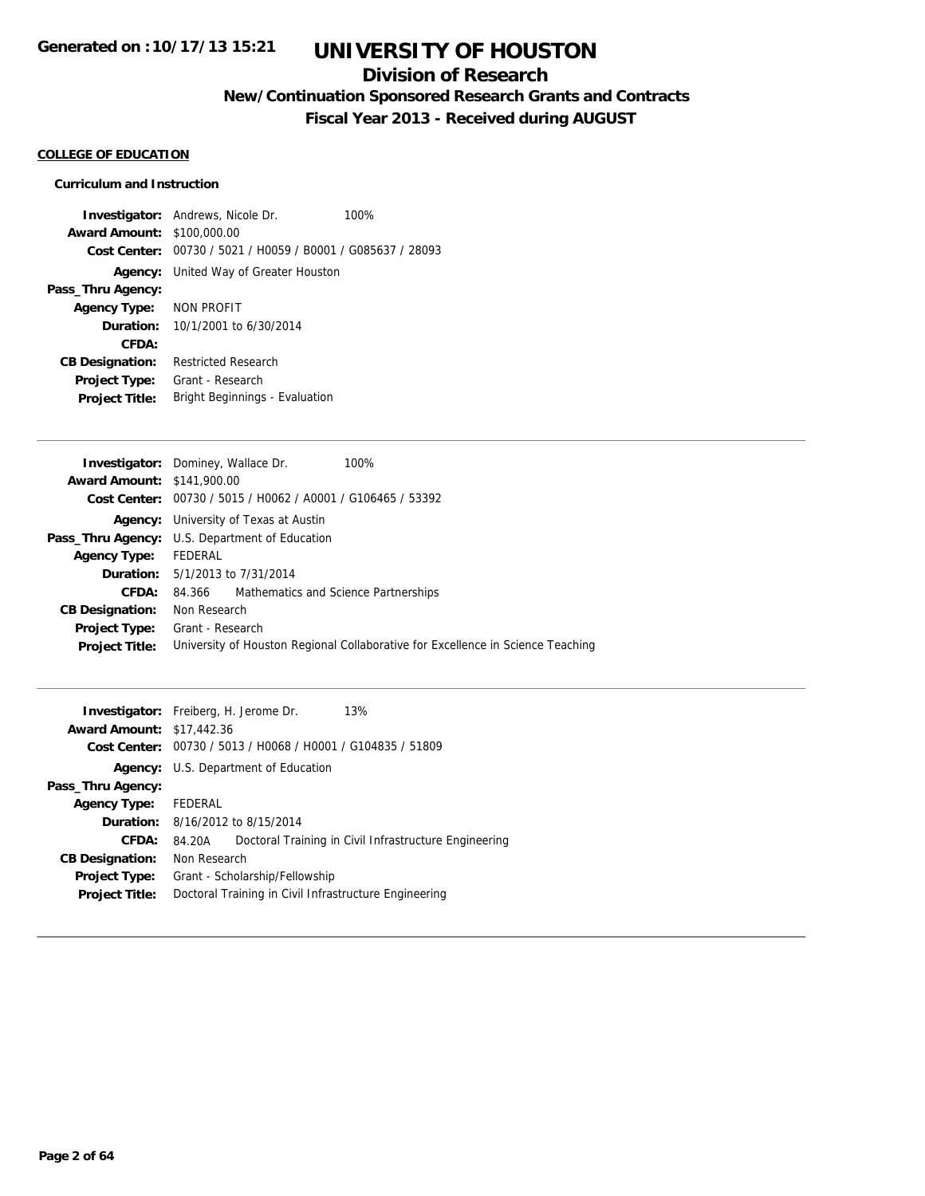Generated on :10/17/13 15:21

# UNIVERSITY OF HOUSTON

## Division of Research

### New/Continuation Sponsored Research Grants and Contracts

### Fiscal Year 2013 - Received during AUGUST

**COLLEGE OF EDUCATION**

**Curriculum and Instruction**

| | |
|---|---|
| **Investigator:** | Andrews, Nicole Dr. 100% |
| **Award Amount:** | $100,000.00 |
| **Cost Center:** | 00730 / 5021 / H0059 / B0001 / G085637 / 28093 |
| **Agency:** | United Way of Greater Houston |
| **Pass_Thru Agency:** | |
| **Agency Type:** | NON PROFIT |
| **Duration:** | 10/1/2001 to 6/30/2014 |
| **CFDA:** | |
| **CB Designation:** | Restricted Research |
| **Project Type:** | Grant - Research |
| **Project Title:** | Bright Beginnings - Evaluation |

| | |
|---|---|
| **Investigator:** | Dominey, Wallace Dr. 100% |
| **Award Amount:** | $141,900.00 |
| **Cost Center:** | 00730 / 5015 / H0062 / A0001 / G106465 / 53392 |
| **Agency:** | University of Texas at Austin |
| **Pass_Thru Agency:** | U.S. Department of Education |
| **Agency Type:** | FEDERAL |
| **Duration:** | 5/1/2013 to 7/31/2014 |
| **CFDA:** | 84.366 Mathematics and Science Partnerships |
| **CB Designation:** | Non Research |
| **Project Type:** | Grant - Research |
| **Project Title:** | University of Houston Regional Collaborative for Excellence in Science Teaching |

| | |
|---|---|
| **Investigator:** | Freiberg, H. Jerome Dr. 13% |
| **Award Amount:** | $17,442.36 |
| **Cost Center:** | 00730 / 5013 / H0068 / H0001 / G104835 / 51809 |
| **Agency:** | U.S. Department of Education |
| **Pass_Thru Agency:** | |
| **Agency Type:** | FEDERAL |
| **Duration:** | 8/16/2012 to 8/15/2014 |
| **CFDA:** | 84.20A Doctoral Training in Civil Infrastructure Engineering |
| **CB Designation:** | Non Research |
| **Project Type:** | Grant - Scholarship/Fellowship |
| **Project Title:** | Doctoral Training in Civil Infrastructure Engineering |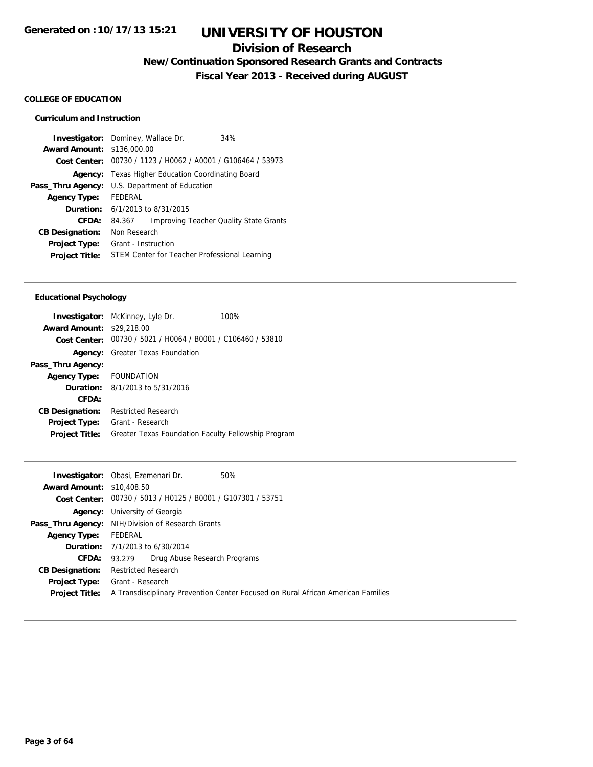# UNIVERSITY OF HOUSTON

## Division of Research

## New/Continuation Sponsored Research Grants and Contracts

## Fiscal Year 2013 - Received during AUGUST

Generated on :10/17/13 15:21

**COLLEGE OF EDUCATION**

### Curriculum and Instruction

| | |
|---|---|
| **Investigator:** | Dominey, Wallace Dr. 34% |
| **Award Amount:** | $136,000.00 |
| **Cost Center:** | 00730 / 1123 / H0062 / A0001 / G106464 / 53973 |
| **Agency:** | Texas Higher Education Coordinating Board |
| **Pass_Thru Agency:** | U.S. Department of Education |
| **Agency Type:** | FEDERAL |
| **Duration:** | 6/1/2013 to 8/31/2015 |
| **CFDA:** | 84.367 Improving Teacher Quality State Grants |
| **CB Designation:** | Non Research |
| **Project Type:** | Grant - Instruction |
| **Project Title:** | STEM Center for Teacher Professional Learning |

### Educational Psychology

| | |
|---|---|
| **Investigator:** | McKinney, Lyle Dr. 100% |
| **Award Amount:** | $29,218.00 |
| **Cost Center:** | 00730 / 5021 / H0064 / B0001 / C106460 / 53810 |
| **Agency:** | Greater Texas Foundation |
| **Pass_Thru Agency:** | |
| **Agency Type:** | FOUNDATION |
| **Duration:** | 8/1/2013 to 5/31/2016 |
| **CFDA:** | |
| **CB Designation:** | Restricted Research |
| **Project Type:** | Grant - Research |
| **Project Title:** | Greater Texas Foundation Faculty Fellowship Program |

| | |
|---|---|
| **Investigator:** | Obasi, Ezemenari Dr. 50% |
| **Award Amount:** | $10,408.50 |
| **Cost Center:** | 00730 / 5013 / H0125 / B0001 / G107301 / 53751 |
| **Agency:** | University of Georgia |
| **Pass_Thru Agency:** | NIH/Division of Research Grants |
| **Agency Type:** | FEDERAL |
| **Duration:** | 7/1/2013 to 6/30/2014 |
| **CFDA:** | 93.279 Drug Abuse Research Programs |
| **CB Designation:** | Restricted Research |
| **Project Type:** | Grant - Research |
| **Project Title:** | A Transdisciplinary Prevention Center Focused on Rural African American Families |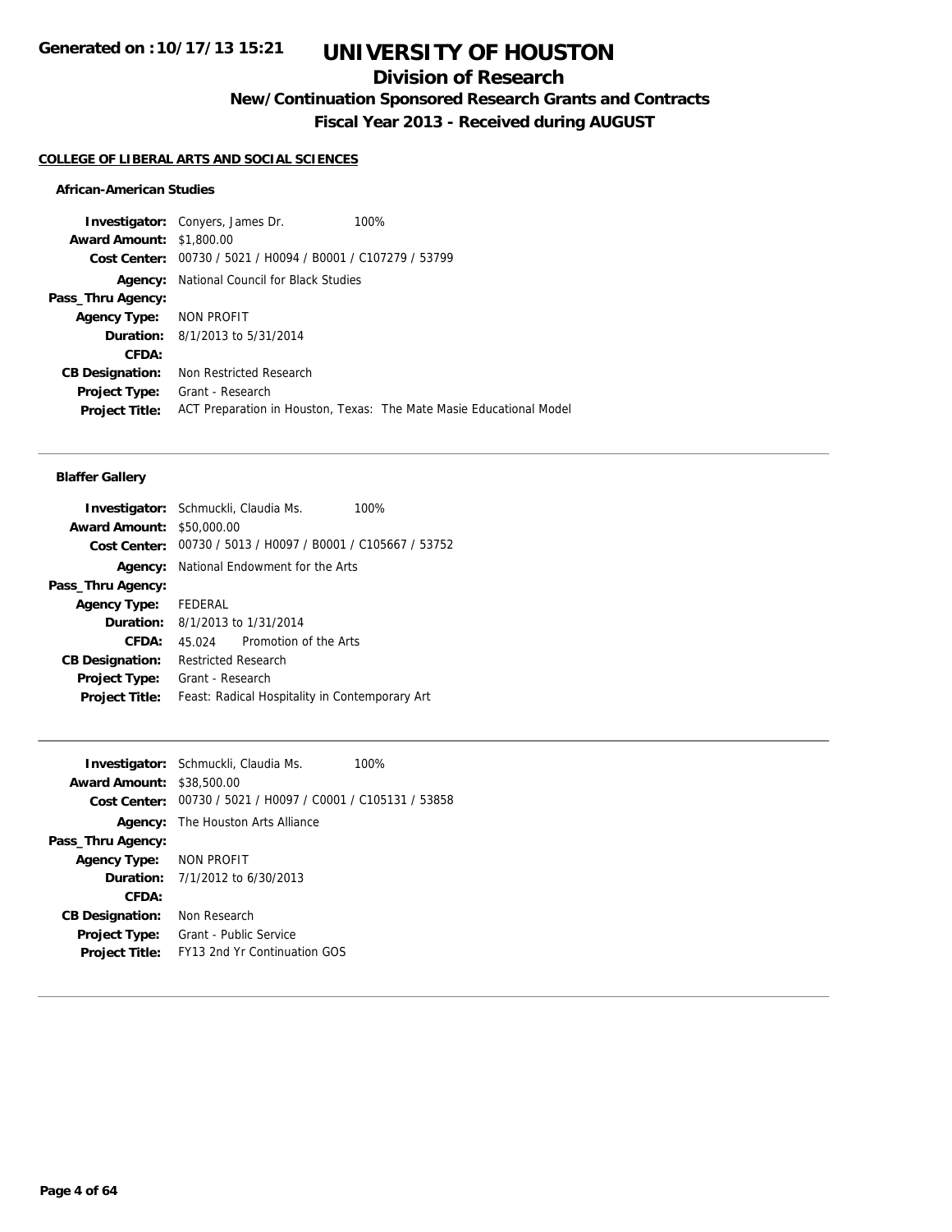# UNIVERSITY OF HOUSTON

## Division of Research

### New/Continuation Sponsored Research Grants and Contracts

### Fiscal Year 2013 - Received during AUGUST

Generated on :10/17/13 15:21

**COLLEGE OF LIBERAL ARTS AND SOCIAL SCIENCES**

**African-American Studies**

| | |
|---|---|
| **Investigator:** | Conyers, James Dr. 100% |
| **Award Amount:** | $1,800.00 |
| **Cost Center:** | 00730 / 5021 / H0094 / B0001 / C107279 / 53799 |
| **Agency:** | National Council for Black Studies |
| **Pass_Thru Agency:** | |
| **Agency Type:** | NON PROFIT |
| **Duration:** | 8/1/2013 to 5/31/2014 |
| **CFDA:** | |
| **CB Designation:** | Non Restricted Research |
| **Project Type:** | Grant - Research |
| **Project Title:** | ACT Preparation in Houston, Texas: The Mate Masie Educational Model |

---

**Blaffer Gallery**

| | |
|---|---|
| **Investigator:** | Schmuckli, Claudia Ms. 100% |
| **Award Amount:** | $50,000.00 |
| **Cost Center:** | 00730 / 5013 / H0097 / B0001 / C105667 / 53752 |
| **Agency:** | National Endowment for the Arts |
| **Pass_Thru Agency:** | |
| **Agency Type:** | FEDERAL |
| **Duration:** | 8/1/2013 to 1/31/2014 |
| **CFDA:** | 45.024 Promotion of the Arts |
| **CB Designation:** | Restricted Research |
| **Project Type:** | Grant - Research |
| **Project Title:** | Feast: Radical Hospitality in Contemporary Art |

---

| | |
|---|---|
| **Investigator:** | Schmuckli, Claudia Ms. 100% |
| **Award Amount:** | $38,500.00 |
| **Cost Center:** | 00730 / 5021 / H0097 / C0001 / C105131 / 53858 |
| **Agency:** | The Houston Arts Alliance |
| **Pass_Thru Agency:** | |
| **Agency Type:** | NON PROFIT |
| **Duration:** | 7/1/2012 to 6/30/2013 |
| **CFDA:** | |
| **CB Designation:** | Non Research |
| **Project Type:** | Grant - Public Service |
| **Project Title:** | FY13 2nd Yr Continuation GOS |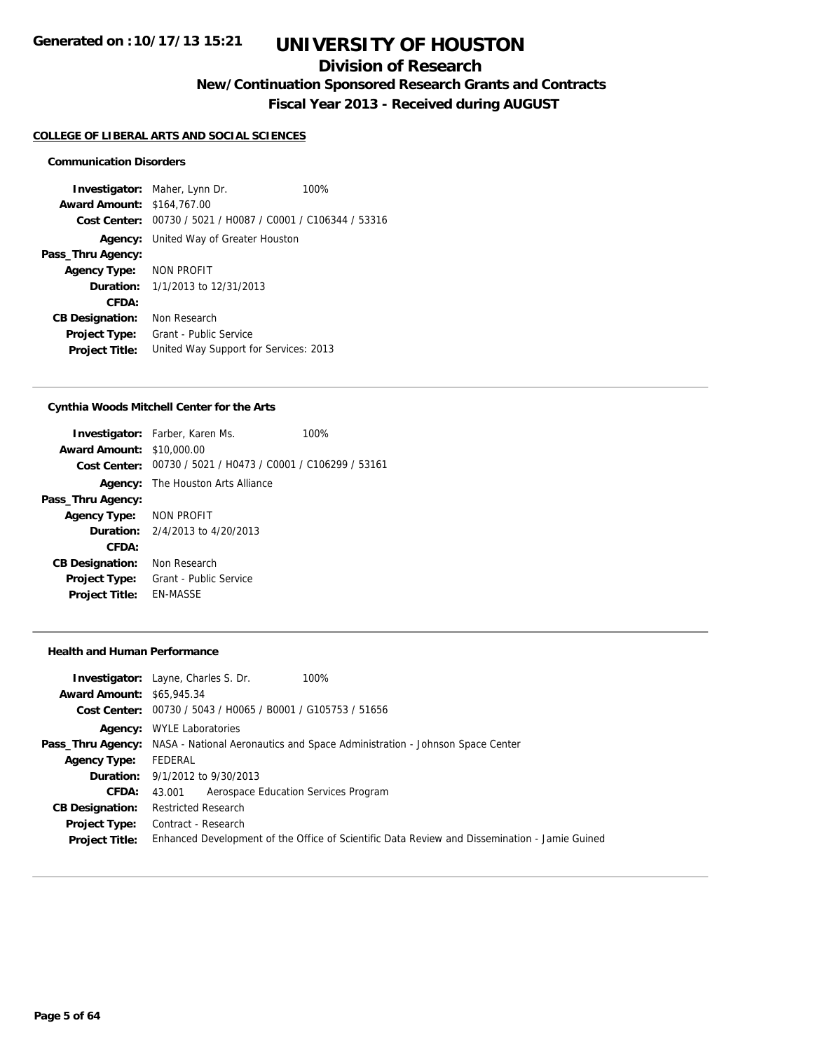Generated on :10/17/13 15:21

# UNIVERSITY OF HOUSTON

## Division of Research

### New/Continuation Sponsored Research Grants and Contracts

### Fiscal Year 2013 - Received during AUGUST

**COLLEGE OF LIBERAL ARTS AND SOCIAL SCIENCES**

#### Communication Disorders

**Investigator:** Maher, Lynn Dr. 100%
**Award Amount:** $164,767.00
**Cost Center:** 00730 / 5021 / H0087 / C0001 / C106344 / 53316
**Agency:** United Way of Greater Houston
**Pass_Thru Agency:**
**Agency Type:** NON PROFIT
**Duration:** 1/1/2013 to 12/31/2013
**CFDA:**
**CB Designation:** Non Research
**Project Type:** Grant - Public Service
**Project Title:** United Way Support for Services: 2013

---

#### Cynthia Woods Mitchell Center for the Arts

**Investigator:** Farber, Karen Ms. 100%
**Award Amount:** $10,000.00
**Cost Center:** 00730 / 5021 / H0473 / C0001 / C106299 / 53161
**Agency:** The Houston Arts Alliance
**Pass_Thru Agency:**
**Agency Type:** NON PROFIT
**Duration:** 2/4/2013 to 4/20/2013
**CFDA:**
**CB Designation:** Non Research
**Project Type:** Grant - Public Service
**Project Title:** EN-MASSE

---

#### Health and Human Performance

**Investigator:** Layne, Charles S. Dr. 100%
**Award Amount:** $65,945.34
**Cost Center:** 00730 / 5043 / H0065 / B0001 / G105753 / 51656
**Agency:** WYLE Laboratories
**Pass_Thru Agency:** NASA - National Aeronautics and Space Administration - Johnson Space Center
**Agency Type:** FEDERAL
**Duration:** 9/1/2012 to 9/30/2013
**CFDA:** 43.001 Aerospace Education Services Program
**CB Designation:** Restricted Research
**Project Type:** Contract - Research
**Project Title:** Enhanced Development of the Office of Scientific Data Review and Dissemination - Jamie Guined

---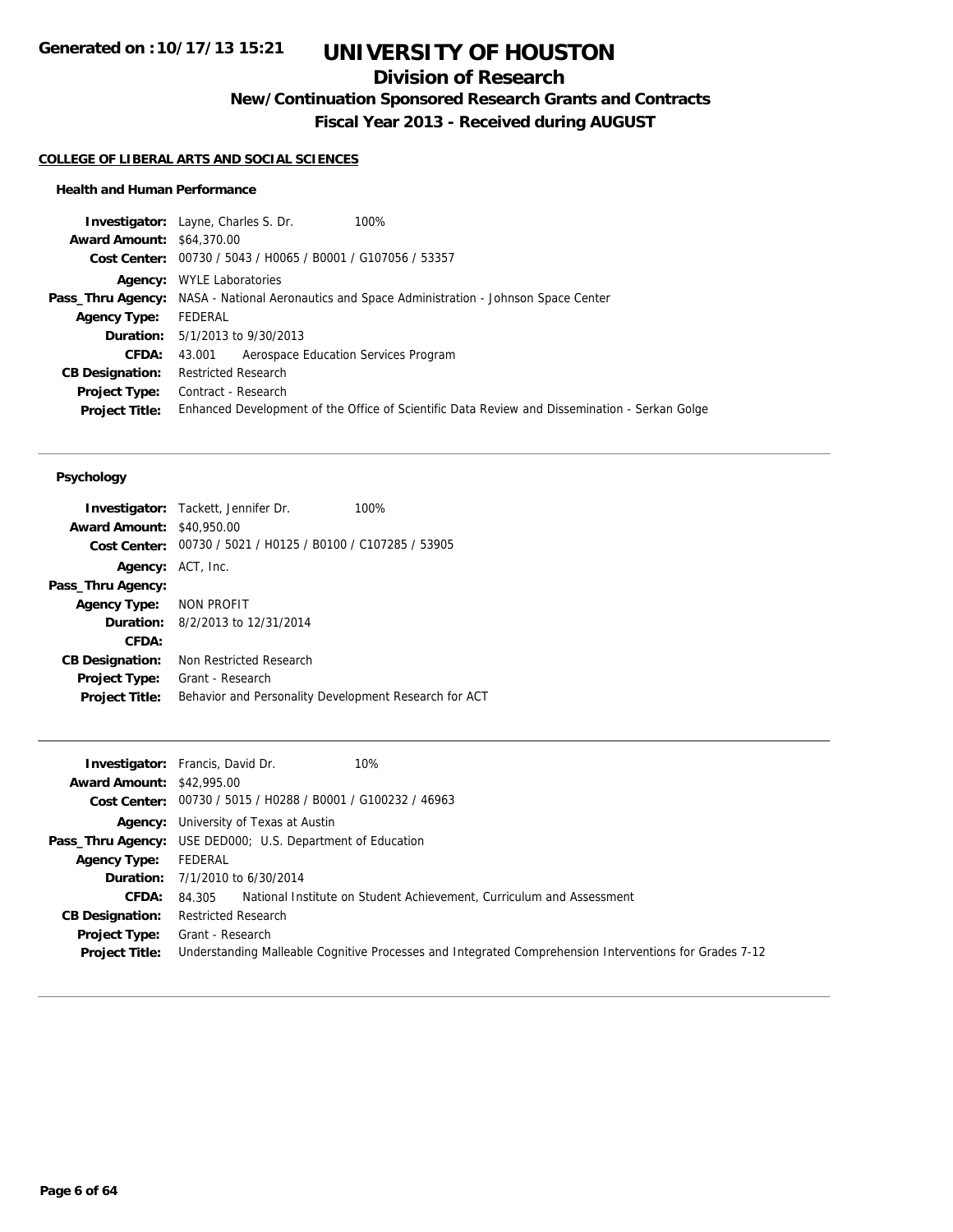Generated on :10/17/13 15:21

# UNIVERSITY OF HOUSTON

## Division of Research

### New/Continuation Sponsored Research Grants and Contracts

### Fiscal Year 2013 - Received during AUGUST

**COLLEGE OF LIBERAL ARTS AND SOCIAL SCIENCES**

**Health and Human Performance**

| | |
|---|---|
| **Investigator:** | Layne, Charles S. Dr. 100% |
| **Award Amount:** | $64,370.00 |
| **Cost Center:** | 00730 / 5043 / H0065 / B0001 / G107056 / 53357 |
| **Agency:** | WYLE Laboratories |
| **Pass_Thru Agency:** | NASA - National Aeronautics and Space Administration - Johnson Space Center |
| **Agency Type:** | FEDERAL |
| **Duration:** | 5/1/2013 to 9/30/2013 |
| **CFDA:** | 43.001 Aerospace Education Services Program |
| **CB Designation:** | Restricted Research |
| **Project Type:** | Contract - Research |
| **Project Title:** | Enhanced Development of the Office of Scientific Data Review and Dissemination - Serkan Golge |

**Psychology**

| | |
|---|---|
| **Investigator:** | Tackett, Jennifer Dr. 100% |
| **Award Amount:** | $40,950.00 |
| **Cost Center:** | 00730 / 5021 / H0125 / B0100 / C107285 / 53905 |
| **Agency:** | ACT, Inc. |
| **Pass_Thru Agency:** | |
| **Agency Type:** | NON PROFIT |
| **Duration:** | 8/2/2013 to 12/31/2014 |
| **CFDA:** | |
| **CB Designation:** | Non Restricted Research |
| **Project Type:** | Grant - Research |
| **Project Title:** | Behavior and Personality Development Research for ACT |

| | |
|---|---|
| **Investigator:** | Francis, David Dr. 10% |
| **Award Amount:** | $42,995.00 |
| **Cost Center:** | 00730 / 5015 / H0288 / B0001 / G100232 / 46963 |
| **Agency:** | University of Texas at Austin |
| **Pass_Thru Agency:** | USE DED000; U.S. Department of Education |
| **Agency Type:** | FEDERAL |
| **Duration:** | 7/1/2010 to 6/30/2014 |
| **CFDA:** | 84.305 National Institute on Student Achievement, Curriculum and Assessment |
| **CB Designation:** | Restricted Research |
| **Project Type:** | Grant - Research |
| **Project Title:** | Understanding Malleable Cognitive Processes and Integrated Comprehension Interventions for Grades 7-12 |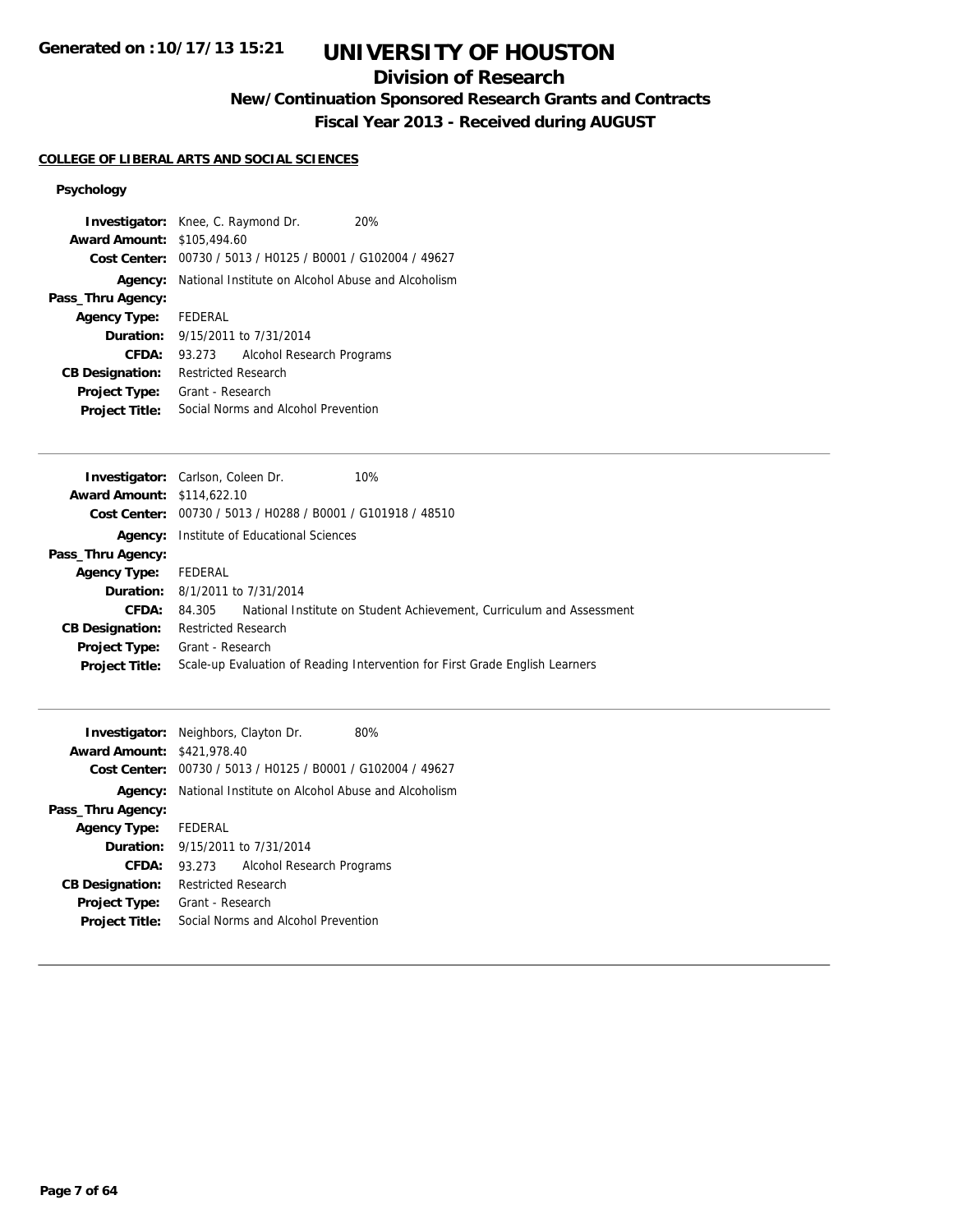Generated on :10/17/13 15:21

# UNIVERSITY OF HOUSTON

## Division of Research

### New/Continuation Sponsored Research Grants and Contracts

### Fiscal Year 2013 - Received during AUGUST

**COLLEGE OF LIBERAL ARTS AND SOCIAL SCIENCES**

**Psychology**

| | |
|---|---|
| **Investigator:** | Knee, C. Raymond Dr. 20% |
| **Award Amount:** | $105,494.60 |
| **Cost Center:** | 00730 / 5013 / H0125 / B0001 / G102004 / 49627 |
| **Agency:** | National Institute on Alcohol Abuse and Alcoholism |
| **Pass_Thru Agency:** | |
| **Agency Type:** | FEDERAL |
| **Duration:** | 9/15/2011 to 7/31/2014 |
| **CFDA:** | 93.273 Alcohol Research Programs |
| **CB Designation:** | Restricted Research |
| **Project Type:** | Grant - Research |
| **Project Title:** | Social Norms and Alcohol Prevention |

---

| | |
|---|---|
| **Investigator:** | Carlson, Coleen Dr. 10% |
| **Award Amount:** | $114,622.10 |
| **Cost Center:** | 00730 / 5013 / H0288 / B0001 / G101918 / 48510 |
| **Agency:** | Institute of Educational Sciences |
| **Pass_Thru Agency:** | |
| **Agency Type:** | FEDERAL |
| **Duration:** | 8/1/2011 to 7/31/2014 |
| **CFDA:** | 84.305 National Institute on Student Achievement, Curriculum and Assessment |
| **CB Designation:** | Restricted Research |
| **Project Type:** | Grant - Research |
| **Project Title:** | Scale-up Evaluation of Reading Intervention for First Grade English Learners |

---

| | |
|---|---|
| **Investigator:** | Neighbors, Clayton Dr. 80% |
| **Award Amount:** | $421,978.40 |
| **Cost Center:** | 00730 / 5013 / H0125 / B0001 / G102004 / 49627 |
| **Agency:** | National Institute on Alcohol Abuse and Alcoholism |
| **Pass_Thru Agency:** | |
| **Agency Type:** | FEDERAL |
| **Duration:** | 9/15/2011 to 7/31/2014 |
| **CFDA:** | 93.273 Alcohol Research Programs |
| **CB Designation:** | Restricted Research |
| **Project Type:** | Grant - Research |
| **Project Title:** | Social Norms and Alcohol Prevention |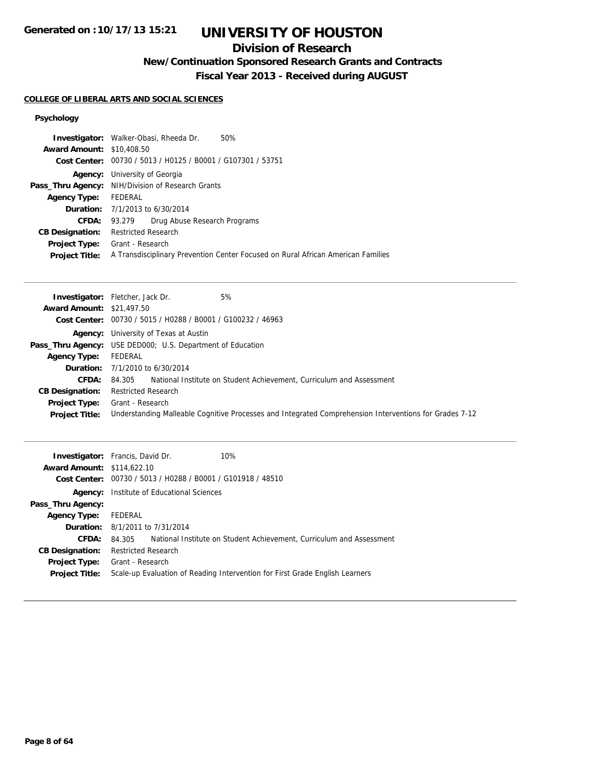# UNIVERSITY OF HOUSTON

## Division of Research

### New/Continuation Sponsored Research Grants and Contracts

### Fiscal Year 2013 - Received during AUGUST

**COLLEGE OF LIBERAL ARTS AND SOCIAL SCIENCES**

**Psychology**

| | |
|---|---|
| **Investigator:** | Walker-Obasi, Rheeda Dr. 50% |
| **Award Amount:** | $10,408.50 |
| **Cost Center:** | 00730 / 5013 / H0125 / B0001 / G107301 / 53751 |
| **Agency:** | University of Georgia |
| **Pass_Thru Agency:** | NIH/Division of Research Grants |
| **Agency Type:** | FEDERAL |
| **Duration:** | 7/1/2013 to 6/30/2014 |
| **CFDA:** | 93.279 Drug Abuse Research Programs |
| **CB Designation:** | Restricted Research |
| **Project Type:** | Grant - Research |
| **Project Title:** | A Transdisciplinary Prevention Center Focused on Rural African American Families |

| | |
|---|---|
| **Investigator:** | Fletcher, Jack Dr. 5% |
| **Award Amount:** | $21,497.50 |
| **Cost Center:** | 00730 / 5015 / H0288 / B0001 / G100232 / 46963 |
| **Agency:** | University of Texas at Austin |
| **Pass_Thru Agency:** | USE DED000; U.S. Department of Education |
| **Agency Type:** | FEDERAL |
| **Duration:** | 7/1/2010 to 6/30/2014 |
| **CFDA:** | 84.305 National Institute on Student Achievement, Curriculum and Assessment |
| **CB Designation:** | Restricted Research |
| **Project Type:** | Grant - Research |
| **Project Title:** | Understanding Malleable Cognitive Processes and Integrated Comprehension Interventions for Grades 7-12 |

| | |
|---|---|
| **Investigator:** | Francis, David Dr. 10% |
| **Award Amount:** | $114,622.10 |
| **Cost Center:** | 00730 / 5013 / H0288 / B0001 / G101918 / 48510 |
| **Agency:** | Institute of Educational Sciences |
| **Pass_Thru Agency:** | |
| **Agency Type:** | FEDERAL |
| **Duration:** | 8/1/2011 to 7/31/2014 |
| **CFDA:** | 84.305 National Institute on Student Achievement, Curriculum and Assessment |
| **CB Designation:** | Restricted Research |
| **Project Type:** | Grant - Research |
| **Project Title:** | Scale-up Evaluation of Reading Intervention for First Grade English Learners |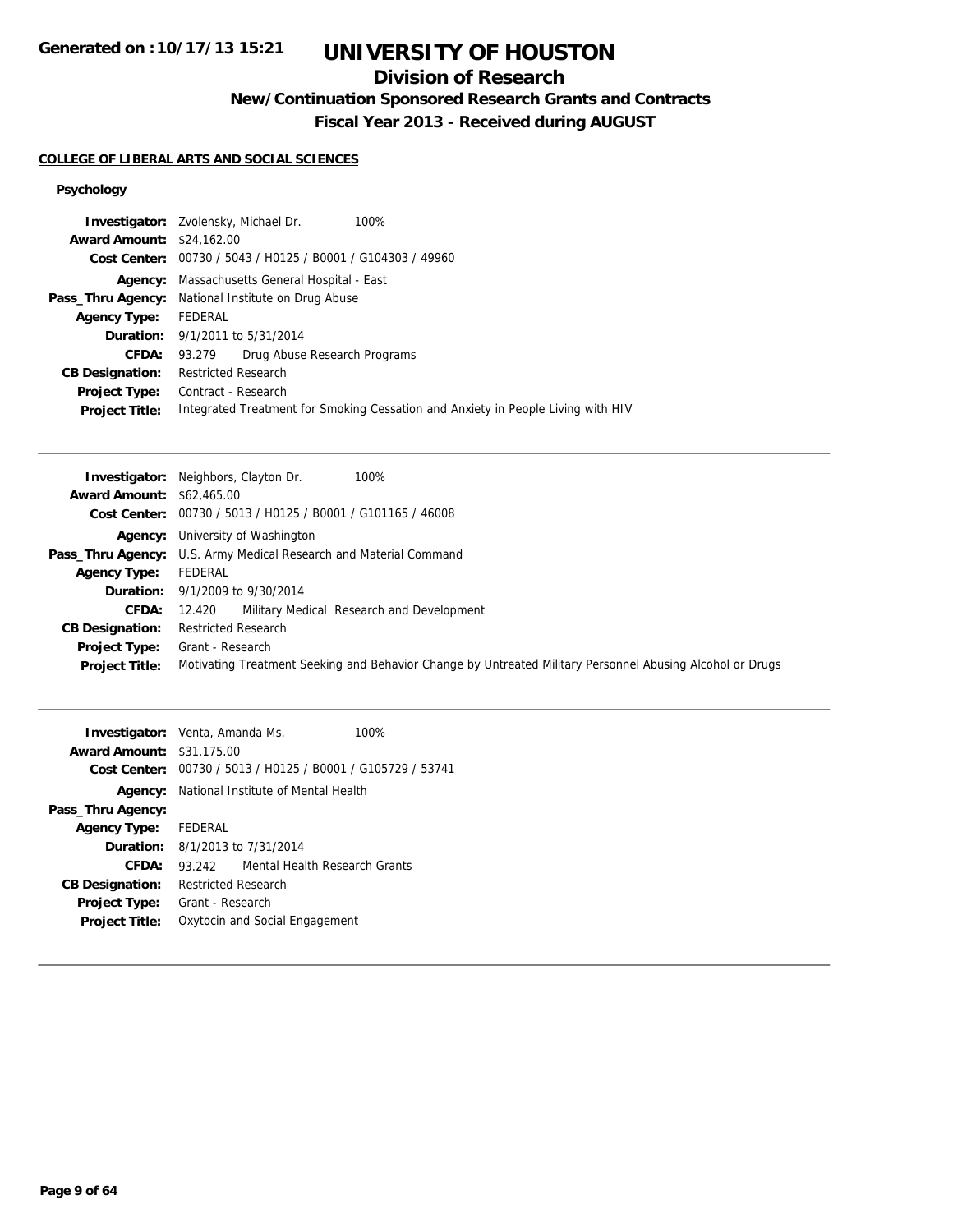# UNIVERSITY OF HOUSTON

## Division of Research

### New/Continuation Sponsored Research Grants and Contracts

### Fiscal Year 2013 - Received during AUGUST

Generated on :10/17/13 15:21

**COLLEGE OF LIBERAL ARTS AND SOCIAL SCIENCES**

**Psychology**

| | |
|---|---|
| **Investigator:** | Zvolensky, Michael Dr. 100% |
| **Award Amount:** | $24,162.00 |
| **Cost Center:** | 00730 / 5043 / H0125 / B0001 / G104303 / 49960 |
| **Agency:** | Massachusetts General Hospital - East |
| **Pass_Thru Agency:** | National Institute on Drug Abuse |
| **Agency Type:** | FEDERAL |
| **Duration:** | 9/1/2011 to 5/31/2014 |
| **CFDA:** | 93.279 Drug Abuse Research Programs |
| **CB Designation:** | Restricted Research |
| **Project Type:** | Contract - Research |
| **Project Title:** | Integrated Treatment for Smoking Cessation and Anxiety in People Living with HIV |

| | |
|---|---|
| **Investigator:** | Neighbors, Clayton Dr. 100% |
| **Award Amount:** | $62,465.00 |
| **Cost Center:** | 00730 / 5013 / H0125 / B0001 / G101165 / 46008 |
| **Agency:** | University of Washington |
| **Pass_Thru Agency:** | U.S. Army Medical Research and Material Command |
| **Agency Type:** | FEDERAL |
| **Duration:** | 9/1/2009 to 9/30/2014 |
| **CFDA:** | 12.420 Military Medical Research and Development |
| **CB Designation:** | Restricted Research |
| **Project Type:** | Grant - Research |
| **Project Title:** | Motivating Treatment Seeking and Behavior Change by Untreated Military Personnel Abusing Alcohol or Drugs |

| | |
|---|---|
| **Investigator:** | Venta, Amanda Ms. 100% |
| **Award Amount:** | $31,175.00 |
| **Cost Center:** | 00730 / 5013 / H0125 / B0001 / G105729 / 53741 |
| **Agency:** | National Institute of Mental Health |
| **Pass_Thru Agency:** | |
| **Agency Type:** | FEDERAL |
| **Duration:** | 8/1/2013 to 7/31/2014 |
| **CFDA:** | 93.242 Mental Health Research Grants |
| **CB Designation:** | Restricted Research |
| **Project Type:** | Grant - Research |
| **Project Title:** | Oxytocin and Social Engagement |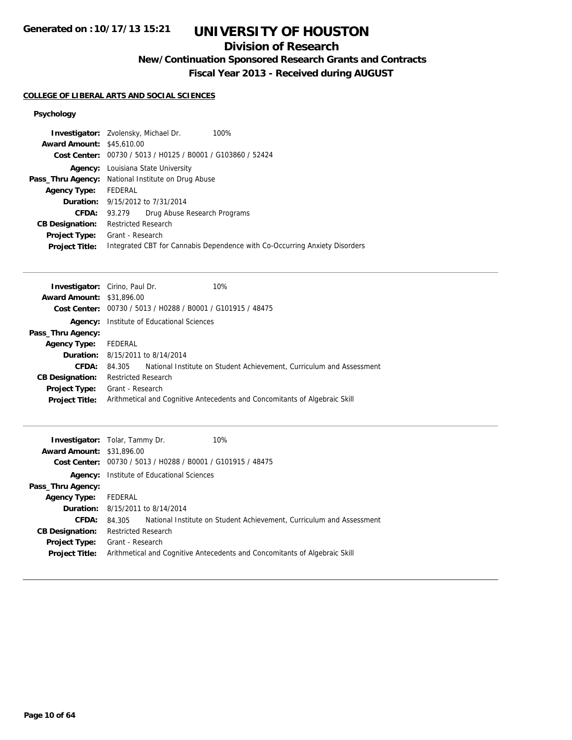# UNIVERSITY OF HOUSTON

## Division of Research

### New/Continuation Sponsored Research Grants and Contracts

### Fiscal Year 2013 - Received during AUGUST

**COLLEGE OF LIBERAL ARTS AND SOCIAL SCIENCES**

**Psychology**

| | |
|---|---|
| **Investigator:** | Zvolensky, Michael Dr. 100% |
| **Award Amount:** | $45,610.00 |
| **Cost Center:** | 00730 / 5013 / H0125 / B0001 / G103860 / 52424 |
| **Agency:** | Louisiana State University |
| **Pass_Thru Agency:** | National Institute on Drug Abuse |
| **Agency Type:** | FEDERAL |
| **Duration:** | 9/15/2012 to 7/31/2014 |
| **CFDA:** | 93.279 Drug Abuse Research Programs |
| **CB Designation:** | Restricted Research |
| **Project Type:** | Grant - Research |
| **Project Title:** | Integrated CBT for Cannabis Dependence with Co-Occurring Anxiety Disorders |

---

| | |
|---|---|
| **Investigator:** | Cirino, Paul Dr. 10% |
| **Award Amount:** | $31,896.00 |
| **Cost Center:** | 00730 / 5013 / H0288 / B0001 / G101915 / 48475 |
| **Agency:** | Institute of Educational Sciences |
| **Pass_Thru Agency:** | |
| **Agency Type:** | FEDERAL |
| **Duration:** | 8/15/2011 to 8/14/2014 |
| **CFDA:** | 84.305 National Institute on Student Achievement, Curriculum and Assessment |
| **CB Designation:** | Restricted Research |
| **Project Type:** | Grant - Research |
| **Project Title:** | Arithmetical and Cognitive Antecedents and Concomitants of Algebraic Skill |

---

| | |
|---|---|
| **Investigator:** | Tolar, Tammy Dr. 10% |
| **Award Amount:** | $31,896.00 |
| **Cost Center:** | 00730 / 5013 / H0288 / B0001 / G101915 / 48475 |
| **Agency:** | Institute of Educational Sciences |
| **Pass_Thru Agency:** | |
| **Agency Type:** | FEDERAL |
| **Duration:** | 8/15/2011 to 8/14/2014 |
| **CFDA:** | 84.305 National Institute on Student Achievement, Curriculum and Assessment |
| **CB Designation:** | Restricted Research |
| **Project Type:** | Grant - Research |
| **Project Title:** | Arithmetical and Cognitive Antecedents and Concomitants of Algebraic Skill |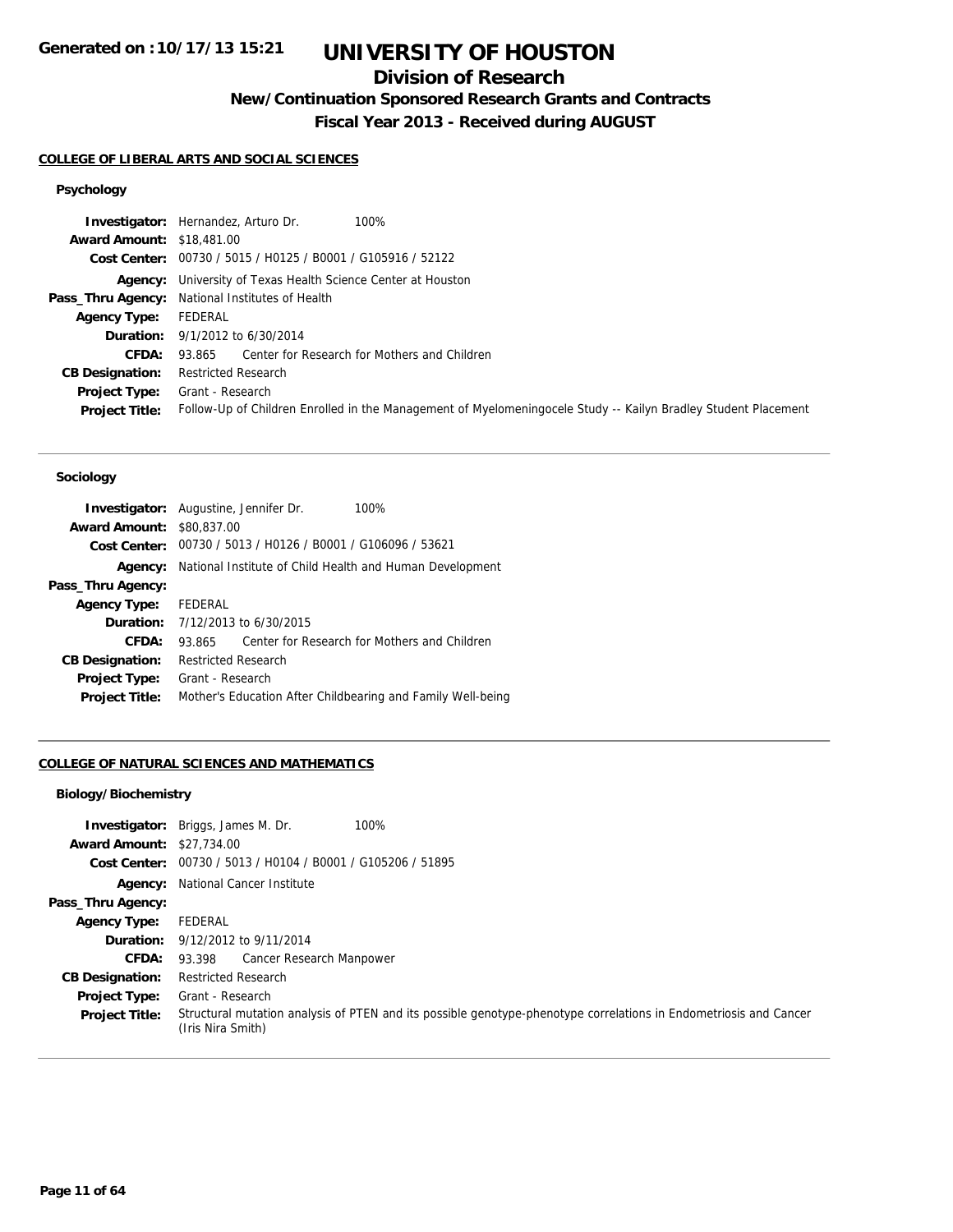# UNIVERSITY OF HOUSTON

## Division of Research

### New/Continuation Sponsored Research Grants and Contracts

### Fiscal Year 2013 - Received during AUGUST

Generated on :10/17/13 15:21

**COLLEGE OF LIBERAL ARTS AND SOCIAL SCIENCES**

**Psychology**

**Investigator:** Hernandez, Arturo Dr. 100%
**Award Amount:** $18,481.00
**Cost Center:** 00730 / 5015 / H0125 / B0001 / G105916 / 52122
**Agency:** University of Texas Health Science Center at Houston
**Pass_Thru Agency:** National Institutes of Health
**Agency Type:** FEDERAL
**Duration:** 9/1/2012 to 6/30/2014
**CFDA:** 93.865 Center for Research for Mothers and Children
**CB Designation:** Restricted Research
**Project Type:** Grant - Research
**Project Title:** Follow-Up of Children Enrolled in the Management of Myelomeningocele Study -- Kailyn Bradley Student Placement

---

**Sociology**

**Investigator:** Augustine, Jennifer Dr. 100%
**Award Amount:** $80,837.00
**Cost Center:** 00730 / 5013 / H0126 / B0001 / G106096 / 53621
**Agency:** National Institute of Child Health and Human Development
**Pass_Thru Agency:**
**Agency Type:** FEDERAL
**Duration:** 7/12/2013 to 6/30/2015
**CFDA:** 93.865 Center for Research for Mothers and Children
**CB Designation:** Restricted Research
**Project Type:** Grant - Research
**Project Title:** Mother's Education After Childbearing and Family Well-being

---

**COLLEGE OF NATURAL SCIENCES AND MATHEMATICS**

**Biology/Biochemistry**

**Investigator:** Briggs, James M. Dr. 100%
**Award Amount:** $27,734.00
**Cost Center:** 00730 / 5013 / H0104 / B0001 / G105206 / 51895
**Agency:** National Cancer Institute
**Pass_Thru Agency:**
**Agency Type:** FEDERAL
**Duration:** 9/12/2012 to 9/11/2014
**CFDA:** 93.398 Cancer Research Manpower
**CB Designation:** Restricted Research
**Project Type:** Grant - Research
**Project Title:** Structural mutation analysis of PTEN and its possible genotype-phenotype correlations in Endometriosis and Cancer (Iris Nira Smith)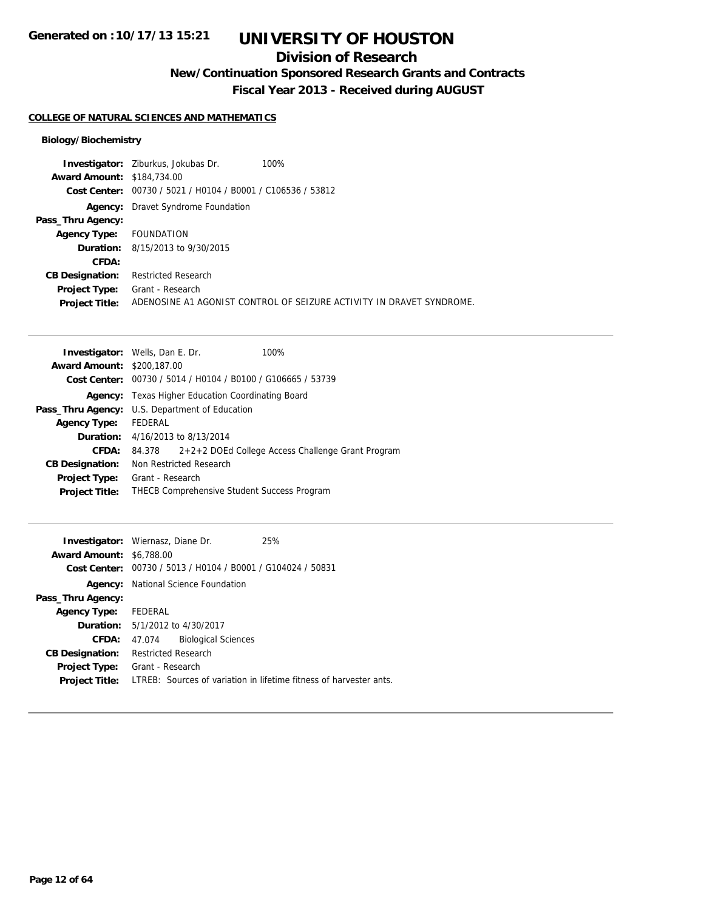Generated on :10/17/13 15:21

# UNIVERSITY OF HOUSTON

## Division of Research

### New/Continuation Sponsored Research Grants and Contracts

### Fiscal Year 2013 - Received during AUGUST

**COLLEGE OF NATURAL SCIENCES AND MATHEMATICS**

**Biology/Biochemistry**

| | |
|---|---|
| **Investigator:** | Ziburkus, Jokubas Dr. 100% |
| **Award Amount:** | $184,734.00 |
| **Cost Center:** | 00730 / 5021 / H0104 / B0001 / C106536 / 53812 |
| **Agency:** | Dravet Syndrome Foundation |
| **Pass_Thru Agency:** | |
| **Agency Type:** | FOUNDATION |
| **Duration:** | 8/15/2013 to 9/30/2015 |
| **CFDA:** | |
| **CB Designation:** | Restricted Research |
| **Project Type:** | Grant - Research |
| **Project Title:** | ADENOSINE A1 AGONIST CONTROL OF SEIZURE ACTIVITY IN DRAVET SYNDROME. |

---

| | |
|---|---|
| **Investigator:** | Wells, Dan E. Dr. 100% |
| **Award Amount:** | $200,187.00 |
| **Cost Center:** | 00730 / 5014 / H0104 / B0100 / G106665 / 53739 |
| **Agency:** | Texas Higher Education Coordinating Board |
| **Pass_Thru Agency:** | U.S. Department of Education |
| **Agency Type:** | FEDERAL |
| **Duration:** | 4/16/2013 to 8/13/2014 |
| **CFDA:** | 84.378 2+2+2 DOEd College Access Challenge Grant Program |
| **CB Designation:** | Non Restricted Research |
| **Project Type:** | Grant - Research |
| **Project Title:** | THECB Comprehensive Student Success Program |

---

| | |
|---|---|
| **Investigator:** | Wiernasz, Diane Dr. 25% |
| **Award Amount:** | $6,788.00 |
| **Cost Center:** | 00730 / 5013 / H0104 / B0001 / G104024 / 50831 |
| **Agency:** | National Science Foundation |
| **Pass_Thru Agency:** | |
| **Agency Type:** | FEDERAL |
| **Duration:** | 5/1/2012 to 4/30/2017 |
| **CFDA:** | 47.074 Biological Sciences |
| **CB Designation:** | Restricted Research |
| **Project Type:** | Grant - Research |
| **Project Title:** | LTREB: Sources of variation in lifetime fitness of harvester ants. |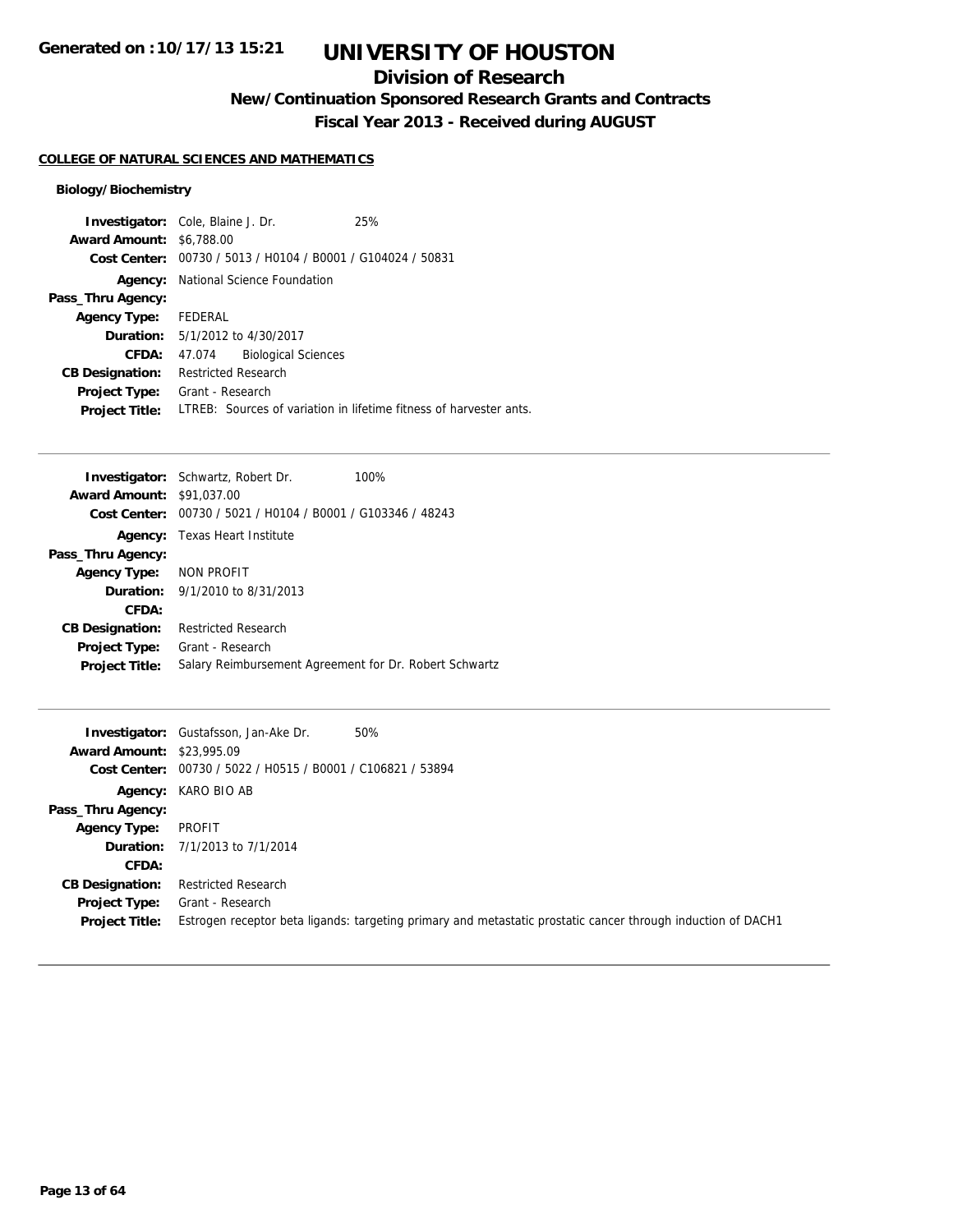# UNIVERSITY OF HOUSTON

## Division of Research

### New/Continuation Sponsored Research Grants and Contracts

### Fiscal Year 2013 - Received during AUGUST

Generated on :10/17/13 15:21

**COLLEGE OF NATURAL SCIENCES AND MATHEMATICS**

**Biology/Biochemistry**

| | |
|---|---|
| **Investigator:** | Cole, Blaine J. Dr. 25% |
| **Award Amount:** | $6,788.00 |
| **Cost Center:** | 00730 / 5013 / H0104 / B0001 / G104024 / 50831 |
| **Agency:** | National Science Foundation |
| **Pass_Thru Agency:** | |
| **Agency Type:** | FEDERAL |
| **Duration:** | 5/1/2012 to 4/30/2017 |
| **CFDA:** | 47.074 Biological Sciences |
| **CB Designation:** | Restricted Research |
| **Project Type:** | Grant - Research |
| **Project Title:** | LTREB: Sources of variation in lifetime fitness of harvester ants. |

| | |
|---|---|
| **Investigator:** | Schwartz, Robert Dr. 100% |
| **Award Amount:** | $91,037.00 |
| **Cost Center:** | 00730 / 5021 / H0104 / B0001 / G103346 / 48243 |
| **Agency:** | Texas Heart Institute |
| **Pass_Thru Agency:** | |
| **Agency Type:** | NON PROFIT |
| **Duration:** | 9/1/2010 to 8/31/2013 |
| **CFDA:** | |
| **CB Designation:** | Restricted Research |
| **Project Type:** | Grant - Research |
| **Project Title:** | Salary Reimbursement Agreement for Dr. Robert Schwartz |

| | |
|---|---|
| **Investigator:** | Gustafsson, Jan-Ake Dr. 50% |
| **Award Amount:** | $23,995.09 |
| **Cost Center:** | 00730 / 5022 / H0515 / B0001 / C106821 / 53894 |
| **Agency:** | KARO BIO AB |
| **Pass_Thru Agency:** | |
| **Agency Type:** | PROFIT |
| **Duration:** | 7/1/2013 to 7/1/2014 |
| **CFDA:** | |
| **CB Designation:** | Restricted Research |
| **Project Type:** | Grant - Research |
| **Project Title:** | Estrogen receptor beta ligands: targeting primary and metastatic prostatic cancer through induction of DACH1 |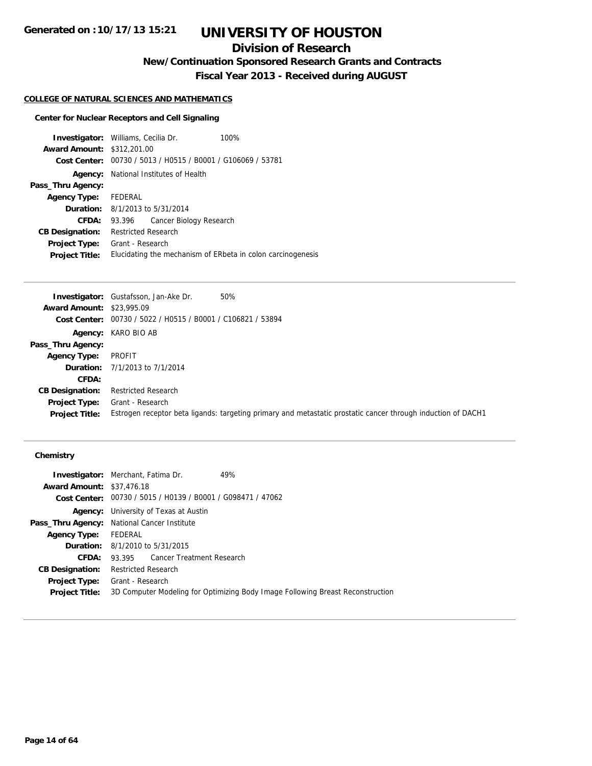**Generated on :10/17/13 15:21**

# UNIVERSITY OF HOUSTON

## Division of Research

### New/Continuation Sponsored Research Grants and Contracts

### Fiscal Year 2013 - Received during AUGUST

#### COLLEGE OF NATURAL SCIENCES AND MATHEMATICS

##### Center for Nuclear Receptors and Cell Signaling

| | |
|---|---|
| **Investigator:** | Williams, Cecilia Dr. 100% |
| **Award Amount:** | $312,201.00 |
| **Cost Center:** | 00730 / 5013 / H0515 / B0001 / G106069 / 53781 |
| **Agency:** | National Institutes of Health |
| **Pass_Thru Agency:** | |
| **Agency Type:** | FEDERAL |
| **Duration:** | 8/1/2013 to 5/31/2014 |
| **CFDA:** | 93.396 Cancer Biology Research |
| **CB Designation:** | Restricted Research |
| **Project Type:** | Grant - Research |
| **Project Title:** | Elucidating the mechanism of ERbeta in colon carcinogenesis |

| | |
|---|---|
| **Investigator:** | Gustafsson, Jan-Ake Dr. 50% |
| **Award Amount:** | $23,995.09 |
| **Cost Center:** | 00730 / 5022 / H0515 / B0001 / C106821 / 53894 |
| **Agency:** | KARO BIO AB |
| **Pass_Thru Agency:** | |
| **Agency Type:** | PROFIT |
| **Duration:** | 7/1/2013 to 7/1/2014 |
| **CFDA:** | |
| **CB Designation:** | Restricted Research |
| **Project Type:** | Grant - Research |
| **Project Title:** | Estrogen receptor beta ligands: targeting primary and metastatic prostatic cancer through induction of DACH1 |

##### Chemistry

| | |
|---|---|
| **Investigator:** | Merchant, Fatima Dr. 49% |
| **Award Amount:** | $37,476.18 |
| **Cost Center:** | 00730 / 5015 / H0139 / B0001 / G098471 / 47062 |
| **Agency:** | University of Texas at Austin |
| **Pass_Thru Agency:** | National Cancer Institute |
| **Agency Type:** | FEDERAL |
| **Duration:** | 8/1/2010 to 5/31/2015 |
| **CFDA:** | 93.395 Cancer Treatment Research |
| **CB Designation:** | Restricted Research |
| **Project Type:** | Grant - Research |
| **Project Title:** | 3D Computer Modeling for Optimizing Body Image Following Breast Reconstruction |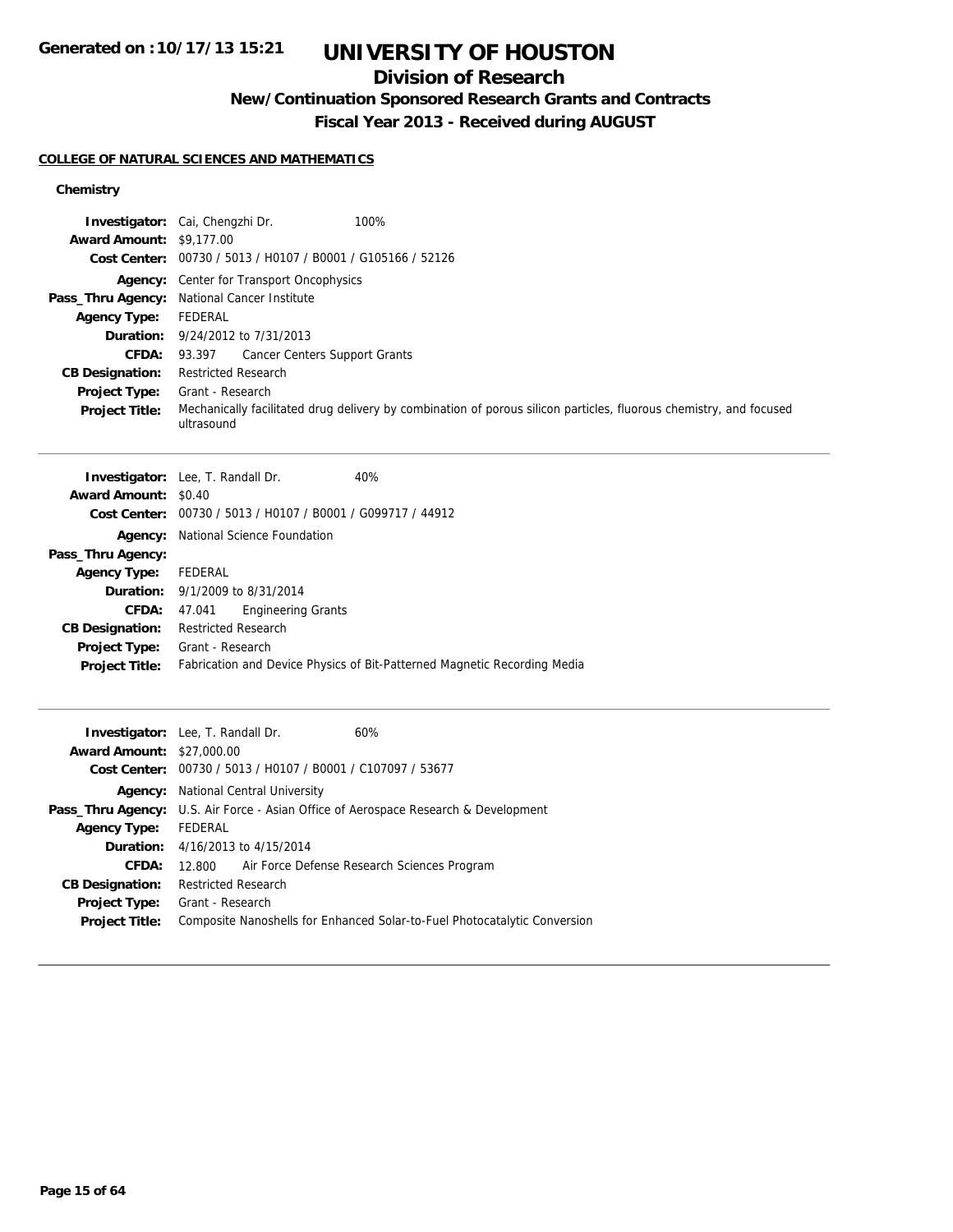# UNIVERSITY OF HOUSTON

## Division of Research

### New/Continuation Sponsored Research Grants and Contracts

### Fiscal Year 2013 - Received during AUGUST

Generated on :10/17/13 15:21

**COLLEGE OF NATURAL SCIENCES AND MATHEMATICS**

**Chemistry**

| | |
|---|---|
| **Investigator:** | Cai, Chengzhi Dr. 100% |
| **Award Amount:** | $9,177.00 |
| **Cost Center:** | 00730 / 5013 / H0107 / B0001 / G105166 / 52126 |
| **Agency:** | Center for Transport Oncophysics |
| **Pass_Thru Agency:** | National Cancer Institute |
| **Agency Type:** | FEDERAL |
| **Duration:** | 9/24/2012 to 7/31/2013 |
| **CFDA:** | 93.397 Cancer Centers Support Grants |
| **CB Designation:** | Restricted Research |
| **Project Type:** | Grant - Research |
| **Project Title:** | Mechanically facilitated drug delivery by combination of porous silicon particles, fluorous chemistry, and focused ultrasound |

---

| | |
|---|---|
| **Investigator:** | Lee, T. Randall Dr. 40% |
| **Award Amount:** | $0.40 |
| **Cost Center:** | 00730 / 5013 / H0107 / B0001 / G099717 / 44912 |
| **Agency:** | National Science Foundation |
| **Pass_Thru Agency:** | |
| **Agency Type:** | FEDERAL |
| **Duration:** | 9/1/2009 to 8/31/2014 |
| **CFDA:** | 47.041 Engineering Grants |
| **CB Designation:** | Restricted Research |
| **Project Type:** | Grant - Research |
| **Project Title:** | Fabrication and Device Physics of Bit-Patterned Magnetic Recording Media |

---

| | |
|---|---|
| **Investigator:** | Lee, T. Randall Dr. 60% |
| **Award Amount:** | $27,000.00 |
| **Cost Center:** | 00730 / 5013 / H0107 / B0001 / C107097 / 53677 |
| **Agency:** | National Central University |
| **Pass_Thru Agency:** | U.S. Air Force - Asian Office of Aerospace Research & Development |
| **Agency Type:** | FEDERAL |
| **Duration:** | 4/16/2013 to 4/15/2014 |
| **CFDA:** | 12.800 Air Force Defense Research Sciences Program |
| **CB Designation:** | Restricted Research |
| **Project Type:** | Grant - Research |
| **Project Title:** | Composite Nanoshells for Enhanced Solar-to-Fuel Photocatalytic Conversion |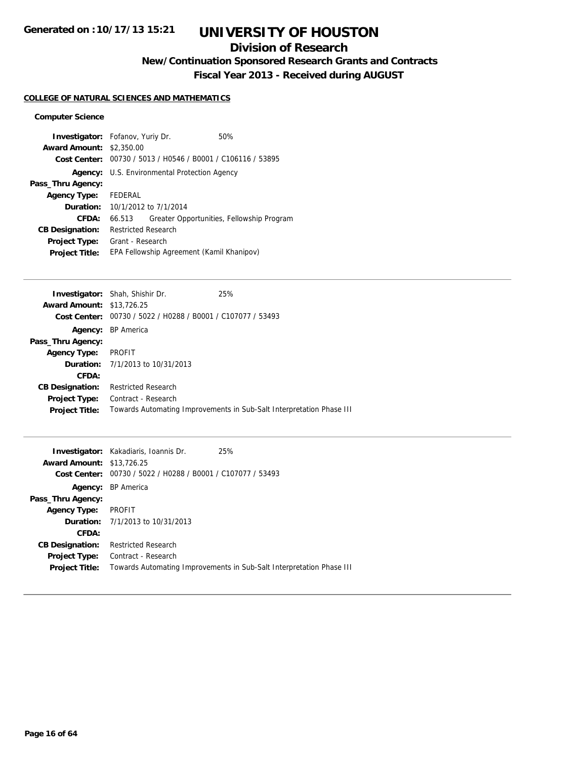# UNIVERSITY OF HOUSTON

## Division of Research

### New/Continuation Sponsored Research Grants and Contracts

### Fiscal Year 2013 - Received during AUGUST

**Generated on :10/17/13 15:21**

**COLLEGE OF NATURAL SCIENCES AND MATHEMATICS**

**Computer Science**

**Investigator:** Fofanov, Yuriy Dr. 50%
**Award Amount:** $2,350.00
**Cost Center:** 00730 / 5013 / H0546 / B0001 / C106116 / 53895
**Agency:** U.S. Environmental Protection Agency
**Pass_Thru Agency:**
**Agency Type:** FEDERAL
**Duration:** 10/1/2012 to 7/1/2014
**CFDA:** 66.513 Greater Opportunities, Fellowship Program
**CB Designation:** Restricted Research
**Project Type:** Grant - Research
**Project Title:** EPA Fellowship Agreement (Kamil Khanipov)

---

**Investigator:** Shah, Shishir Dr. 25%
**Award Amount:** $13,726.25
**Cost Center:** 00730 / 5022 / H0288 / B0001 / C107077 / 53493
**Agency:** BP America
**Pass_Thru Agency:**
**Agency Type:** PROFIT
**Duration:** 7/1/2013 to 10/31/2013
**CFDA:**
**CB Designation:** Restricted Research
**Project Type:** Contract - Research
**Project Title:** Towards Automating Improvements in Sub-Salt Interpretation Phase III

---

**Investigator:** Kakadiaris, Ioannis Dr. 25%
**Award Amount:** $13,726.25
**Cost Center:** 00730 / 5022 / H0288 / B0001 / C107077 / 53493
**Agency:** BP America
**Pass_Thru Agency:**
**Agency Type:** PROFIT
**Duration:** 7/1/2013 to 10/31/2013
**CFDA:**
**CB Designation:** Restricted Research
**Project Type:** Contract - Research
**Project Title:** Towards Automating Improvements in Sub-Salt Interpretation Phase III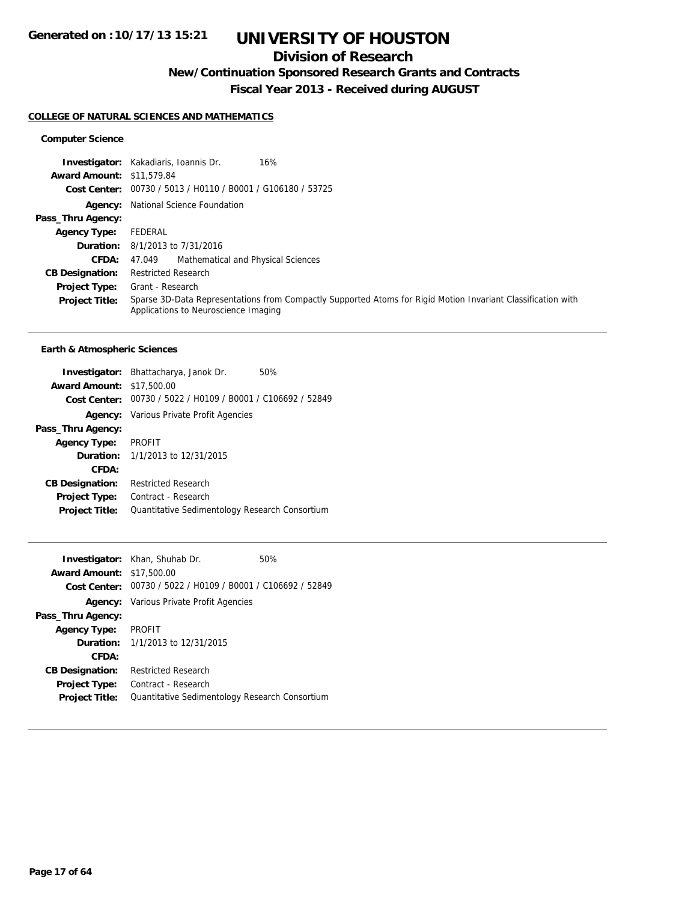Generated on :10/17/13 15:21

# UNIVERSITY OF HOUSTON

## Division of Research

### New/Continuation Sponsored Research Grants and Contracts

### Fiscal Year 2013 - Received during AUGUST

**COLLEGE OF NATURAL SCIENCES AND MATHEMATICS**

**Computer Science**

| | |
|---|---|
| **Investigator:** | Kakadiaris, Ioannis Dr. 16% |
| **Award Amount:** | $11,579.84 |
| **Cost Center:** | 00730 / 5013 / H0110 / B0001 / G106180 / 53725 |
| **Agency:** | National Science Foundation |
| **Pass_Thru Agency:** | |
| **Agency Type:** | FEDERAL |
| **Duration:** | 8/1/2013 to 7/31/2016 |
| **CFDA:** | 47.049 Mathematical and Physical Sciences |
| **CB Designation:** | Restricted Research |
| **Project Type:** | Grant - Research |
| **Project Title:** | Sparse 3D-Data Representations from Compactly Supported Atoms for Rigid Motion Invariant Classification with Applications to Neuroscience Imaging |

**Earth & Atmospheric Sciences**

| | |
|---|---|
| **Investigator:** | Bhattacharya, Janok Dr. 50% |
| **Award Amount:** | $17,500.00 |
| **Cost Center:** | 00730 / 5022 / H0109 / B0001 / C106692 / 52849 |
| **Agency:** | Various Private Profit Agencies |
| **Pass_Thru Agency:** | |
| **Agency Type:** | PROFIT |
| **Duration:** | 1/1/2013 to 12/31/2015 |
| **CFDA:** | |
| **CB Designation:** | Restricted Research |
| **Project Type:** | Contract - Research |
| **Project Title:** | Quantitative Sedimentology Research Consortium |

| | |
|---|---|
| **Investigator:** | Khan, Shuhab Dr. 50% |
| **Award Amount:** | $17,500.00 |
| **Cost Center:** | 00730 / 5022 / H0109 / B0001 / C106692 / 52849 |
| **Agency:** | Various Private Profit Agencies |
| **Pass_Thru Agency:** | |
| **Agency Type:** | PROFIT |
| **Duration:** | 1/1/2013 to 12/31/2015 |
| **CFDA:** | |
| **CB Designation:** | Restricted Research |
| **Project Type:** | Contract - Research |
| **Project Title:** | Quantitative Sedimentology Research Consortium |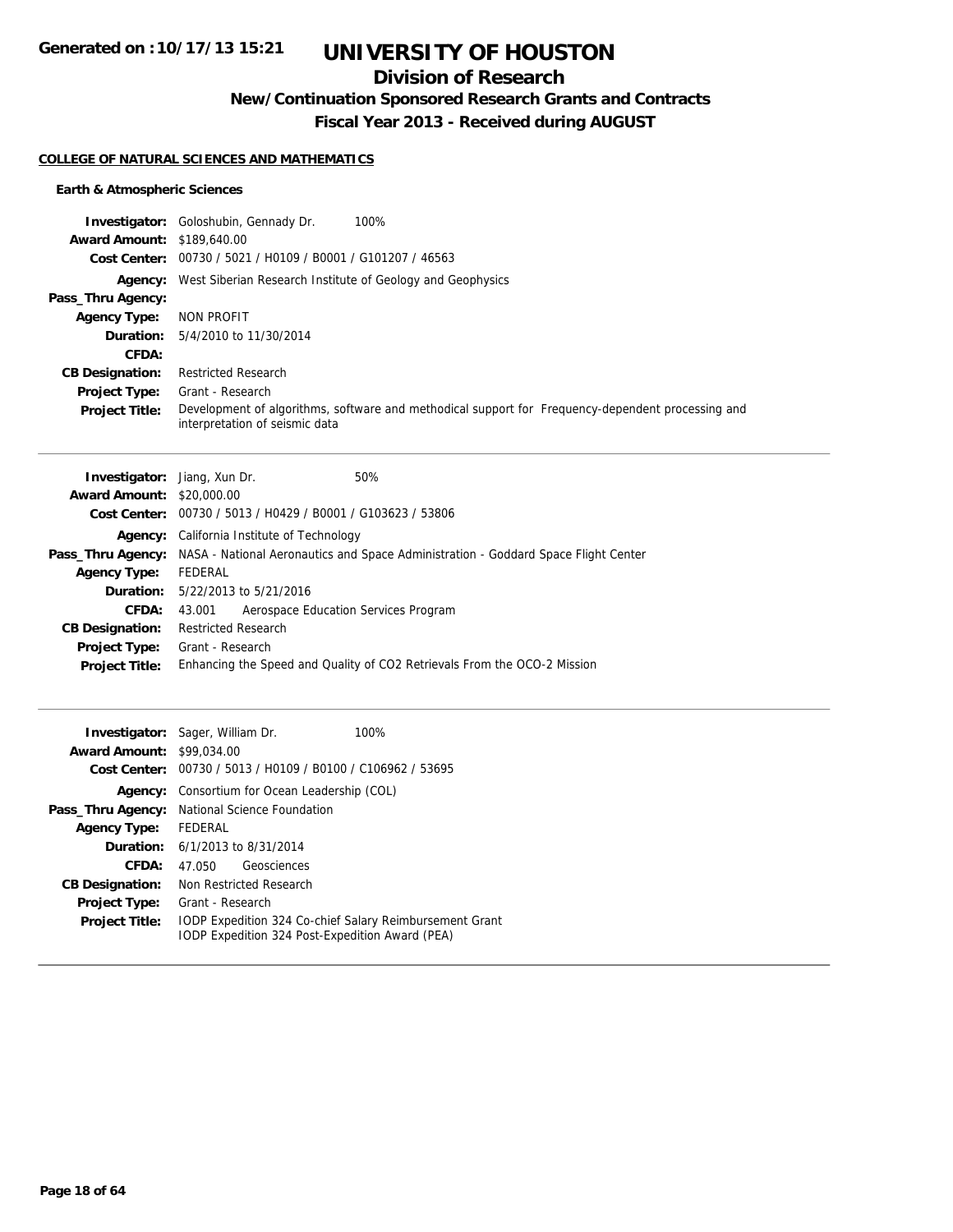**Generated on :10/17/13 15:21**

# UNIVERSITY OF HOUSTON

## Division of Research

### New/Continuation Sponsored Research Grants and Contracts

### Fiscal Year 2013 - Received during AUGUST

**COLLEGE OF NATURAL SCIENCES AND MATHEMATICS**

**Earth & Atmospheric Sciences**

| | |
|---|---|
| **Investigator:** | Goloshubin, Gennady Dr. 100% |
| **Award Amount:** | $189,640.00 |
| **Cost Center:** | 00730 / 5021 / H0109 / B0001 / G101207 / 46563 |
| **Agency:** | West Siberian Research Institute of Geology and Geophysics |
| **Pass_Thru Agency:** | |
| **Agency Type:** | NON PROFIT |
| **Duration:** | 5/4/2010 to 11/30/2014 |
| **CFDA:** | |
| **CB Designation:** | Restricted Research |
| **Project Type:** | Grant - Research |
| **Project Title:** | Development of algorithms, software and methodical support for Frequency-dependent processing and interpretation of seismic data |

---

| | |
|---|---|
| **Investigator:** | Jiang, Xun Dr. 50% |
| **Award Amount:** | $20,000.00 |
| **Cost Center:** | 00730 / 5013 / H0429 / B0001 / G103623 / 53806 |
| **Agency:** | California Institute of Technology |
| **Pass_Thru Agency:** | NASA - National Aeronautics and Space Administration - Goddard Space Flight Center |
| **Agency Type:** | FEDERAL |
| **Duration:** | 5/22/2013 to 5/21/2016 |
| **CFDA:** | 43.001 Aerospace Education Services Program |
| **CB Designation:** | Restricted Research |
| **Project Type:** | Grant - Research |
| **Project Title:** | Enhancing the Speed and Quality of $CO_2$ Retrievals From the OCO-2 Mission |

---

| | |
|---|---|
| **Investigator:** | Sager, William Dr. 100% |
| **Award Amount:** | $99,034.00 |
| **Cost Center:** | 00730 / 5013 / H0109 / B0100 / C106962 / 53695 |
| **Agency:** | Consortium for Ocean Leadership (COL) |
| **Pass_Thru Agency:** | National Science Foundation |
| **Agency Type:** | FEDERAL |
| **Duration:** | 6/1/2013 to 8/31/2014 |
| **CFDA:** | 47.050 Geosciences |
| **CB Designation:** | Non Restricted Research |
| **Project Type:** | Grant - Research |
| **Project Title:** | IODP Expedition 324 Co-chief Salary Reimbursement Grant IODP Expedition 324 Post-Expedition Award (PEA) |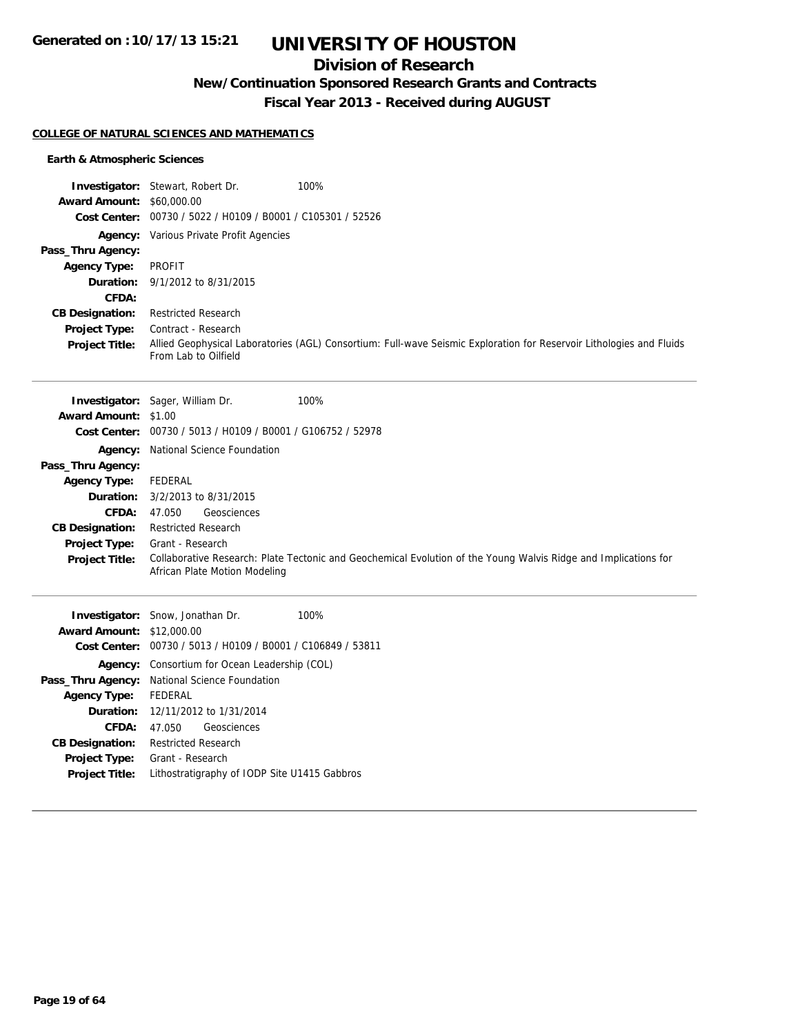# UNIVERSITY OF HOUSTON

## Division of Research

### New/Continuation Sponsored Research Grants and Contracts

### Fiscal Year 2013 - Received during AUGUST

Generated on :10/17/13 15:21

**COLLEGE OF NATURAL SCIENCES AND MATHEMATICS**

**Earth & Atmospheric Sciences**

| | |
|---|---|
| **Investigator:** | Stewart, Robert Dr. 100% |
| **Award Amount:** | $60,000.00 |
| **Cost Center:** | 00730 / 5022 / H0109 / B0001 / C105301 / 52526 |
| **Agency:** | Various Private Profit Agencies |
| **Pass_Thru Agency:** | |
| **Agency Type:** | PROFIT |
| **Duration:** | 9/1/2012 to 8/31/2015 |
| **CFDA:** | |
| **CB Designation:** | Restricted Research |
| **Project Type:** | Contract - Research |
| **Project Title:** | Allied Geophysical Laboratories (AGL) Consortium: Full-wave Seismic Exploration for Reservoir Lithologies and Fluids From Lab to Oilfield |

| | |
|---|---|
| **Investigator:** | Sager, William Dr. 100% |
| **Award Amount:** | $1.00 |
| **Cost Center:** | 00730 / 5013 / H0109 / B0001 / G106752 / 52978 |
| **Agency:** | National Science Foundation |
| **Pass_Thru Agency:** | |
| **Agency Type:** | FEDERAL |
| **Duration:** | 3/2/2013 to 8/31/2015 |
| **CFDA:** | 47.050 Geosciences |
| **CB Designation:** | Restricted Research |
| **Project Type:** | Grant - Research |
| **Project Title:** | Collaborative Research: Plate Tectonic and Geochemical Evolution of the Young Walvis Ridge and Implications for African Plate Motion Modeling |

| | |
|---|---|
| **Investigator:** | Snow, Jonathan Dr. 100% |
| **Award Amount:** | $12,000.00 |
| **Cost Center:** | 00730 / 5013 / H0109 / B0001 / C106849 / 53811 |
| **Agency:** | Consortium for Ocean Leadership (COL) |
| **Pass_Thru Agency:** | National Science Foundation |
| **Agency Type:** | FEDERAL |
| **Duration:** | 12/11/2012 to 1/31/2014 |
| **CFDA:** | 47.050 Geosciences |
| **CB Designation:** | Restricted Research |
| **Project Type:** | Grant - Research |
| **Project Title:** | Lithostratigraphy of IODP Site U1415 Gabbros |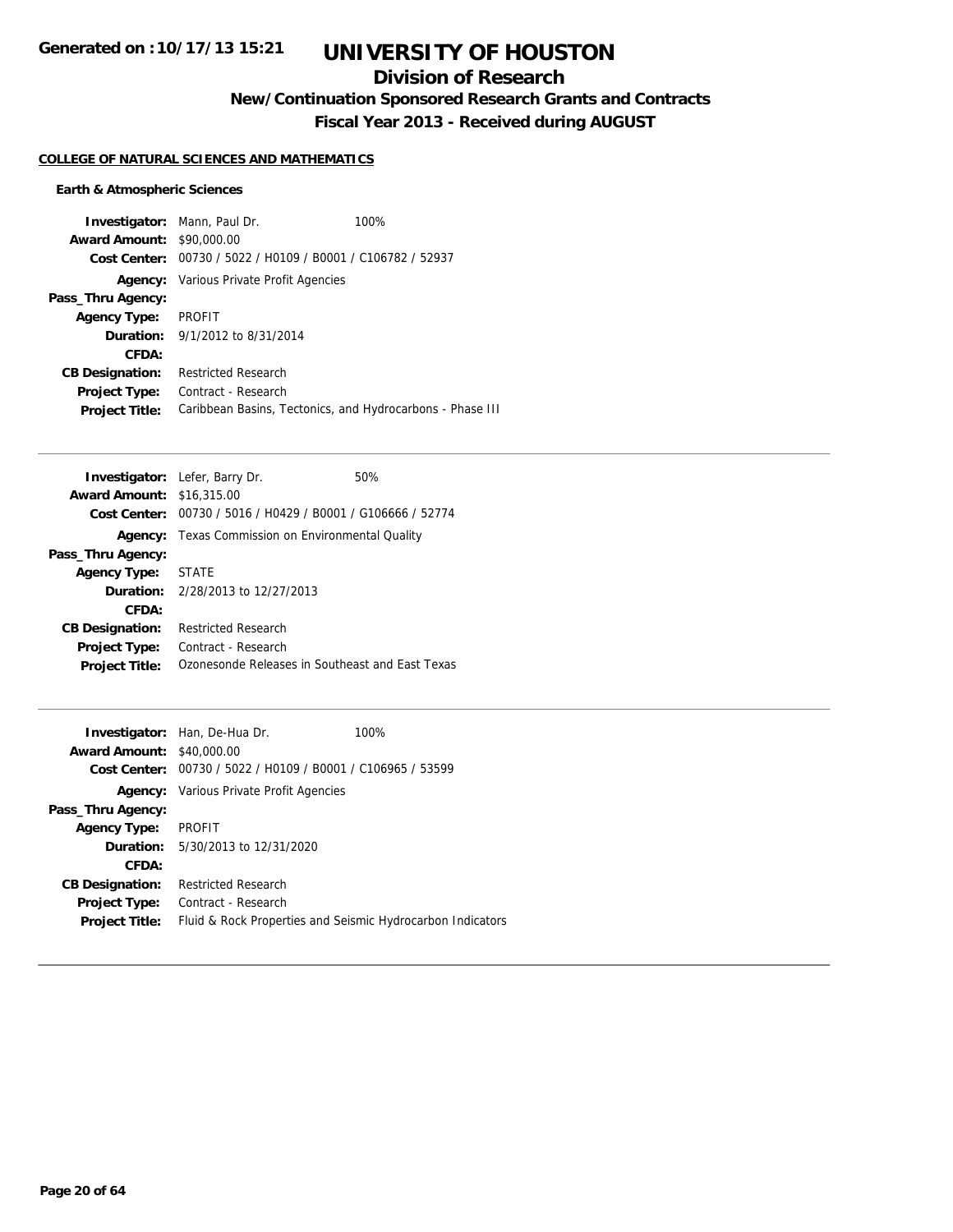Generated on :10/17/13 15:21

# UNIVERSITY OF HOUSTON

## Division of Research

### New/Continuation Sponsored Research Grants and Contracts

### Fiscal Year 2013 - Received during AUGUST

**COLLEGE OF NATURAL SCIENCES AND MATHEMATICS**

**Earth & Atmospheric Sciences**

| | |
|---|---|
| **Investigator:** | Mann, Paul Dr. 100% |
| **Award Amount:** | $90,000.00 |
| **Cost Center:** | 00730 / 5022 / H0109 / B0001 / C106782 / 52937 |
| **Agency:** | Various Private Profit Agencies |
| **Pass_Thru Agency:** | |
| **Agency Type:** | PROFIT |
| **Duration:** | 9/1/2012 to 8/31/2014 |
| **CFDA:** | |
| **CB Designation:** | Restricted Research |
| **Project Type:** | Contract - Research |
| **Project Title:** | Caribbean Basins, Tectonics, and Hydrocarbons - Phase III |

---

| | |
|---|---|
| **Investigator:** | Lefer, Barry Dr. 50% |
| **Award Amount:** | $16,315.00 |
| **Cost Center:** | 00730 / 5016 / H0429 / B0001 / G106666 / 52774 |
| **Agency:** | Texas Commission on Environmental Quality |
| **Pass_Thru Agency:** | |
| **Agency Type:** | STATE |
| **Duration:** | 2/28/2013 to 12/27/2013 |
| **CFDA:** | |
| **CB Designation:** | Restricted Research |
| **Project Type:** | Contract - Research |
| **Project Title:** | Ozonesonde Releases in Southeast and East Texas |

---

| | |
|---|---|
| **Investigator:** | Han, De-Hua Dr. 100% |
| **Award Amount:** | $40,000.00 |
| **Cost Center:** | 00730 / 5022 / H0109 / B0001 / C106965 / 53599 |
| **Agency:** | Various Private Profit Agencies |
| **Pass_Thru Agency:** | |
| **Agency Type:** | PROFIT |
| **Duration:** | 5/30/2013 to 12/31/2020 |
| **CFDA:** | |
| **CB Designation:** | Restricted Research |
| **Project Type:** | Contract - Research |
| **Project Title:** | Fluid & Rock Properties and Seismic Hydrocarbon Indicators |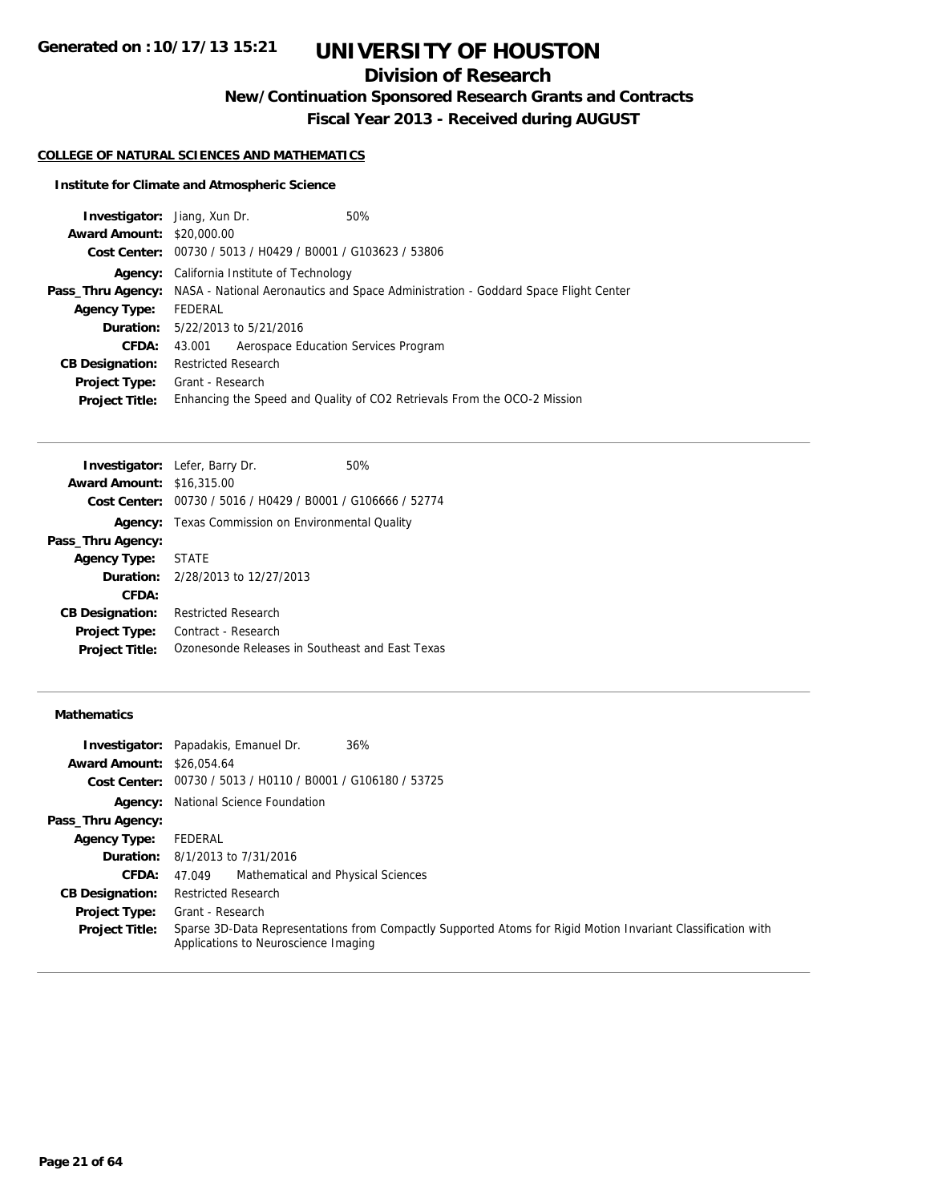# UNIVERSITY OF HOUSTON

## Division of Research

### New/Continuation Sponsored Research Grants and Contracts

### Fiscal Year 2013 - Received during AUGUST

Generated on :10/17/13 15:21

**COLLEGE OF NATURAL SCIENCES AND MATHEMATICS**

**Institute for Climate and Atmospheric Science**

| | | |
|---|---|---|
| **Investigator:** | Jiang, Xun Dr. | 50% |
| **Award Amount:** | $20,000.00 | |
| **Cost Center:** | 00730 / 5013 / H0429 / B0001 / G103623 / 53806 | |
| **Agency:** | California Institute of Technology | |
| **Pass_Thru Agency:** | NASA - National Aeronautics and Space Administration - Goddard Space Flight Center | |
| **Agency Type:** | FEDERAL | |
| **Duration:** | 5/22/2013 to 5/21/2016 | |
| **CFDA:** | 43.001 Aerospace Education Services Program | |
| **CB Designation:** | Restricted Research | |
| **Project Type:** | Grant - Research | |
| **Project Title:** | Enhancing the Speed and Quality of $CO_2$ Retrievals From the OCO-2 Mission | |

| | | |
|---|---|---|
| **Investigator:** | Lefer, Barry Dr. | 50% |
| **Award Amount:** | $16,315.00 | |
| **Cost Center:** | 00730 / 5016 / H0429 / B0001 / G106666 / 52774 | |
| **Agency:** | Texas Commission on Environmental Quality | |
| **Pass_Thru Agency:** | | |
| **Agency Type:** | STATE | |
| **Duration:** | 2/28/2013 to 12/27/2013 | |
| **CFDA:** | | |
| **CB Designation:** | Restricted Research | |
| **Project Type:** | Contract - Research | |
| **Project Title:** | Ozonesonde Releases in Southeast and East Texas | |

**Mathematics**

| | | |
|---|---|---|
| **Investigator:** | Papadakis, Emanuel Dr. | 36% |
| **Award Amount:** | $26,054.64 | |
| **Cost Center:** | 00730 / 5013 / H0110 / B0001 / G106180 / 53725 | |
| **Agency:** | National Science Foundation | |
| **Pass_Thru Agency:** | | |
| **Agency Type:** | FEDERAL | |
| **Duration:** | 8/1/2013 to 7/31/2016 | |
| **CFDA:** | 47.049 Mathematical and Physical Sciences | |
| **CB Designation:** | Restricted Research | |
| **Project Type:** | Grant - Research | |
| **Project Title:** | Sparse 3D-Data Representations from Compactly Supported Atoms for Rigid Motion Invariant Classification with Applications to Neuroscience Imaging | |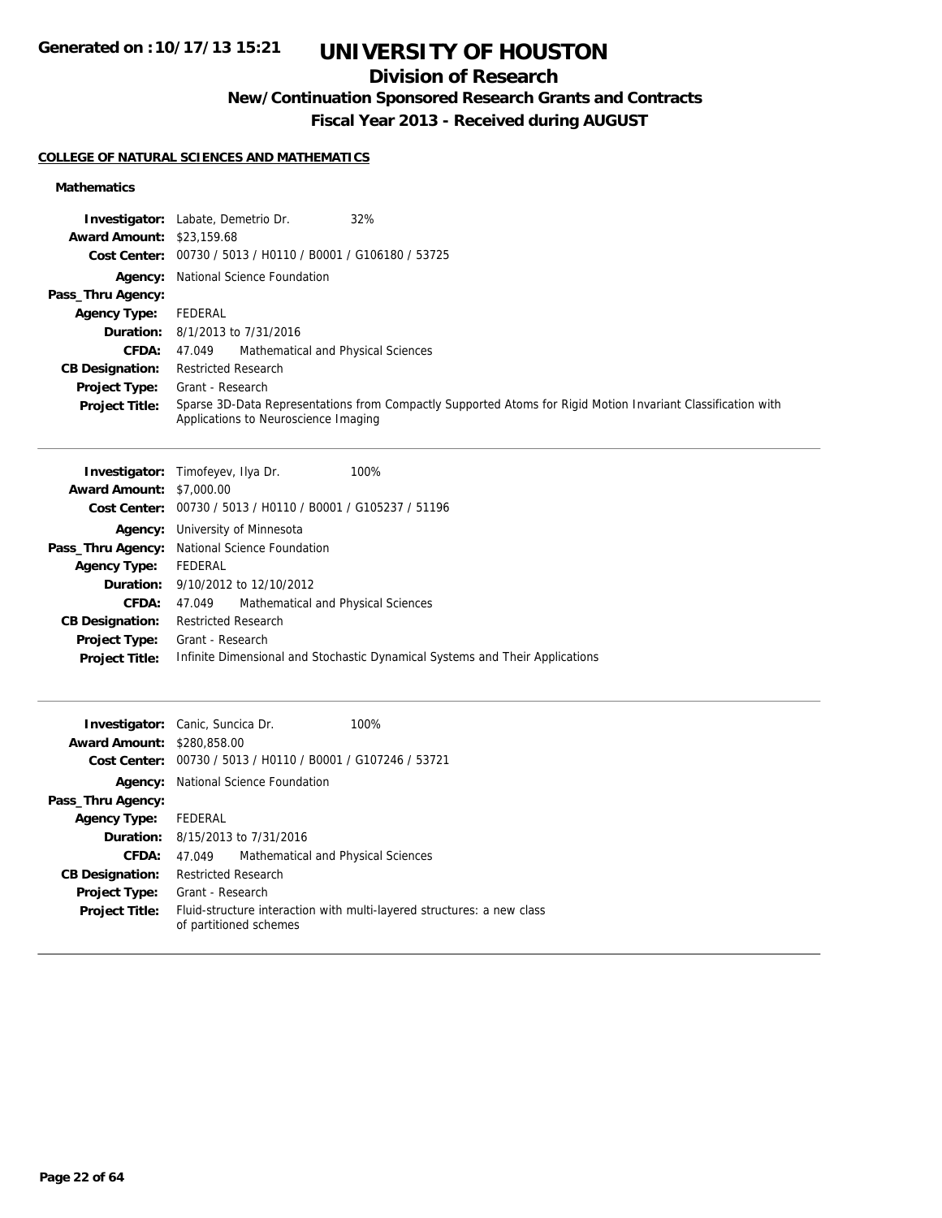# UNIVERSITY OF HOUSTON

## Division of Research

### New/Continuation Sponsored Research Grants and Contracts

### Fiscal Year 2013 - Received during AUGUST

Generated on :10/17/13 15:21

**COLLEGE OF NATURAL SCIENCES AND MATHEMATICS**

**Mathematics**

| | |
|---|---|
| **Investigator:** | Labate, Demetrio Dr. 32% |
| **Award Amount:** | $23,159.68 |
| **Cost Center:** | 00730 / 5013 / H0110 / B0001 / G106180 / 53725 |
| **Agency:** | National Science Foundation |
| **Pass_Thru Agency:** | |
| **Agency Type:** | FEDERAL |
| **Duration:** | 8/1/2013 to 7/31/2016 |
| **CFDA:** | 47.049 Mathematical and Physical Sciences |
| **CB Designation:** | Restricted Research |
| **Project Type:** | Grant - Research |
| **Project Title:** | Sparse 3D-Data Representations from Compactly Supported Atoms for Rigid Motion Invariant Classification with Applications to Neuroscience Imaging |

| | |
|---|---|
| **Investigator:** | Timofeyev, Ilya Dr. 100% |
| **Award Amount:** | $7,000.00 |
| **Cost Center:** | 00730 / 5013 / H0110 / B0001 / G105237 / 51196 |
| **Agency:** | University of Minnesota |
| **Pass_Thru Agency:** | National Science Foundation |
| **Agency Type:** | FEDERAL |
| **Duration:** | 9/10/2012 to 12/10/2012 |
| **CFDA:** | 47.049 Mathematical and Physical Sciences |
| **CB Designation:** | Restricted Research |
| **Project Type:** | Grant - Research |
| **Project Title:** | Infinite Dimensional and Stochastic Dynamical Systems and Their Applications |

| | |
|---|---|
| **Investigator:** | Canic, Suncica Dr. 100% |
| **Award Amount:** | $280,858.00 |
| **Cost Center:** | 00730 / 5013 / H0110 / B0001 / G107246 / 53721 |
| **Agency:** | National Science Foundation |
| **Pass_Thru Agency:** | |
| **Agency Type:** | FEDERAL |
| **Duration:** | 8/15/2013 to 7/31/2016 |
| **CFDA:** | 47.049 Mathematical and Physical Sciences |
| **CB Designation:** | Restricted Research |
| **Project Type:** | Grant - Research |
| **Project Title:** | Fluid-structure interaction with multi-layered structures: a new class of partitioned schemes |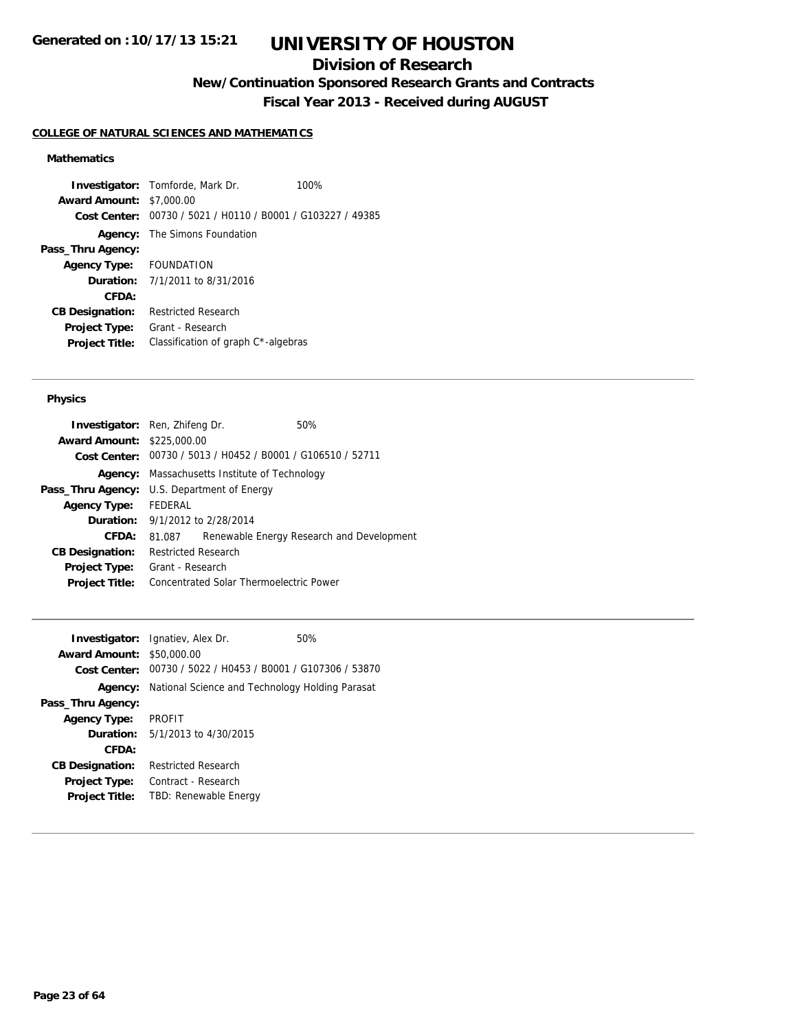# UNIVERSITY OF HOUSTON

## Division of Research

### New/Continuation Sponsored Research Grants and Contracts

### Fiscal Year 2013 - Received during AUGUST

**COLLEGE OF NATURAL SCIENCES AND MATHEMATICS**

**Mathematics**

**Investigator:** Tomforde, Mark Dr. 100%
**Award Amount:** $7,000.00
**Cost Center:** 00730 / 5021 / H0110 / B0001 / G103227 / 49385
**Agency:** The Simons Foundation
**Pass_Thru Agency:**
**Agency Type:** FOUNDATION
**Duration:** 7/1/2011 to 8/31/2016
**CFDA:**
**CB Designation:** Restricted Research
**Project Type:** Grant - Research
**Project Title:** Classification of graph C*-algebras

---

**Physics**

**Investigator:** Ren, Zhifeng Dr. 50%
**Award Amount:** $225,000.00
**Cost Center:** 00730 / 5013 / H0452 / B0001 / G106510 / 52711
**Agency:** Massachusetts Institute of Technology
**Pass_Thru Agency:** U.S. Department of Energy
**Agency Type:** FEDERAL
**Duration:** 9/1/2012 to 2/28/2014
**CFDA:** 81.087 Renewable Energy Research and Development
**CB Designation:** Restricted Research
**Project Type:** Grant - Research
**Project Title:** Concentrated Solar Thermoelectric Power

---

**Investigator:** Ignatiev, Alex Dr. 50%
**Award Amount:** $50,000.00
**Cost Center:** 00730 / 5022 / H0453 / B0001 / G107306 / 53870
**Agency:** National Science and Technology Holding Parasat
**Pass_Thru Agency:**
**Agency Type:** PROFIT
**Duration:** 5/1/2013 to 4/30/2015
**CFDA:**
**CB Designation:** Restricted Research
**Project Type:** Contract - Research
**Project Title:** TBD: Renewable Energy

---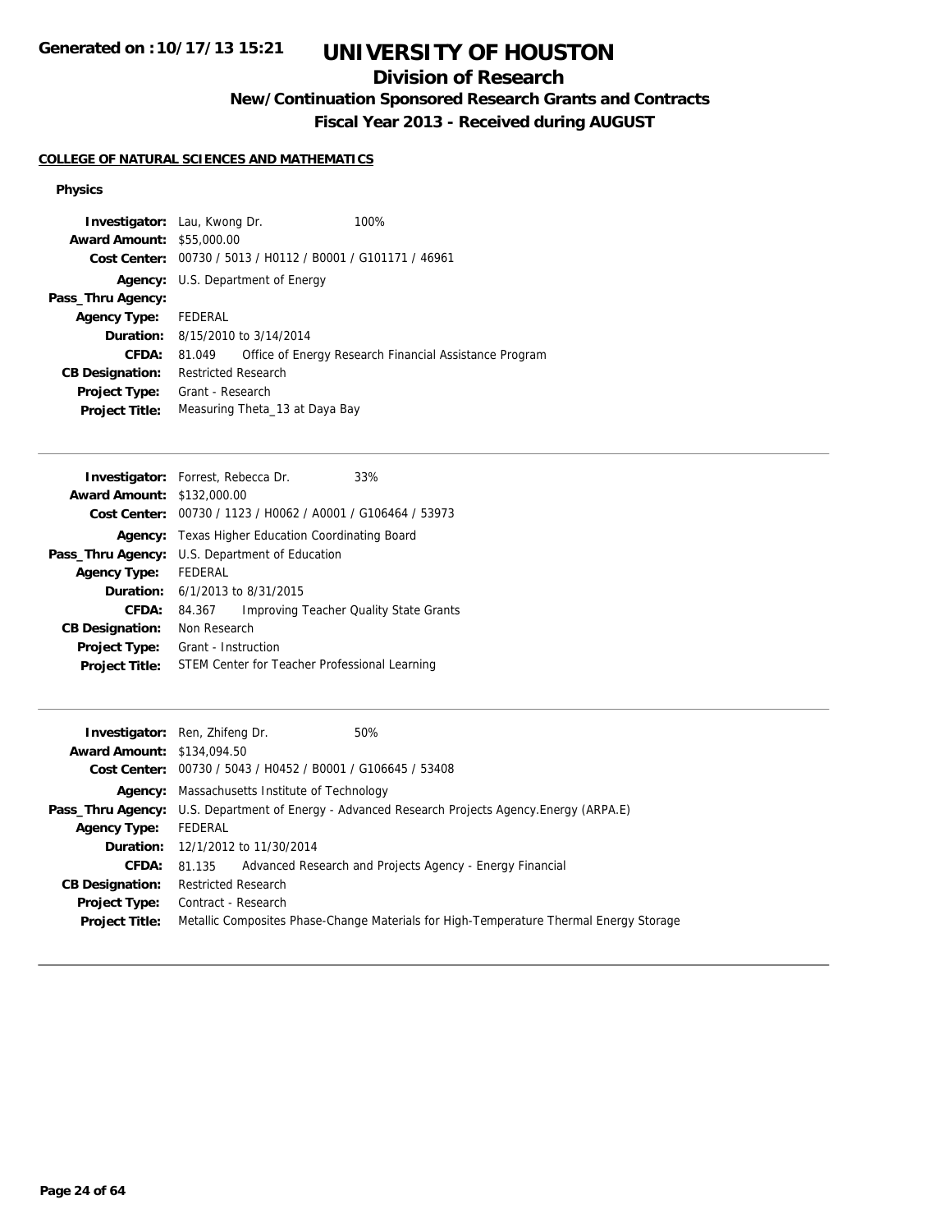# UNIVERSITY OF HOUSTON

## Division of Research

### New/Continuation Sponsored Research Grants and Contracts

### Fiscal Year 2013 - Received during AUGUST

**COLLEGE OF NATURAL SCIENCES AND MATHEMATICS**

**Physics**

| | |
|---|---|
| **Investigator:** | Lau, Kwong Dr. 100% |
| **Award Amount:** | $55,000.00 |
| **Cost Center:** | 00730 / 5013 / H0112 / B0001 / G101171 / 46961 |
| **Agency:** | U.S. Department of Energy |
| **Pass_Thru Agency:** | |
| **Agency Type:** | FEDERAL |
| **Duration:** | 8/15/2010 to 3/14/2014 |
| **CFDA:** | 81.049 Office of Energy Research Financial Assistance Program |
| **CB Designation:** | Restricted Research |
| **Project Type:** | Grant - Research |
| **Project Title:** | Measuring Theta_13 at Daya Bay |

---

| | |
|---|---|
| **Investigator:** | Forrest, Rebecca Dr. 33% |
| **Award Amount:** | $132,000.00 |
| **Cost Center:** | 00730 / 1123 / H0062 / A0001 / G106464 / 53973 |
| **Agency:** | Texas Higher Education Coordinating Board |
| **Pass_Thru Agency:** | U.S. Department of Education |
| **Agency Type:** | FEDERAL |
| **Duration:** | 6/1/2013 to 8/31/2015 |
| **CFDA:** | 84.367 Improving Teacher Quality State Grants |
| **CB Designation:** | Non Research |
| **Project Type:** | Grant - Instruction |
| **Project Title:** | STEM Center for Teacher Professional Learning |

---

| | |
|---|---|
| **Investigator:** | Ren, Zhifeng Dr. 50% |
| **Award Amount:** | $134,094.50 |
| **Cost Center:** | 00730 / 5043 / H0452 / B0001 / G106645 / 53408 |
| **Agency:** | Massachusetts Institute of Technology |
| **Pass_Thru Agency:** | U.S. Department of Energy - Advanced Research Projects Agency.Energy (ARPA.E) |
| **Agency Type:** | FEDERAL |
| **Duration:** | 12/1/2012 to 11/30/2014 |
| **CFDA:** | 81.135 Advanced Research and Projects Agency - Energy Financial |
| **CB Designation:** | Restricted Research |
| **Project Type:** | Contract - Research |
| **Project Title:** | Metallic Composites Phase-Change Materials for High-Temperature Thermal Energy Storage |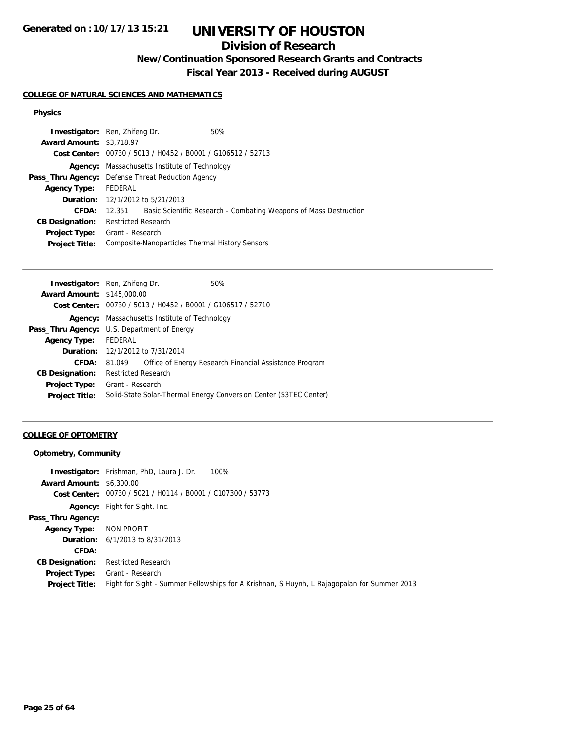# UNIVERSITY OF HOUSTON

## Division of Research

### New/Continuation Sponsored Research Grants and Contracts

### Fiscal Year 2013 - Received during AUGUST

Generated on :10/17/13 15:21

#### COLLEGE OF NATURAL SCIENCES AND MATHEMATICS

**Physics**

**Investigator:** Ren, Zhifeng Dr. 50%
**Award Amount:** $3,718.97
**Cost Center:** 00730 / 5013 / H0452 / B0001 / G106512 / 52713
**Agency:** Massachusetts Institute of Technology
**Pass_Thru Agency:** Defense Threat Reduction Agency
**Agency Type:** FEDERAL
**Duration:** 12/1/2012 to 5/21/2013
**CFDA:** 12.351 Basic Scientific Research - Combating Weapons of Mass Destruction
**CB Designation:** Restricted Research
**Project Type:** Grant - Research
**Project Title:** Composite-Nanoparticles Thermal History Sensors

---

**Investigator:** Ren, Zhifeng Dr. 50%
**Award Amount:** $145,000.00
**Cost Center:** 00730 / 5013 / H0452 / B0001 / G106517 / 52710
**Agency:** Massachusetts Institute of Technology
**Pass_Thru Agency:** U.S. Department of Energy
**Agency Type:** FEDERAL
**Duration:** 12/1/2012 to 7/31/2014
**CFDA:** 81.049 Office of Energy Research Financial Assistance Program
**CB Designation:** Restricted Research
**Project Type:** Grant - Research
**Project Title:** Solid-State Solar-Thermal Energy Conversion Center (S3TEC Center)

---

#### COLLEGE OF OPTOMETRY

**Optometry, Community**

**Investigator:** Frishman, PhD, Laura J. Dr. 100%
**Award Amount:** $6,300.00
**Cost Center:** 00730 / 5021 / H0114 / B0001 / C107300 / 53773
**Agency:** Fight for Sight, Inc.
**Pass_Thru Agency:**
**Agency Type:** NON PROFIT
**Duration:** 6/1/2013 to 8/31/2013
**CFDA:**
**CB Designation:** Restricted Research
**Project Type:** Grant - Research
**Project Title:** Fight for Sight - Summer Fellowships for A Krishnan, S Huynh, L Rajagopalan for Summer 2013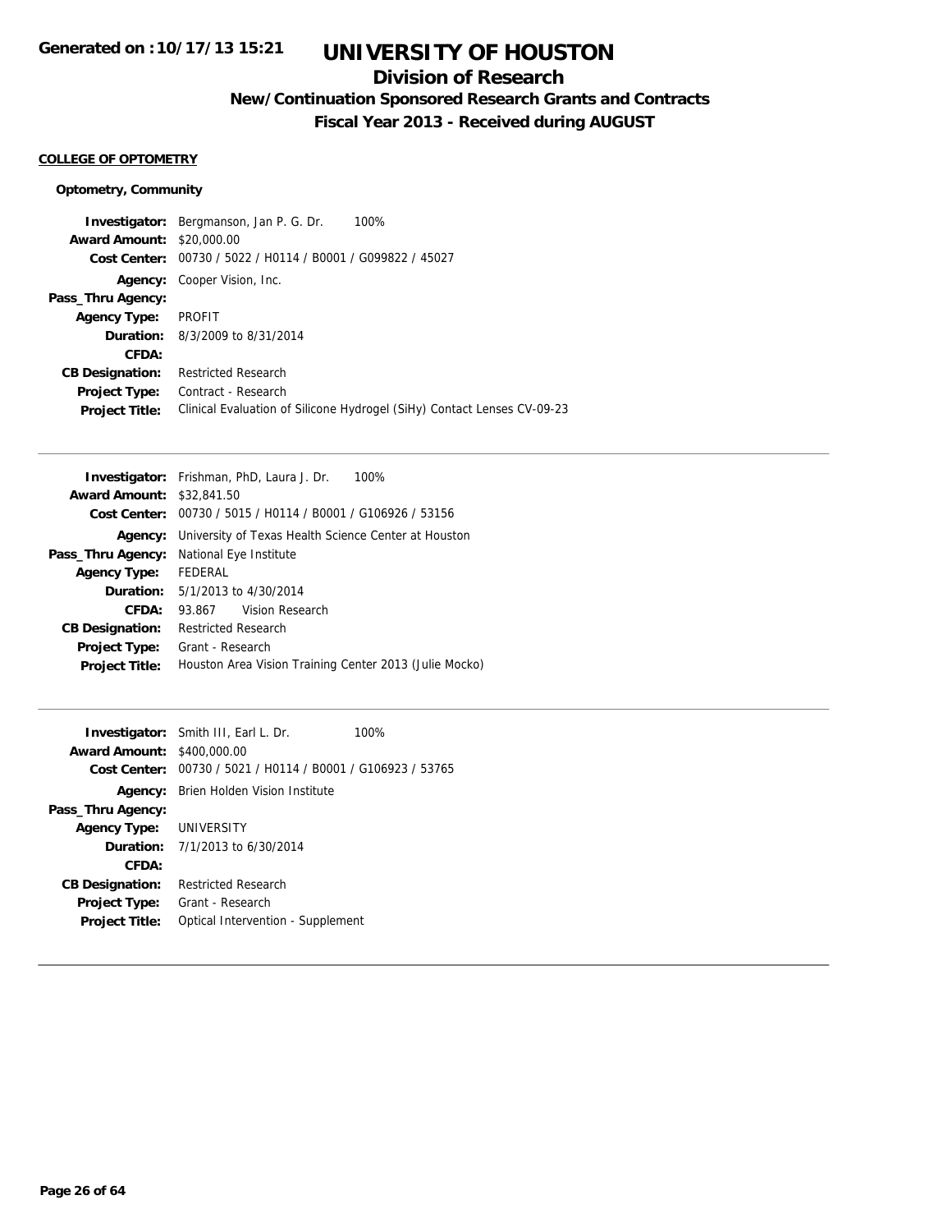# UNIVERSITY OF HOUSTON

## Division of Research

### New/Continuation Sponsored Research Grants and Contracts

### Fiscal Year 2013 - Received during AUGUST

**COLLEGE OF OPTOMETRY**

**Optometry, Community**

**Investigator:** Bergmanson, Jan P. G. Dr. 100%
**Award Amount:** $20,000.00
**Cost Center:** 00730 / 5022 / H0114 / B0001 / G099822 / 45027
**Agency:** Cooper Vision, Inc.
**Pass_Thru Agency:**
**Agency Type:** PROFIT
**Duration:** 8/3/2009 to 8/31/2014
**CFDA:**
**CB Designation:** Restricted Research
**Project Type:** Contract - Research
**Project Title:** Clinical Evaluation of Silicone Hydrogel (SiHy) Contact Lenses CV-09-23

---

**Investigator:** Frishman, PhD, Laura J. Dr. 100%
**Award Amount:** $32,841.50
**Cost Center:** 00730 / 5015 / H0114 / B0001 / G106926 / 53156
**Agency:** University of Texas Health Science Center at Houston
**Pass_Thru Agency:** National Eye Institute
**Agency Type:** FEDERAL
**Duration:** 5/1/2013 to 4/30/2014
**CFDA:** 93.867 Vision Research
**CB Designation:** Restricted Research
**Project Type:** Grant - Research
**Project Title:** Houston Area Vision Training Center 2013 (Julie Mocko)

---

**Investigator:** Smith III, Earl L. Dr. 100%
**Award Amount:** $400,000.00
**Cost Center:** 00730 / 5021 / H0114 / B0001 / G106923 / 53765
**Agency:** Brien Holden Vision Institute
**Pass_Thru Agency:**
**Agency Type:** UNIVERSITY
**Duration:** 7/1/2013 to 6/30/2014
**CFDA:**
**CB Designation:** Restricted Research
**Project Type:** Grant - Research
**Project Title:** Optical Intervention - Supplement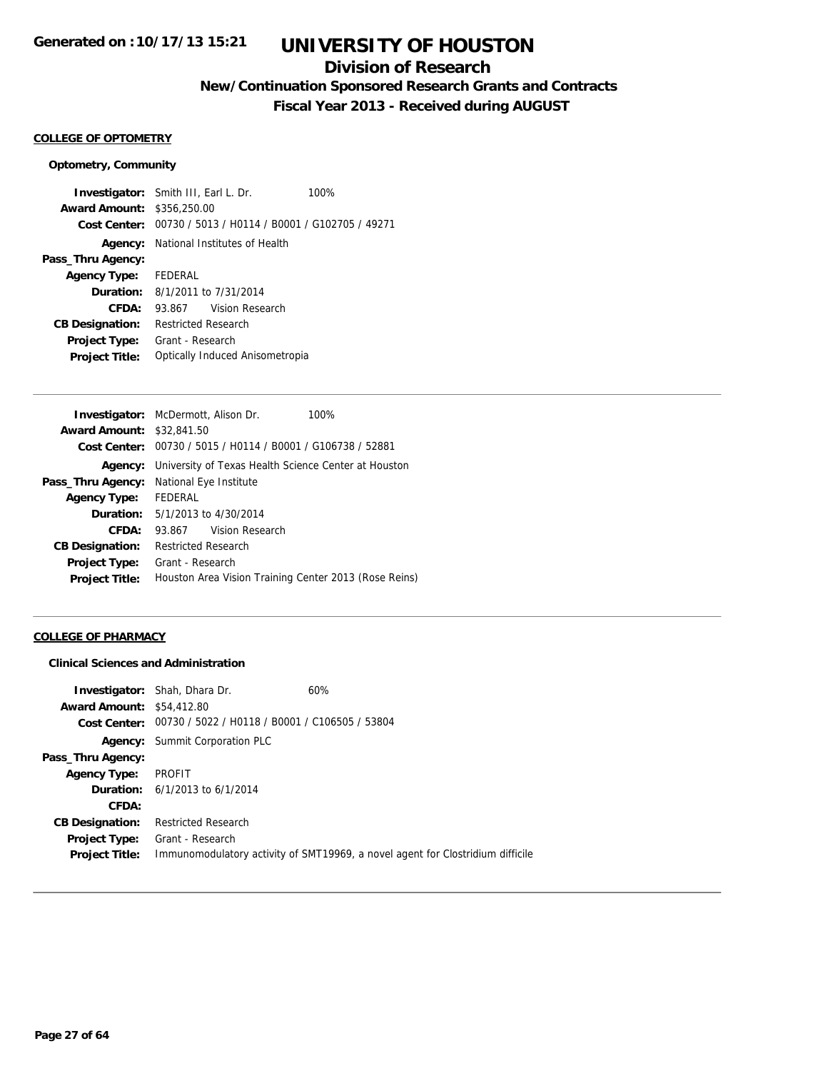# UNIVERSITY OF HOUSTON

## Division of Research

### New/Continuation Sponsored Research Grants and Contracts

### Fiscal Year 2013 - Received during AUGUST

Generated on :10/17/13 15:21

**COLLEGE OF OPTOMETRY**

**Optometry, Community**

| | |
|---|---|
| **Investigator:** | Smith III, Earl L. Dr. 100% |
| **Award Amount:** | $356,250.00 |
| **Cost Center:** | 00730 / 5013 / H0114 / B0001 / G102705 / 49271 |
| **Agency:** | National Institutes of Health |
| **Pass_Thru Agency:** | |
| **Agency Type:** | FEDERAL |
| **Duration:** | 8/1/2011 to 7/31/2014 |
| **CFDA:** | 93.867 Vision Research |
| **CB Designation:** | Restricted Research |
| **Project Type:** | Grant - Research |
| **Project Title:** | Optically Induced Anisometropia |

| | |
|---|---|
| **Investigator:** | McDermott, Alison Dr. 100% |
| **Award Amount:** | $32,841.50 |
| **Cost Center:** | 00730 / 5015 / H0114 / B0001 / G106738 / 52881 |
| **Agency:** | University of Texas Health Science Center at Houston |
| **Pass_Thru Agency:** | National Eye Institute |
| **Agency Type:** | FEDERAL |
| **Duration:** | 5/1/2013 to 4/30/2014 |
| **CFDA:** | 93.867 Vision Research |
| **CB Designation:** | Restricted Research |
| **Project Type:** | Grant - Research |
| **Project Title:** | Houston Area Vision Training Center 2013 (Rose Reins) |

**COLLEGE OF PHARMACY**

**Clinical Sciences and Administration**

| | |
|---|---|
| **Investigator:** | Shah, Dhara Dr. 60% |
| **Award Amount:** | $54,412.80 |
| **Cost Center:** | 00730 / 5022 / H0118 / B0001 / C106505 / 53804 |
| **Agency:** | Summit Corporation PLC |
| **Pass_Thru Agency:** | |
| **Agency Type:** | PROFIT |
| **Duration:** | 6/1/2013 to 6/1/2014 |
| **CFDA:** | |
| **CB Designation:** | Restricted Research |
| **Project Type:** | Grant - Research |
| **Project Title:** | Immunomodulatory activity of SMT19969, a novel agent for Clostridium difficile |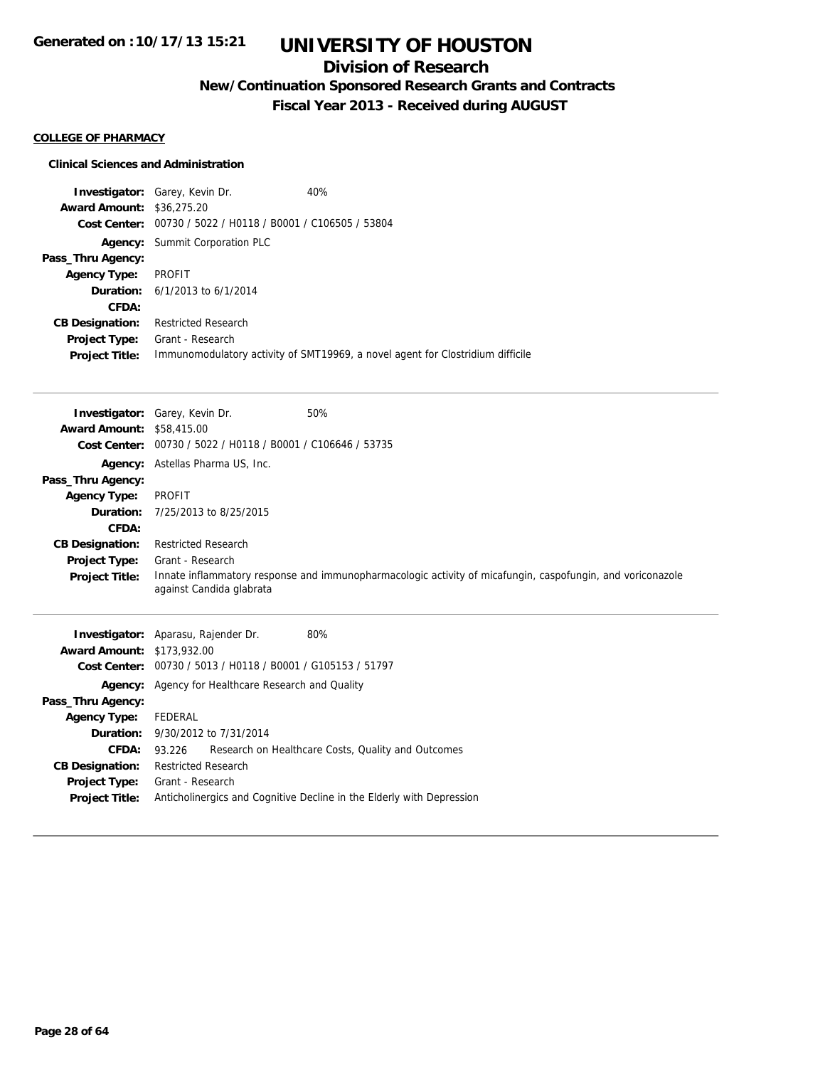## COLLEGE OF PHARMACY

### Clinical Sciences and Administration

**Investigator:** Garey, Kevin Dr. 40%
**Award Amount:** $36,275.20
**Cost Center:** 00730 / 5022 / H0118 / B0001 / C106505 / 53804
**Agency:** Summit Corporation PLC
**Pass_Thru Agency:**
**Agency Type:** PROFIT
**Duration:** 6/1/2013 to 6/1/2014
**CFDA:**
**CB Designation:** Restricted Research
**Project Type:** Grant - Research
**Project Title:** Immunomodulatory activity of SMT19969, a novel agent for Clostridium difficile

---

**Investigator:** Garey, Kevin Dr. 50%
**Award Amount:** $58,415.00
**Cost Center:** 00730 / 5022 / H0118 / B0001 / C106646 / 53735
**Agency:** Astellas Pharma US, Inc.
**Pass_Thru Agency:**
**Agency Type:** PROFIT
**Duration:** 7/25/2013 to 8/25/2015
**CFDA:**
**CB Designation:** Restricted Research
**Project Type:** Grant - Research
**Project Title:** Innate inflammatory response and immunopharmacologic activity of micafungin, caspofungin, and voriconazole against Candida glabrata

---

**Investigator:** Aparasu, Rajender Dr. 80%
**Award Amount:** $173,932.00
**Cost Center:** 00730 / 5013 / H0118 / B0001 / G105153 / 51797
**Agency:** Agency for Healthcare Research and Quality
**Pass_Thru Agency:**
**Agency Type:** FEDERAL
**Duration:** 9/30/2012 to 7/31/2014
**CFDA:** 93.226 Research on Healthcare Costs, Quality and Outcomes
**CB Designation:** Restricted Research
**Project Type:** Grant - Research
**Project Title:** Anticholinergics and Cognitive Decline in the Elderly with Depression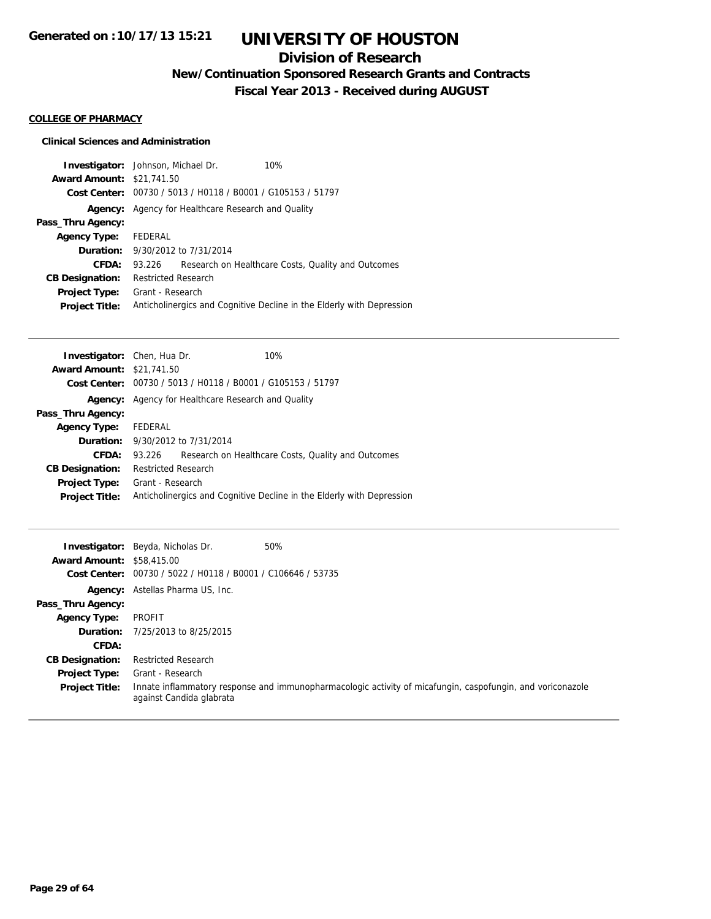# UNIVERSITY OF HOUSTON

## Division of Research

### New/Continuation Sponsored Research Grants and Contracts

### Fiscal Year 2013 - Received during AUGUST

**COLLEGE OF PHARMACY**

**Clinical Sciences and Administration**

| | |
|---|---|
| **Investigator:** | Johnson, Michael Dr. 10% |
| **Award Amount:** | $21,741.50 |
| **Cost Center:** | 00730 / 5013 / H0118 / B0001 / G105153 / 51797 |
| **Agency:** | Agency for Healthcare Research and Quality |
| **Pass_Thru Agency:** | |
| **Agency Type:** | FEDERAL |
| **Duration:** | 9/30/2012 to 7/31/2014 |
| **CFDA:** | 93.226 Research on Healthcare Costs, Quality and Outcomes |
| **CB Designation:** | Restricted Research |
| **Project Type:** | Grant - Research |
| **Project Title:** | Anticholinergics and Cognitive Decline in the Elderly with Depression |

| | |
|---|---|
| **Investigator:** | Chen, Hua Dr. 10% |
| **Award Amount:** | $21,741.50 |
| **Cost Center:** | 00730 / 5013 / H0118 / B0001 / G105153 / 51797 |
| **Agency:** | Agency for Healthcare Research and Quality |
| **Pass_Thru Agency:** | |
| **Agency Type:** | FEDERAL |
| **Duration:** | 9/30/2012 to 7/31/2014 |
| **CFDA:** | 93.226 Research on Healthcare Costs, Quality and Outcomes |
| **CB Designation:** | Restricted Research |
| **Project Type:** | Grant - Research |
| **Project Title:** | Anticholinergics and Cognitive Decline in the Elderly with Depression |

| | |
|---|---|
| **Investigator:** | Beyda, Nicholas Dr. 50% |
| **Award Amount:** | $58,415.00 |
| **Cost Center:** | 00730 / 5022 / H0118 / B0001 / C106646 / 53735 |
| **Agency:** | Astellas Pharma US, Inc. |
| **Pass_Thru Agency:** | |
| **Agency Type:** | PROFIT |
| **Duration:** | 7/25/2013 to 8/25/2015 |
| **CFDA:** | |
| **CB Designation:** | Restricted Research |
| **Project Type:** | Grant - Research |
| **Project Title:** | Innate inflammatory response and immunopharmacologic activity of micafungin, caspofungin, and voriconazole against Candida glabrata |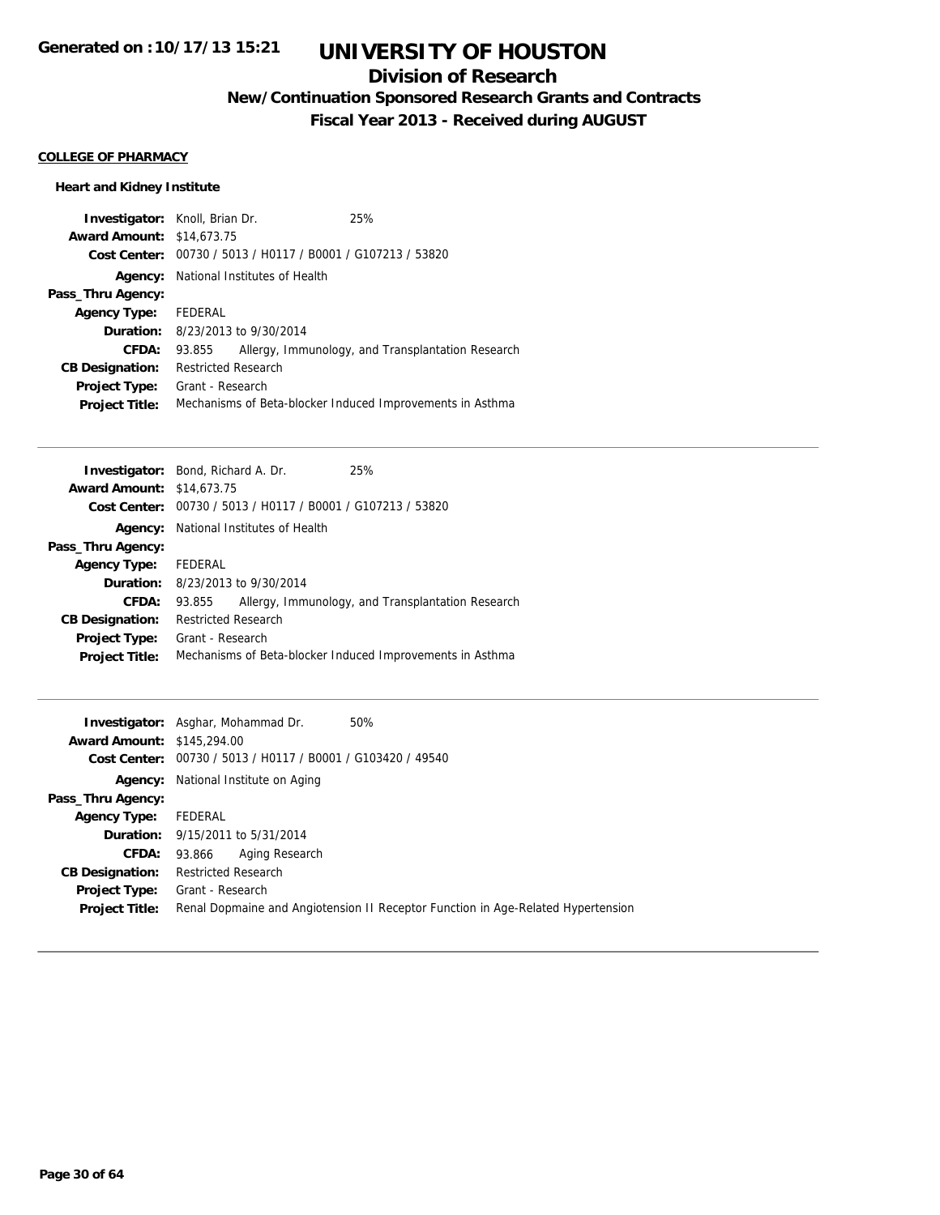# UNIVERSITY OF HOUSTON

## Division of Research

### New/Continuation Sponsored Research Grants and Contracts

### Fiscal Year 2013 - Received during AUGUST

**Generated on :10/17/13 15:21**

**COLLEGE OF PHARMACY**

**Heart and Kidney Institute**

**Investigator:** Knoll, Brian Dr. 25%
**Award Amount:** $14,673.75
**Cost Center:** 00730 / 5013 / H0117 / B0001 / G107213 / 53820
**Agency:** National Institutes of Health
**Pass_Thru Agency:**
**Agency Type:** FEDERAL
**Duration:** 8/23/2013 to 9/30/2014
**CFDA:** 93.855 Allergy, Immunology, and Transplantation Research
**CB Designation:** Restricted Research
**Project Type:** Grant - Research
**Project Title:** Mechanisms of Beta-blocker Induced Improvements in Asthma

---

**Investigator:** Bond, Richard A. Dr. 25%
**Award Amount:** $14,673.75
**Cost Center:** 00730 / 5013 / H0117 / B0001 / G107213 / 53820
**Agency:** National Institutes of Health
**Pass_Thru Agency:**
**Agency Type:** FEDERAL
**Duration:** 8/23/2013 to 9/30/2014
**CFDA:** 93.855 Allergy, Immunology, and Transplantation Research
**CB Designation:** Restricted Research
**Project Type:** Grant - Research
**Project Title:** Mechanisms of Beta-blocker Induced Improvements in Asthma

---

**Investigator:** Asghar, Mohammad Dr. 50%
**Award Amount:** $145,294.00
**Cost Center:** 00730 / 5013 / H0117 / B0001 / G103420 / 49540
**Agency:** National Institute on Aging
**Pass_Thru Agency:**
**Agency Type:** FEDERAL
**Duration:** 9/15/2011 to 5/31/2014
**CFDA:** 93.866 Aging Research
**CB Designation:** Restricted Research
**Project Type:** Grant - Research
**Project Title:** Renal Dopmaine and Angiotension II Receptor Function in Age-Related Hypertension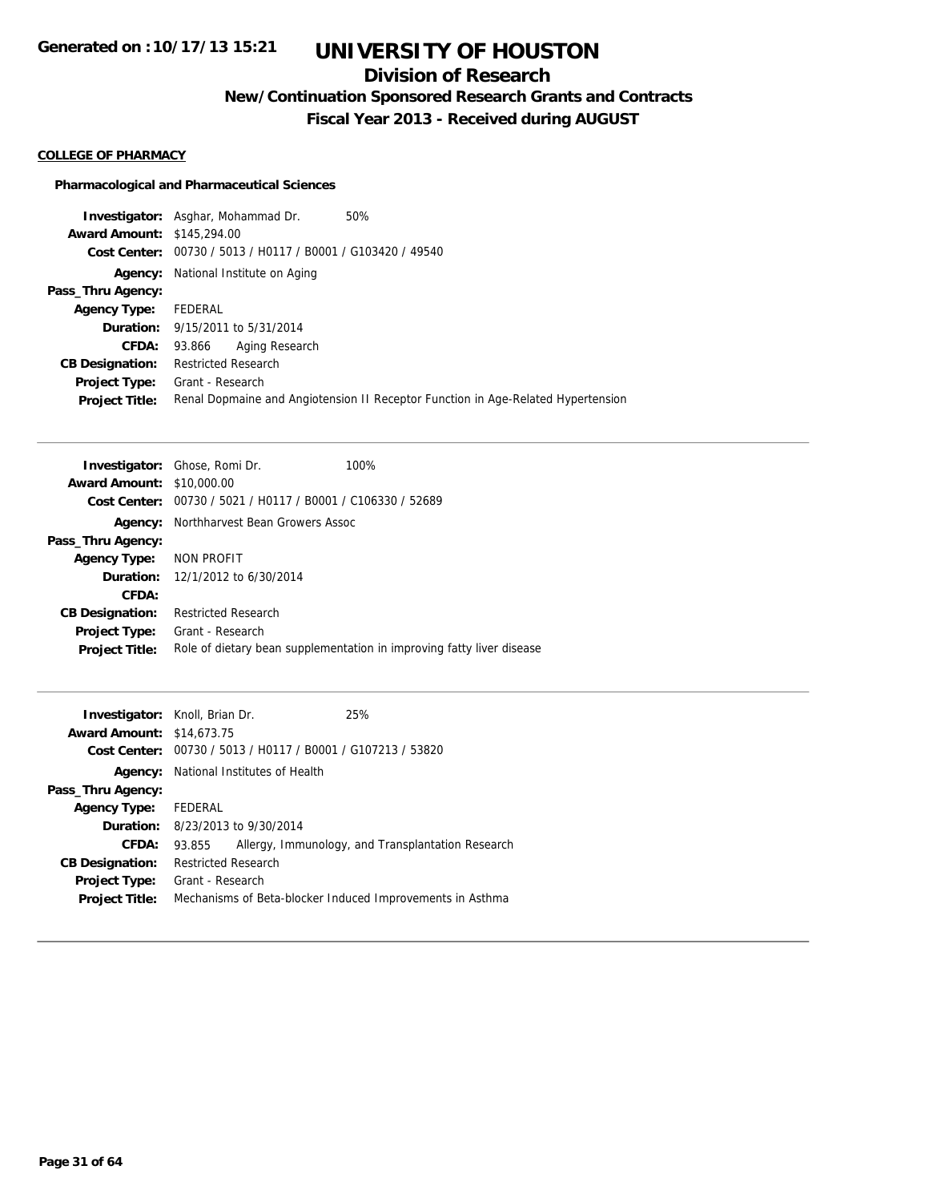# UNIVERSITY OF HOUSTON

## Division of Research

### New/Continuation Sponsored Research Grants and Contracts

### Fiscal Year 2013 - Received during AUGUST

**COLLEGE OF PHARMACY**

**Pharmacological and Pharmaceutical Sciences**

| | |
|---|---|
| **Investigator:** | Asghar, Mohammad Dr. 50% |
| **Award Amount:** | $145,294.00 |
| **Cost Center:** | 00730 / 5013 / H0117 / B0001 / G103420 / 49540 |
| **Agency:** | National Institute on Aging |
| **Pass_Thru Agency:** | |
| **Agency Type:** | FEDERAL |
| **Duration:** | 9/15/2011 to 5/31/2014 |
| **CFDA:** | 93.866 Aging Research |
| **CB Designation:** | Restricted Research |
| **Project Type:** | Grant - Research |
| **Project Title:** | Renal Dopmaine and Angiotension II Receptor Function in Age-Related Hypertension |

---

| | |
|---|---|
| **Investigator:** | Ghose, Romi Dr. 100% |
| **Award Amount:** | $10,000.00 |
| **Cost Center:** | 00730 / 5021 / H0117 / B0001 / C106330 / 52689 |
| **Agency:** | Northharvest Bean Growers Assoc |
| **Pass_Thru Agency:** | |
| **Agency Type:** | NON PROFIT |
| **Duration:** | 12/1/2012 to 6/30/2014 |
| **CFDA:** | |
| **CB Designation:** | Restricted Research |
| **Project Type:** | Grant - Research |
| **Project Title:** | Role of dietary bean supplementation in improving fatty liver disease |

---

| | |
|---|---|
| **Investigator:** | Knoll, Brian Dr. 25% |
| **Award Amount:** | $14,673.75 |
| **Cost Center:** | 00730 / 5013 / H0117 / B0001 / G107213 / 53820 |
| **Agency:** | National Institutes of Health |
| **Pass_Thru Agency:** | |
| **Agency Type:** | FEDERAL |
| **Duration:** | 8/23/2013 to 9/30/2014 |
| **CFDA:** | 93.855 Allergy, Immunology, and Transplantation Research |
| **CB Designation:** | Restricted Research |
| **Project Type:** | Grant - Research |
| **Project Title:** | Mechanisms of Beta-blocker Induced Improvements in Asthma |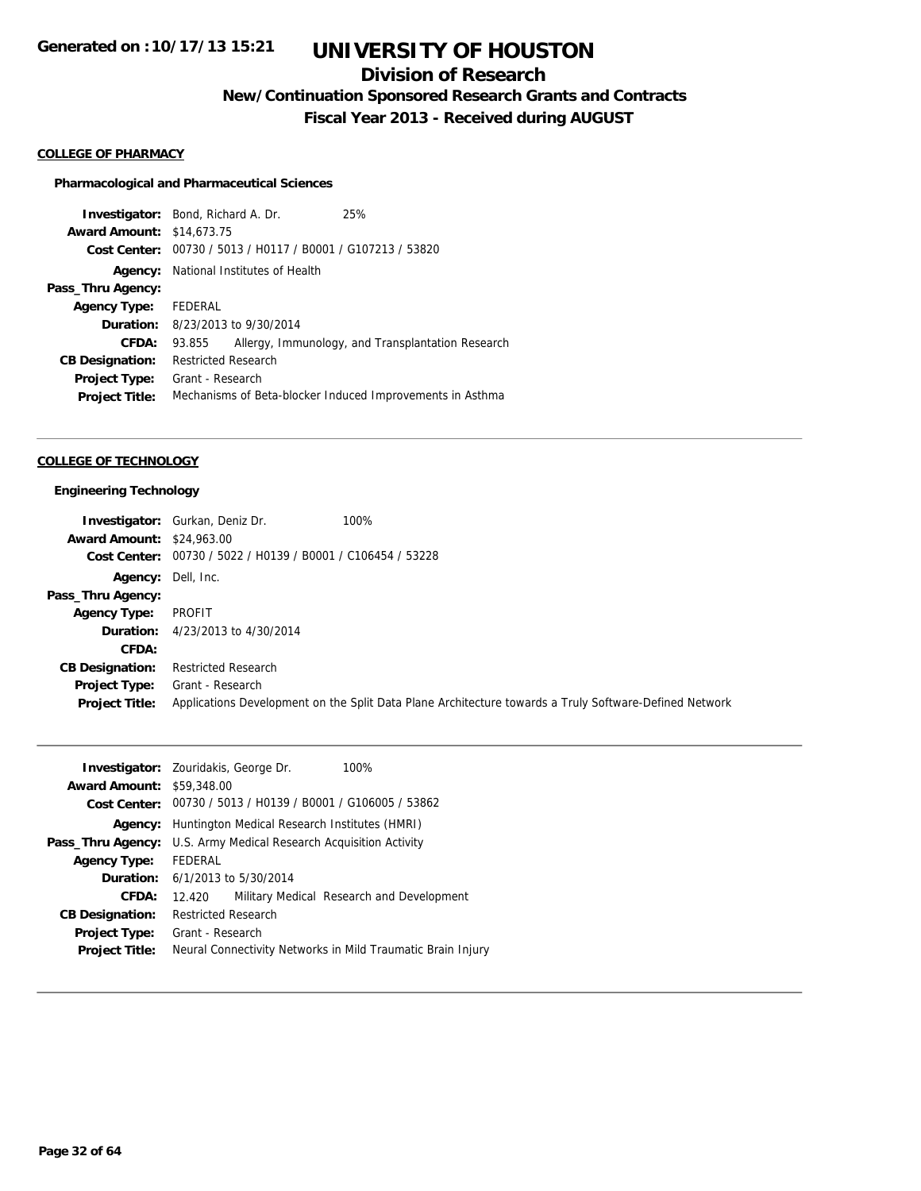# UNIVERSITY OF HOUSTON

## Division of Research

### New/Continuation Sponsored Research Grants and Contracts

### Fiscal Year 2013 - Received during AUGUST

**COLLEGE OF PHARMACY**

**Pharmacological and Pharmaceutical Sciences**

| | |
|---|---|
| **Investigator:** | Bond, Richard A. Dr. 25% |
| **Award Amount:** | $14,673.75 |
| **Cost Center:** | 00730 / 5013 / H0117 / B0001 / G107213 / 53820 |
| **Agency:** | National Institutes of Health |
| **Pass_Thru Agency:** | |
| **Agency Type:** | FEDERAL |
| **Duration:** | 8/23/2013 to 9/30/2014 |
| **CFDA:** | 93.855 Allergy, Immunology, and Transplantation Research |
| **CB Designation:** | Restricted Research |
| **Project Type:** | Grant - Research |
| **Project Title:** | Mechanisms of Beta-blocker Induced Improvements in Asthma |

---

**COLLEGE OF TECHNOLOGY**

**Engineering Technology**

| | |
|---|---|
| **Investigator:** | Gurkan, Deniz Dr. 100% |
| **Award Amount:** | $24,963.00 |
| **Cost Center:** | 00730 / 5022 / H0139 / B0001 / C106454 / 53228 |
| **Agency:** | Dell, Inc. |
| **Pass_Thru Agency:** | |
| **Agency Type:** | PROFIT |
| **Duration:** | 4/23/2013 to 4/30/2014 |
| **CFDA:** | |
| **CB Designation:** | Restricted Research |
| **Project Type:** | Grant - Research |
| **Project Title:** | Applications Development on the Split Data Plane Architecture towards a Truly Software-Defined Network |

---

| | |
|---|---|
| **Investigator:** | Zouridakis, George Dr. 100% |
| **Award Amount:** | $59,348.00 |
| **Cost Center:** | 00730 / 5013 / H0139 / B0001 / G106005 / 53862 |
| **Agency:** | Huntington Medical Research Institutes (HMRI) |
| **Pass_Thru Agency:** | U.S. Army Medical Research Acquisition Activity |
| **Agency Type:** | FEDERAL |
| **Duration:** | 6/1/2013 to 5/30/2014 |
| **CFDA:** | 12.420 Military Medical Research and Development |
| **CB Designation:** | Restricted Research |
| **Project Type:** | Grant - Research |
| **Project Title:** | Neural Connectivity Networks in Mild Traumatic Brain Injury |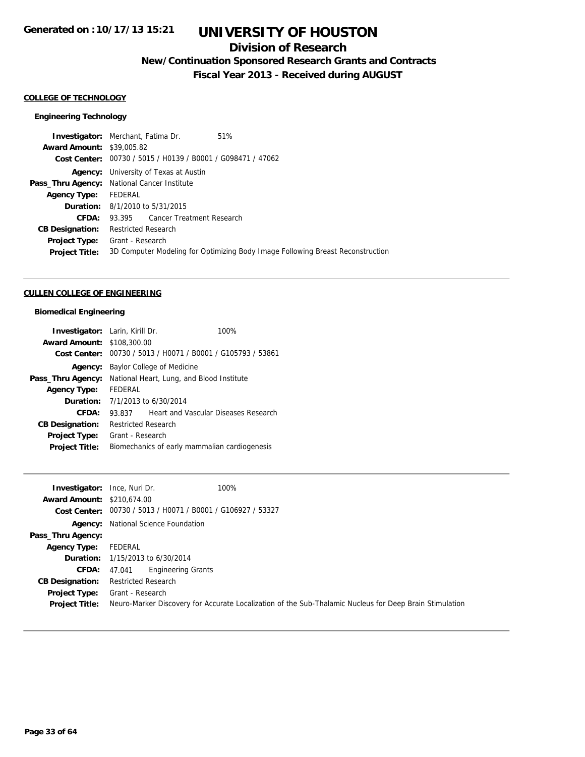# UNIVERSITY OF HOUSTON

## Division of Research

### New/Continuation Sponsored Research Grants and Contracts

### Fiscal Year 2013 - Received during AUGUST

**COLLEGE OF TECHNOLOGY**

**Engineering Technology**

| | |
|---|---|
| **Investigator:** | Merchant, Fatima Dr. 51% |
| **Award Amount:** | $39,005.82 |
| **Cost Center:** | 00730 / 5015 / H0139 / B0001 / G098471 / 47062 |
| **Agency:** | University of Texas at Austin |
| **Pass_Thru Agency:** | National Cancer Institute |
| **Agency Type:** | FEDERAL |
| **Duration:** | 8/1/2010 to 5/31/2015 |
| **CFDA:** | 93.395 Cancer Treatment Research |
| **CB Designation:** | Restricted Research |
| **Project Type:** | Grant - Research |
| **Project Title:** | 3D Computer Modeling for Optimizing Body Image Following Breast Reconstruction |

**CULLEN COLLEGE OF ENGINEERING**

**Biomedical Engineering**

| | |
|---|---|
| **Investigator:** | Larin, Kirill Dr. 100% |
| **Award Amount:** | $108,300.00 |
| **Cost Center:** | 00730 / 5013 / H0071 / B0001 / G105793 / 53861 |
| **Agency:** | Baylor College of Medicine |
| **Pass_Thru Agency:** | National Heart, Lung, and Blood Institute |
| **Agency Type:** | FEDERAL |
| **Duration:** | 7/1/2013 to 6/30/2014 |
| **CFDA:** | 93.837 Heart and Vascular Diseases Research |
| **CB Designation:** | Restricted Research |
| **Project Type:** | Grant - Research |
| **Project Title:** | Biomechanics of early mammalian cardiogenesis |

| | |
|---|---|
| **Investigator:** | Ince, Nuri Dr. 100% |
| **Award Amount:** | $210,674.00 |
| **Cost Center:** | 00730 / 5013 / H0071 / B0001 / G106927 / 53327 |
| **Agency:** | National Science Foundation |
| **Pass_Thru Agency:** | |
| **Agency Type:** | FEDERAL |
| **Duration:** | 1/15/2013 to 6/30/2014 |
| **CFDA:** | 47.041 Engineering Grants |
| **CB Designation:** | Restricted Research |
| **Project Type:** | Grant - Research |
| **Project Title:** | Neuro-Marker Discovery for Accurate Localization of the Sub-Thalamic Nucleus for Deep Brain Stimulation |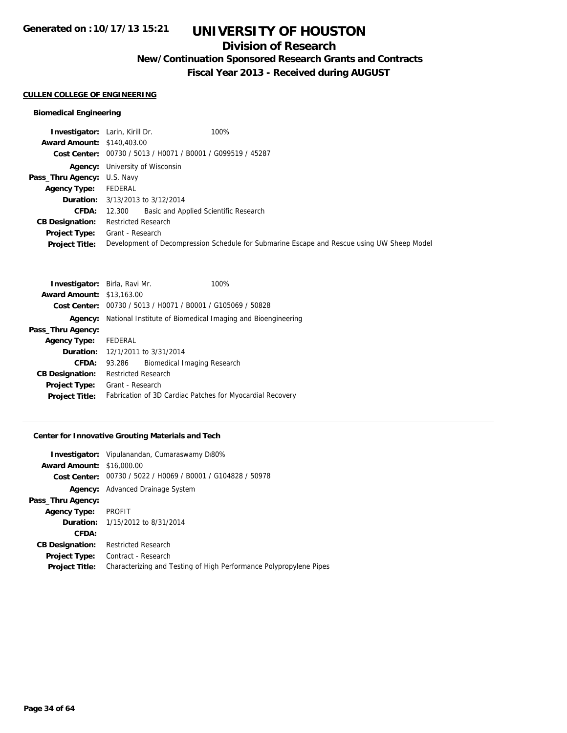# UNIVERSITY OF HOUSTON

## Division of Research

### New/Continuation Sponsored Research Grants and Contracts

### Fiscal Year 2013 - Received during AUGUST

Generated on :10/17/13 15:21

**CULLEN COLLEGE OF ENGINEERING**

**Biomedical Engineering**

| | |
|---|---|
| **Investigator:** | Larin, Kirill Dr. 100% |
| **Award Amount:** | $140,403.00 |
| **Cost Center:** | 00730 / 5013 / H0071 / B0001 / G099519 / 45287 |
| **Agency:** | University of Wisconsin |
| **Pass_Thru Agency:** | U.S. Navy |
| **Agency Type:** | FEDERAL |
| **Duration:** | 3/13/2013 to 3/12/2014 |
| **CFDA:** | 12.300 Basic and Applied Scientific Research |
| **CB Designation:** | Restricted Research |
| **Project Type:** | Grant - Research |
| **Project Title:** | Development of Decompression Schedule for Submarine Escape and Rescue using UW Sheep Model |

| | |
|---|---|
| **Investigator:** | Birla, Ravi Mr. 100% |
| **Award Amount:** | $13,163.00 |
| **Cost Center:** | 00730 / 5013 / H0071 / B0001 / G105069 / 50828 |
| **Agency:** | National Institute of Biomedical Imaging and Bioengineering |
| **Pass_Thru Agency:** | |
| **Agency Type:** | FEDERAL |
| **Duration:** | 12/1/2011 to 3/31/2014 |
| **CFDA:** | 93.286 Biomedical Imaging Research |
| **CB Designation:** | Restricted Research |
| **Project Type:** | Grant - Research |
| **Project Title:** | Fabrication of 3D Cardiac Patches for Myocardial Recovery |

**Center for Innovative Grouting Materials and Tech**

| | |
|---|---|
| **Investigator:** | Vipulanandan, Cumaraswamy D 80% |
| **Award Amount:** | $16,000.00 |
| **Cost Center:** | 00730 / 5022 / H0069 / B0001 / G104828 / 50978 |
| **Agency:** | Advanced Drainage System |
| **Pass_Thru Agency:** | |
| **Agency Type:** | PROFIT |
| **Duration:** | 1/15/2012 to 8/31/2014 |
| **CFDA:** | |
| **CB Designation:** | Restricted Research |
| **Project Type:** | Contract - Research |
| **Project Title:** | Characterizing and Testing of High Performance Polypropylene Pipes |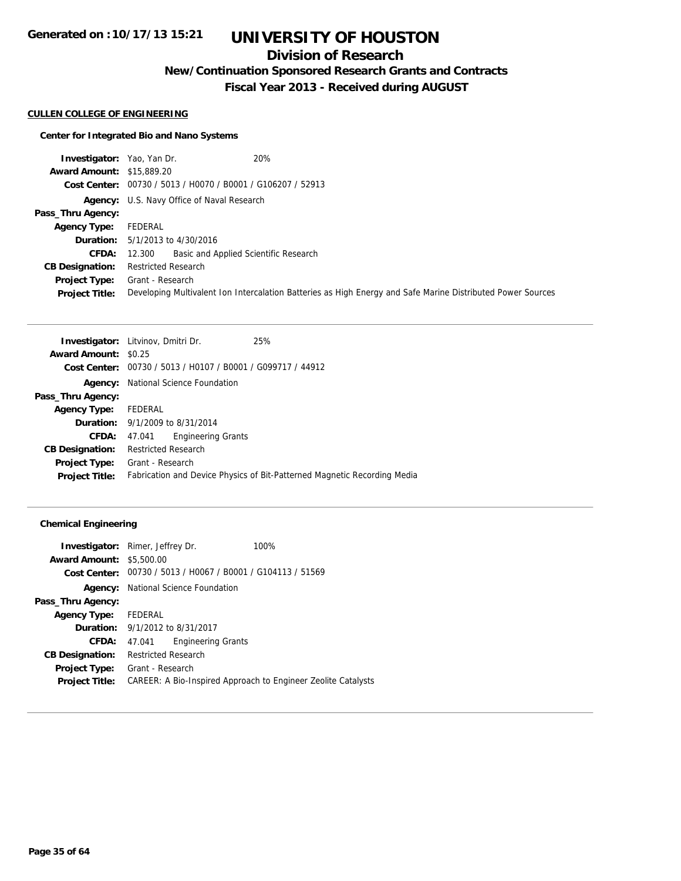# UNIVERSITY OF HOUSTON

## Division of Research

### New/Continuation Sponsored Research Grants and Contracts

### Fiscal Year 2013 - Received during AUGUST

**CULLEN COLLEGE OF ENGINEERING**

**Center for Integrated Bio and Nano Systems**

**Investigator:** Yao, Yan Dr. 20%
**Award Amount:** $15,889.20
**Cost Center:** 00730 / 5013 / H0070 / B0001 / G106207 / 52913
**Agency:** U.S. Navy Office of Naval Research
**Pass_Thru Agency:**
**Agency Type:** FEDERAL
**Duration:** 5/1/2013 to 4/30/2016
**CFDA:** 12.300 Basic and Applied Scientific Research
**CB Designation:** Restricted Research
**Project Type:** Grant - Research
**Project Title:** Developing Multivalent Ion Intercalation Batteries as High Energy and Safe Marine Distributed Power Sources

---

**Investigator:** Litvinov, Dmitri Dr. 25%
**Award Amount:** $0.25
**Cost Center:** 00730 / 5013 / H0107 / B0001 / G099717 / 44912
**Agency:** National Science Foundation
**Pass_Thru Agency:**
**Agency Type:** FEDERAL
**Duration:** 9/1/2009 to 8/31/2014
**CFDA:** 47.041 Engineering Grants
**CB Designation:** Restricted Research
**Project Type:** Grant - Research
**Project Title:** Fabrication and Device Physics of Bit-Patterned Magnetic Recording Media

---

**Chemical Engineering**

**Investigator:** Rimer, Jeffrey Dr. 100%
**Award Amount:** $5,500.00
**Cost Center:** 00730 / 5013 / H0067 / B0001 / G104113 / 51569
**Agency:** National Science Foundation
**Pass_Thru Agency:**
**Agency Type:** FEDERAL
**Duration:** 9/1/2012 to 8/31/2017
**CFDA:** 47.041 Engineering Grants
**CB Designation:** Restricted Research
**Project Type:** Grant - Research
**Project Title:** CAREER: A Bio-Inspired Approach to Engineer Zeolite Catalysts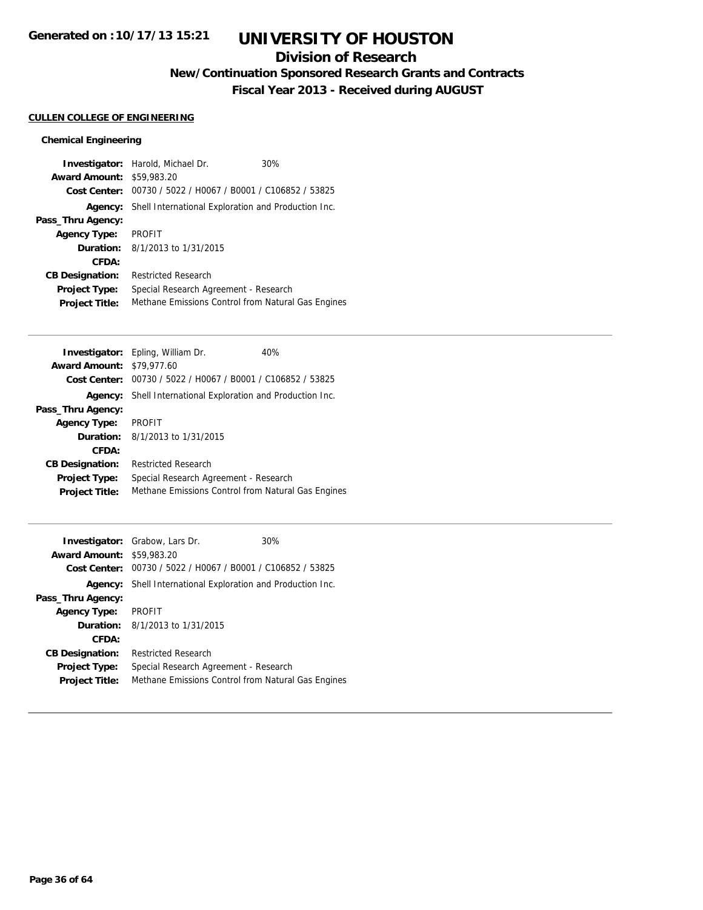# UNIVERSITY OF HOUSTON

## Division of Research

### New/Continuation Sponsored Research Grants and Contracts

### Fiscal Year 2013 - Received during AUGUST

Generated on :10/17/13 15:21

**CULLEN COLLEGE OF ENGINEERING**

**Chemical Engineering**

**Investigator:** Harold, Michael Dr. 30%
**Award Amount:** $59,983.20
**Cost Center:** 00730 / 5022 / H0067 / B0001 / C106852 / 53825
**Agency:** Shell International Exploration and Production Inc.
**Pass_Thru Agency:**
**Agency Type:** PROFIT
**Duration:** 8/1/2013 to 1/31/2015
**CFDA:**
**CB Designation:** Restricted Research
**Project Type:** Special Research Agreement - Research
**Project Title:** Methane Emissions Control from Natural Gas Engines

---

**Investigator:** Epling, William Dr. 40%
**Award Amount:** $79,977.60
**Cost Center:** 00730 / 5022 / H0067 / B0001 / C106852 / 53825
**Agency:** Shell International Exploration and Production Inc.
**Pass_Thru Agency:**
**Agency Type:** PROFIT
**Duration:** 8/1/2013 to 1/31/2015
**CFDA:**
**CB Designation:** Restricted Research
**Project Type:** Special Research Agreement - Research
**Project Title:** Methane Emissions Control from Natural Gas Engines

---

**Investigator:** Grabow, Lars Dr. 30%
**Award Amount:** $59,983.20
**Cost Center:** 00730 / 5022 / H0067 / B0001 / C106852 / 53825
**Agency:** Shell International Exploration and Production Inc.
**Pass_Thru Agency:**
**Agency Type:** PROFIT
**Duration:** 8/1/2013 to 1/31/2015
**CFDA:**
**CB Designation:** Restricted Research
**Project Type:** Special Research Agreement - Research
**Project Title:** Methane Emissions Control from Natural Gas Engines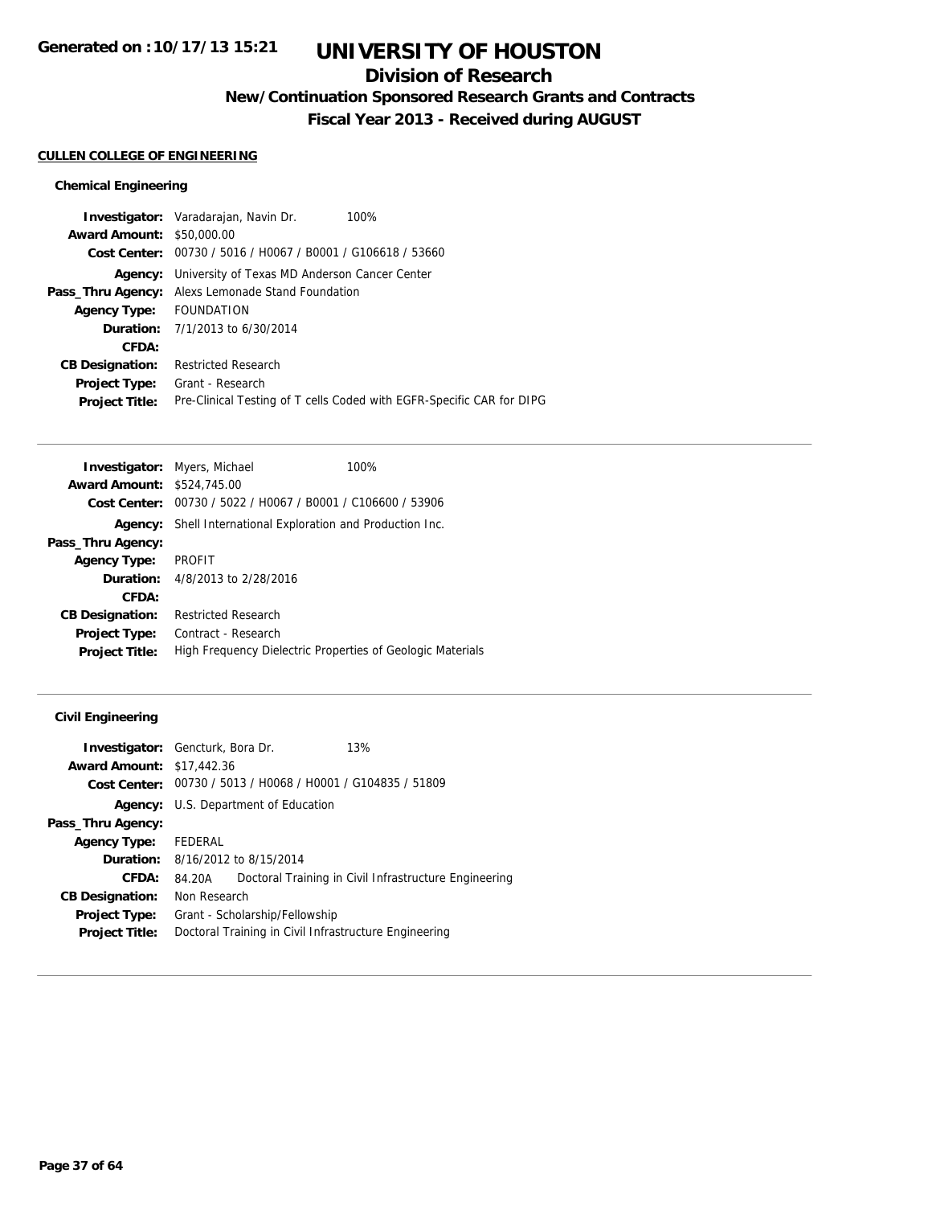**Generated on :10/17/13 15:21**

# UNIVERSITY OF HOUSTON

## Division of Research

### New/Continuation Sponsored Research Grants and Contracts

### Fiscal Year 2013 - Received during AUGUST

**CULLEN COLLEGE OF ENGINEERING**

#### Chemical Engineering

| | |
|---|---|
| **Investigator:** | Varadarajan, Navin Dr. 100% |
| **Award Amount:** | $50,000.00 |
| **Cost Center:** | 00730 / 5016 / H0067 / B0001 / G106618 / 53660 |
| **Agency:** | University of Texas MD Anderson Cancer Center |
| **Pass_Thru Agency:** | Alexs Lemonade Stand Foundation |
| **Agency Type:** | FOUNDATION |
| **Duration:** | 7/1/2013 to 6/30/2014 |
| **CFDA:** | |
| **CB Designation:** | Restricted Research |
| **Project Type:** | Grant - Research |
| **Project Title:** | Pre-Clinical Testing of T cells Coded with EGFR-Specific CAR for DIPG |

| | |
|---|---|
| **Investigator:** | Myers, Michael 100% |
| **Award Amount:** | $524,745.00 |
| **Cost Center:** | 00730 / 5022 / H0067 / B0001 / C106600 / 53906 |
| **Agency:** | Shell International Exploration and Production Inc. |
| **Pass_Thru Agency:** | |
| **Agency Type:** | PROFIT |
| **Duration:** | 4/8/2013 to 2/28/2016 |
| **CFDA:** | |
| **CB Designation:** | Restricted Research |
| **Project Type:** | Contract - Research |
| **Project Title:** | High Frequency Dielectric Properties of Geologic Materials |

#### Civil Engineering

| | |
|---|---|
| **Investigator:** | Gencturk, Bora Dr. 13% |
| **Award Amount:** | $17,442.36 |
| **Cost Center:** | 00730 / 5013 / H0068 / H0001 / G104835 / 51809 |
| **Agency:** | U.S. Department of Education |
| **Pass_Thru Agency:** | |
| **Agency Type:** | FEDERAL |
| **Duration:** | 8/16/2012 to 8/15/2014 |
| **CFDA:** | 84.20A Doctoral Training in Civil Infrastructure Engineering |
| **CB Designation:** | Non Research |
| **Project Type:** | Grant - Scholarship/Fellowship |
| **Project Title:** | Doctoral Training in Civil Infrastructure Engineering |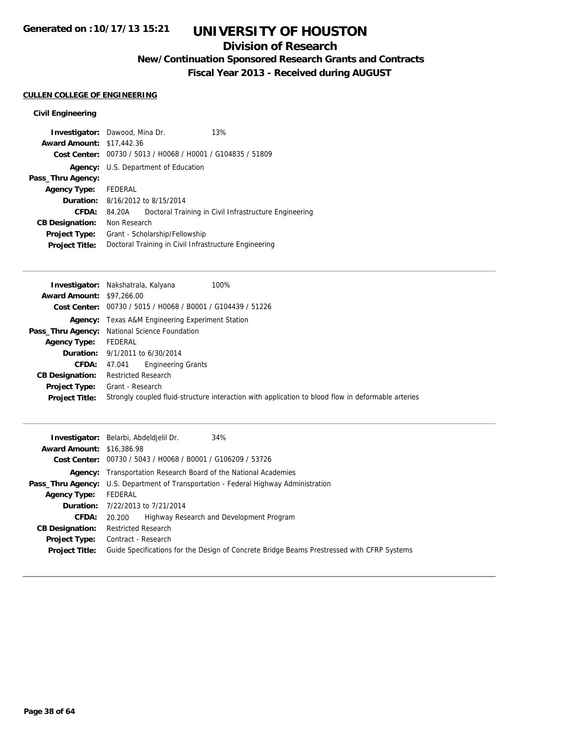# UNIVERSITY OF HOUSTON

## Division of Research

### New/Continuation Sponsored Research Grants and Contracts

### Fiscal Year 2013 - Received during AUGUST

Generated on :10/17/13 15:21

**CULLEN COLLEGE OF ENGINEERING**

**Civil Engineering**

| | |
|---|---|
| **Investigator:** | Dawood, Mina Dr. 13% |
| **Award Amount:** | $17,442.36 |
| **Cost Center:** | 00730 / 5013 / H0068 / H0001 / G104835 / 51809 |
| **Agency:** | U.S. Department of Education |
| **Pass_Thru Agency:** | |
| **Agency Type:** | FEDERAL |
| **Duration:** | 8/16/2012 to 8/15/2014 |
| **CFDA:** | 84.20A Doctoral Training in Civil Infrastructure Engineering |
| **CB Designation:** | Non Research |
| **Project Type:** | Grant - Scholarship/Fellowship |
| **Project Title:** | Doctoral Training in Civil Infrastructure Engineering |

| | |
|---|---|
| **Investigator:** | Nakshatrala, Kalyana 100% |
| **Award Amount:** | $97,266.00 |
| **Cost Center:** | 00730 / 5015 / H0068 / B0001 / G104439 / 51226 |
| **Agency:** | Texas A&M Engineering Experiment Station |
| **Pass_Thru Agency:** | National Science Foundation |
| **Agency Type:** | FEDERAL |
| **Duration:** | 9/1/2011 to 6/30/2014 |
| **CFDA:** | 47.041 Engineering Grants |
| **CB Designation:** | Restricted Research |
| **Project Type:** | Grant - Research |
| **Project Title:** | Strongly coupled fluid-structure interaction with application to blood flow in deformable arteries |

| | |
|---|---|
| **Investigator:** | Belarbi, Abdeldjelil Dr. 34% |
| **Award Amount:** | $16,386.98 |
| **Cost Center:** | 00730 / 5043 / H0068 / B0001 / G106209 / 53726 |
| **Agency:** | Transportation Research Board of the National Academies |
| **Pass_Thru Agency:** | U.S. Department of Transportation - Federal Highway Administration |
| **Agency Type:** | FEDERAL |
| **Duration:** | 7/22/2013 to 7/21/2014 |
| **CFDA:** | 20.200 Highway Research and Development Program |
| **CB Designation:** | Restricted Research |
| **Project Type:** | Contract - Research |
| **Project Title:** | Guide Specifications for the Design of Concrete Bridge Beams Prestressed with CFRP Systems |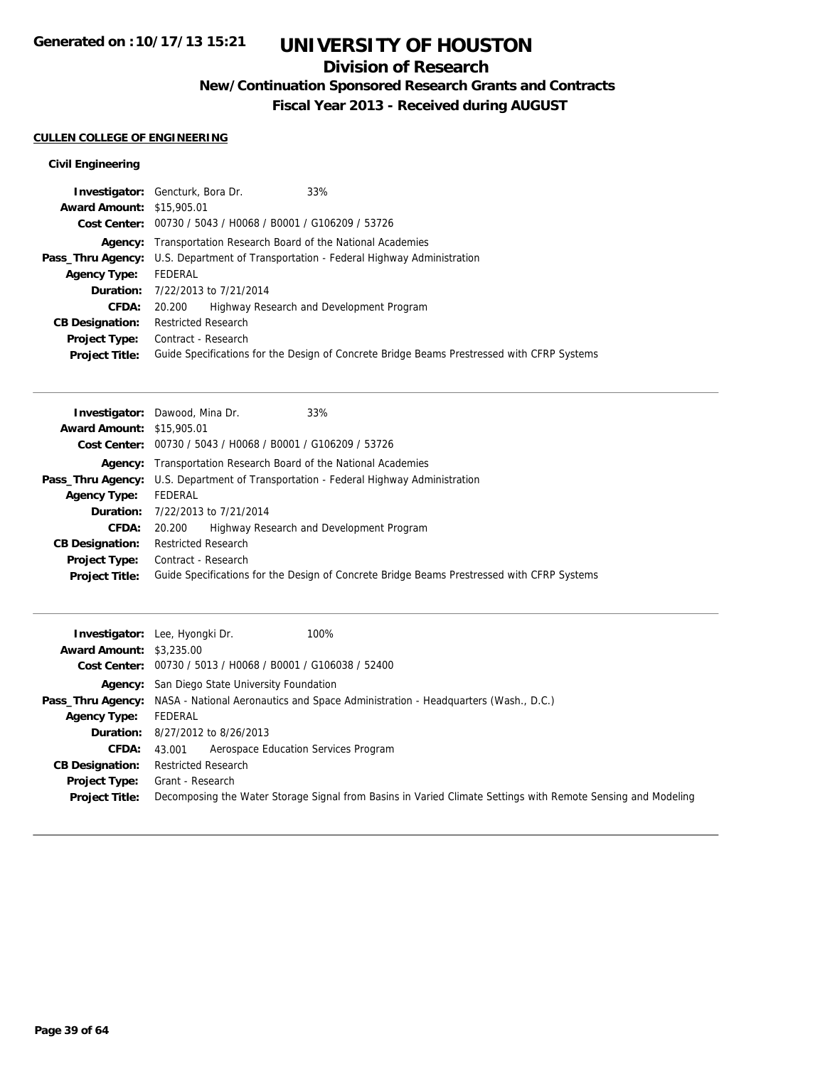# UNIVERSITY OF HOUSTON

## Division of Research

### New/Continuation Sponsored Research Grants and Contracts

### Fiscal Year 2013 - Received during AUGUST

**CULLEN COLLEGE OF ENGINEERING**

**Civil Engineering**

| | |
|---|---|
| **Investigator:** | Gencturk, Bora Dr. 33% |
| **Award Amount:** | $15,905.01 |
| **Cost Center:** | 00730 / 5043 / H0068 / B0001 / G106209 / 53726 |
| **Agency:** | Transportation Research Board of the National Academies |
| **Pass_Thru Agency:** | U.S. Department of Transportation - Federal Highway Administration |
| **Agency Type:** | FEDERAL |
| **Duration:** | 7/22/2013 to 7/21/2014 |
| **CFDA:** | 20.200 Highway Research and Development Program |
| **CB Designation:** | Restricted Research |
| **Project Type:** | Contract - Research |
| **Project Title:** | Guide Specifications for the Design of Concrete Bridge Beams Prestressed with CFRP Systems |

---

| | |
|---|---|
| **Investigator:** | Dawood, Mina Dr. 33% |
| **Award Amount:** | $15,905.01 |
| **Cost Center:** | 00730 / 5043 / H0068 / B0001 / G106209 / 53726 |
| **Agency:** | Transportation Research Board of the National Academies |
| **Pass_Thru Agency:** | U.S. Department of Transportation - Federal Highway Administration |
| **Agency Type:** | FEDERAL |
| **Duration:** | 7/22/2013 to 7/21/2014 |
| **CFDA:** | 20.200 Highway Research and Development Program |
| **CB Designation:** | Restricted Research |
| **Project Type:** | Contract - Research |
| **Project Title:** | Guide Specifications for the Design of Concrete Bridge Beams Prestressed with CFRP Systems |

---

| | |
|---|---|
| **Investigator:** | Lee, Hyongki Dr. 100% |
| **Award Amount:** | $3,235.00 |
| **Cost Center:** | 00730 / 5013 / H0068 / B0001 / G106038 / 52400 |
| **Agency:** | San Diego State University Foundation |
| **Pass_Thru Agency:** | NASA - National Aeronautics and Space Administration - Headquarters (Wash., D.C.) |
| **Agency Type:** | FEDERAL |
| **Duration:** | 8/27/2012 to 8/26/2013 |
| **CFDA:** | 43.001 Aerospace Education Services Program |
| **CB Designation:** | Restricted Research |
| **Project Type:** | Grant - Research |
| **Project Title:** | Decomposing the Water Storage Signal from Basins in Varied Climate Settings with Remote Sensing and Modeling |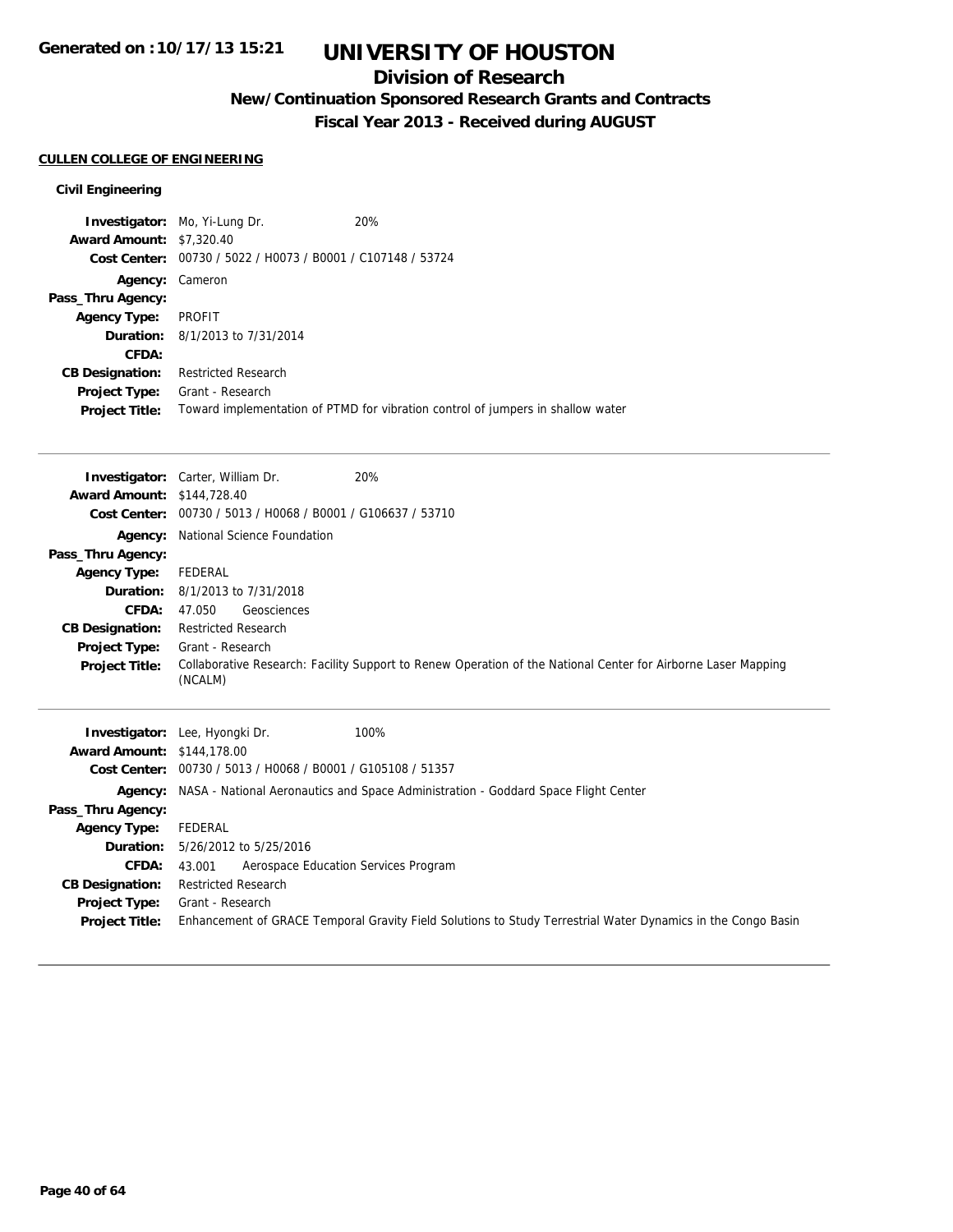# UNIVERSITY OF HOUSTON

## Division of Research

### New/Continuation Sponsored Research Grants and Contracts

### Fiscal Year 2013 - Received during AUGUST

**CULLEN COLLEGE OF ENGINEERING**

**Civil Engineering**

**Investigator:** Mo, Yi-Lung Dr. 20%
**Award Amount:** $7,320.40
**Cost Center:** 00730 / 5022 / H0073 / B0001 / C107148 / 53724
**Agency:** Cameron
**Pass_Thru Agency:**
**Agency Type:** PROFIT
**Duration:** 8/1/2013 to 7/31/2014
**CFDA:**
**CB Designation:** Restricted Research
**Project Type:** Grant - Research
**Project Title:** Toward implementation of PTMD for vibration control of jumpers in shallow water

---

**Investigator:** Carter, William Dr. 20%
**Award Amount:** $144,728.40
**Cost Center:** 00730 / 5013 / H0068 / B0001 / G106637 / 53710
**Agency:** National Science Foundation
**Pass_Thru Agency:**
**Agency Type:** FEDERAL
**Duration:** 8/1/2013 to 7/31/2018
**CFDA:** 47.050 Geosciences
**CB Designation:** Restricted Research
**Project Type:** Grant - Research
**Project Title:** Collaborative Research: Facility Support to Renew Operation of the National Center for Airborne Laser Mapping (NCALM)

---

**Investigator:** Lee, Hyongki Dr. 100%
**Award Amount:** $144,178.00
**Cost Center:** 00730 / 5013 / H0068 / B0001 / G105108 / 51357
**Agency:** NASA - National Aeronautics and Space Administration - Goddard Space Flight Center
**Pass_Thru Agency:**
**Agency Type:** FEDERAL
**Duration:** 5/26/2012 to 5/25/2016
**CFDA:** 43.001 Aerospace Education Services Program
**CB Designation:** Restricted Research
**Project Type:** Grant - Research
**Project Title:** Enhancement of GRACE Temporal Gravity Field Solutions to Study Terrestrial Water Dynamics in the Congo Basin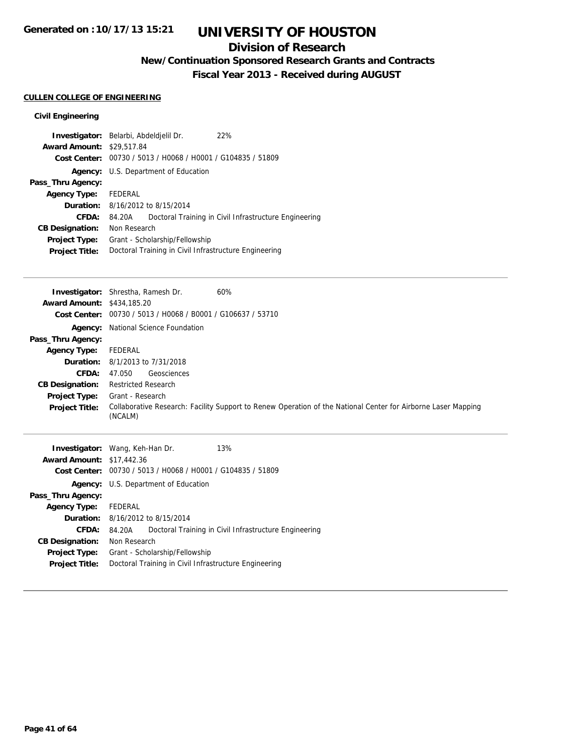# UNIVERSITY OF HOUSTON

## Division of Research

### New/Continuation Sponsored Research Grants and Contracts

### Fiscal Year 2013 - Received during AUGUST

**CULLEN COLLEGE OF ENGINEERING**

**Civil Engineering**

**Investigator:** Belarbi, Abdeldjelil Dr. 22%
**Award Amount:** $29,517.84
**Cost Center:** 00730 / 5013 / H0068 / H0001 / G104835 / 51809
**Agency:** U.S. Department of Education
**Pass_Thru Agency:**
**Agency Type:** FEDERAL
**Duration:** 8/16/2012 to 8/15/2014
**CFDA:** 84.20A Doctoral Training in Civil Infrastructure Engineering
**CB Designation:** Non Research
**Project Type:** Grant - Scholarship/Fellowship
**Project Title:** Doctoral Training in Civil Infrastructure Engineering

---

**Investigator:** Shrestha, Ramesh Dr. 60%
**Award Amount:** $434,185.20
**Cost Center:** 00730 / 5013 / H0068 / B0001 / G106637 / 53710
**Agency:** National Science Foundation
**Pass_Thru Agency:**
**Agency Type:** FEDERAL
**Duration:** 8/1/2013 to 7/31/2018
**CFDA:** 47.050 Geosciences
**CB Designation:** Restricted Research
**Project Type:** Grant - Research
**Project Title:** Collaborative Research: Facility Support to Renew Operation of the National Center for Airborne Laser Mapping (NCALM)

---

**Investigator:** Wang, Keh-Han Dr. 13%
**Award Amount:** $17,442.36
**Cost Center:** 00730 / 5013 / H0068 / H0001 / G104835 / 51809
**Agency:** U.S. Department of Education
**Pass_Thru Agency:**
**Agency Type:** FEDERAL
**Duration:** 8/16/2012 to 8/15/2014
**CFDA:** 84.20A Doctoral Training in Civil Infrastructure Engineering
**CB Designation:** Non Research
**Project Type:** Grant - Scholarship/Fellowship
**Project Title:** Doctoral Training in Civil Infrastructure Engineering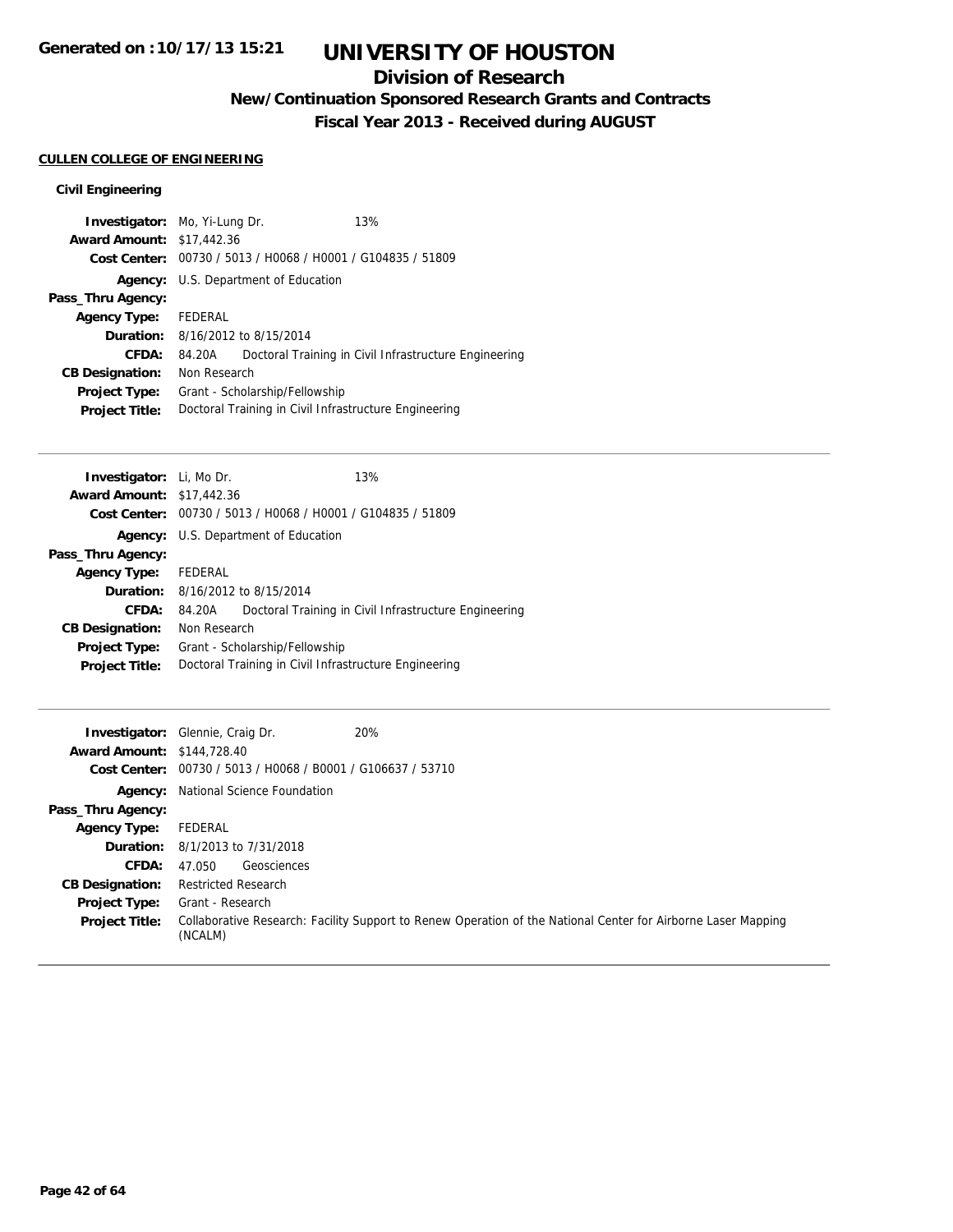**CULLEN COLLEGE OF ENGINEERING**

**Civil Engineering**

| | |
|---|---|
| **Investigator:** | Mo, Yi-Lung Dr. 13% |
| **Award Amount:** | $17,442.36 |
| **Cost Center:** | 00730 / 5013 / H0068 / H0001 / G104835 / 51809 |
| **Agency:** | U.S. Department of Education |
| **Pass_Thru Agency:** | |
| **Agency Type:** | FEDERAL |
| **Duration:** | 8/16/2012 to 8/15/2014 |
| **CFDA:** | 84.20A Doctoral Training in Civil Infrastructure Engineering |
| **CB Designation:** | Non Research |
| **Project Type:** | Grant - Scholarship/Fellowship |
| **Project Title:** | Doctoral Training in Civil Infrastructure Engineering |

| | |
|---|---|
| **Investigator:** | Li, Mo Dr. 13% |
| **Award Amount:** | $17,442.36 |
| **Cost Center:** | 00730 / 5013 / H0068 / H0001 / G104835 / 51809 |
| **Agency:** | U.S. Department of Education |
| **Pass_Thru Agency:** | |
| **Agency Type:** | FEDERAL |
| **Duration:** | 8/16/2012 to 8/15/2014 |
| **CFDA:** | 84.20A Doctoral Training in Civil Infrastructure Engineering |
| **CB Designation:** | Non Research |
| **Project Type:** | Grant - Scholarship/Fellowship |
| **Project Title:** | Doctoral Training in Civil Infrastructure Engineering |

| | |
|---|---|
| **Investigator:** | Glennie, Craig Dr. 20% |
| **Award Amount:** | $144,728.40 |
| **Cost Center:** | 00730 / 5013 / H0068 / B0001 / G106637 / 53710 |
| **Agency:** | National Science Foundation |
| **Pass_Thru Agency:** | |
| **Agency Type:** | FEDERAL |
| **Duration:** | 8/1/2013 to 7/31/2018 |
| **CFDA:** | 47.050 Geosciences |
| **CB Designation:** | Restricted Research |
| **Project Type:** | Grant - Research |
| **Project Title:** | Collaborative Research: Facility Support to Renew Operation of the National Center for Airborne Laser Mapping (NCALM) |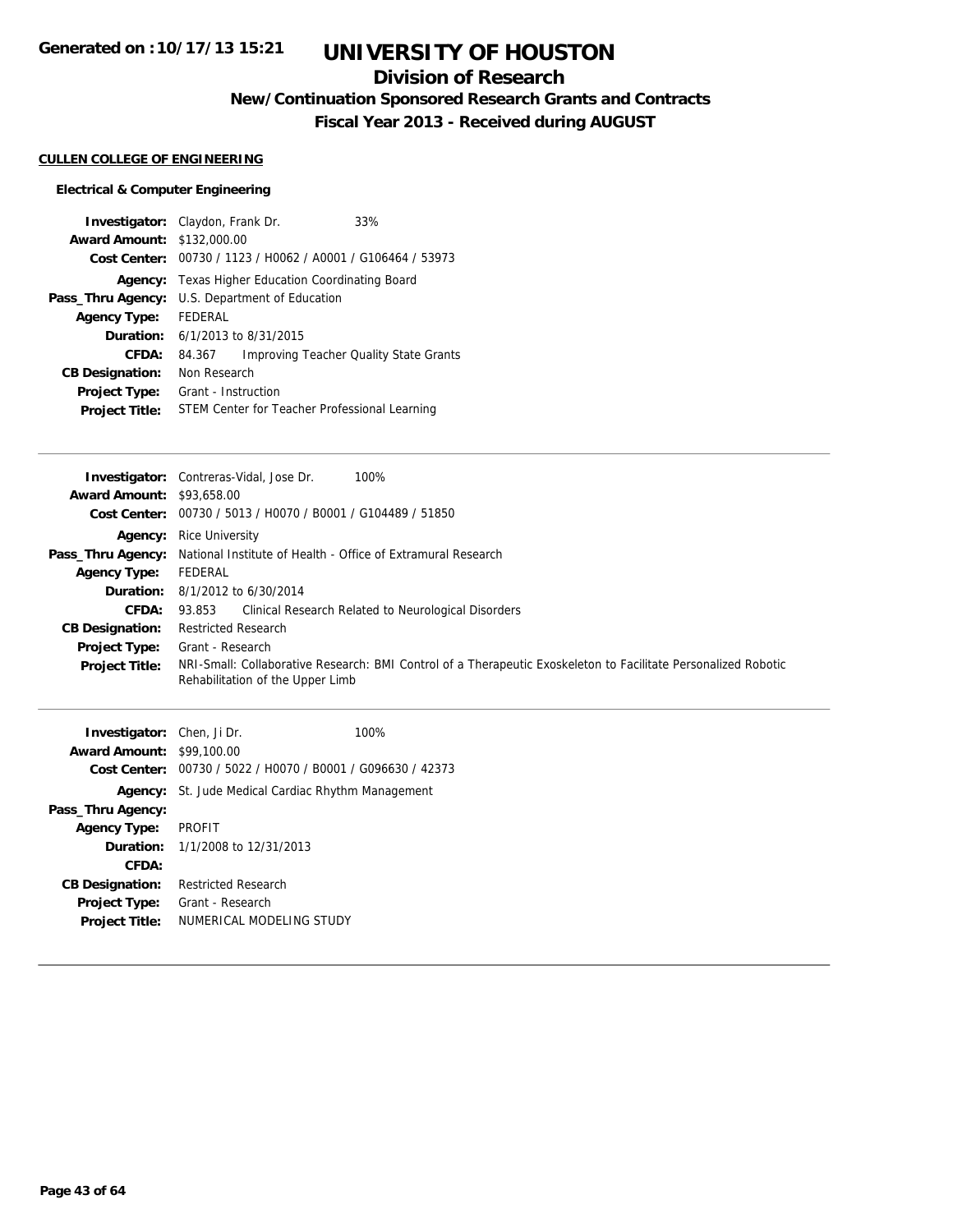Generated on :10/17/13 15:21

# UNIVERSITY OF HOUSTON

## Division of Research

### New/Continuation Sponsored Research Grants and Contracts

### Fiscal Year 2013 - Received during AUGUST

**CULLEN COLLEGE OF ENGINEERING**

**Electrical & Computer Engineering**

| | |
|---|---|
| **Investigator:** | Claydon, Frank Dr. 33% |
| **Award Amount:** | $132,000.00 |
| **Cost Center:** | 00730 / 1123 / H0062 / A0001 / G106464 / 53973 |
| **Agency:** | Texas Higher Education Coordinating Board |
| **Pass_Thru Agency:** | U.S. Department of Education |
| **Agency Type:** | FEDERAL |
| **Duration:** | 6/1/2013 to 8/31/2015 |
| **CFDA:** | 84.367 Improving Teacher Quality State Grants |
| **CB Designation:** | Non Research |
| **Project Type:** | Grant - Instruction |
| **Project Title:** | STEM Center for Teacher Professional Learning |

---

| | |
|---|---|
| **Investigator:** | Contreras-Vidal, Jose Dr. 100% |
| **Award Amount:** | $93,658.00 |
| **Cost Center:** | 00730 / 5013 / H0070 / B0001 / G104489 / 51850 |
| **Agency:** | Rice University |
| **Pass_Thru Agency:** | National Institute of Health - Office of Extramural Research |
| **Agency Type:** | FEDERAL |
| **Duration:** | 8/1/2012 to 6/30/2014 |
| **CFDA:** | 93.853 Clinical Research Related to Neurological Disorders |
| **CB Designation:** | Restricted Research |
| **Project Type:** | Grant - Research |
| **Project Title:** | NRI-Small: Collaborative Research: BMI Control of a Therapeutic Exoskeleton to Facilitate Personalized Robotic Rehabilitation of the Upper Limb |

---

| | |
|---|---|
| **Investigator:** | Chen, Ji Dr. 100% |
| **Award Amount:** | $99,100.00 |
| **Cost Center:** | 00730 / 5022 / H0070 / B0001 / G096630 / 42373 |
| **Agency:** | St. Jude Medical Cardiac Rhythm Management |
| **Pass_Thru Agency:** | |
| **Agency Type:** | PROFIT |
| **Duration:** | 1/1/2008 to 12/31/2013 |
| **CFDA:** | |
| **CB Designation:** | Restricted Research |
| **Project Type:** | Grant - Research |
| **Project Title:** | NUMERICAL MODELING STUDY |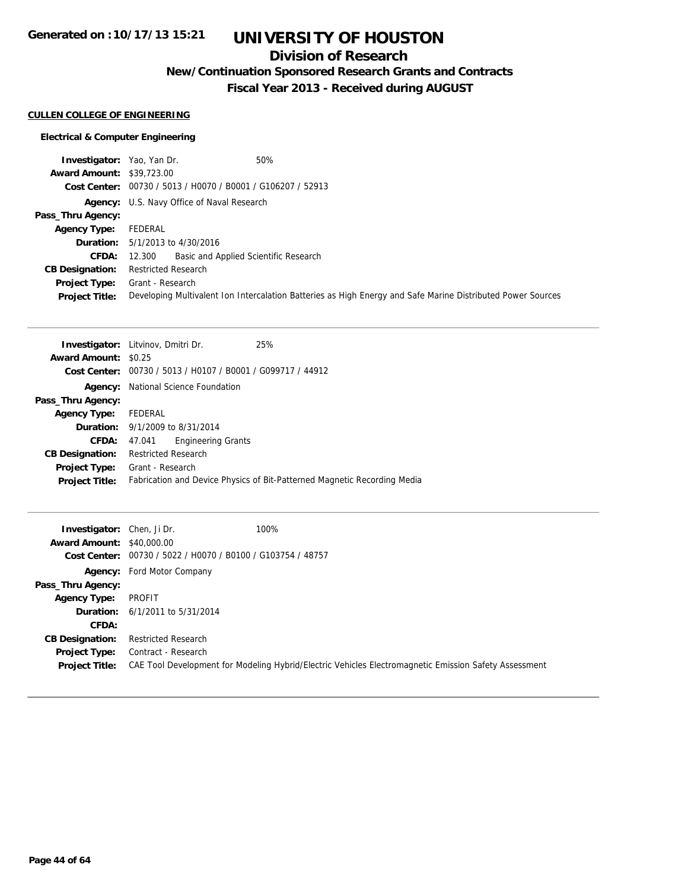Generated on :10/17/13 15:21

# UNIVERSITY OF HOUSTON

## Division of Research

### New/Continuation Sponsored Research Grants and Contracts

### Fiscal Year 2013 - Received during AUGUST

**CULLEN COLLEGE OF ENGINEERING**

**Electrical & Computer Engineering**

| | |
|---|---|
| **Investigator:** | Yao, Yan Dr. 50% |
| **Award Amount:** | $39,723.00 |
| **Cost Center:** | 00730 / 5013 / H0070 / B0001 / G106207 / 52913 |
| **Agency:** | U.S. Navy Office of Naval Research |
| **Pass_Thru Agency:** | |
| **Agency Type:** | FEDERAL |
| **Duration:** | 5/1/2013 to 4/30/2016 |
| **CFDA:** | 12.300 Basic and Applied Scientific Research |
| **CB Designation:** | Restricted Research |
| **Project Type:** | Grant - Research |
| **Project Title:** | Developing Multivalent Ion Intercalation Batteries as High Energy and Safe Marine Distributed Power Sources |

| | |
|---|---|
| **Investigator:** | Litvinov, Dmitri Dr. 25% |
| **Award Amount:** | $0.25 |
| **Cost Center:** | 00730 / 5013 / H0107 / B0001 / G099717 / 44912 |
| **Agency:** | National Science Foundation |
| **Pass_Thru Agency:** | |
| **Agency Type:** | FEDERAL |
| **Duration:** | 9/1/2009 to 8/31/2014 |
| **CFDA:** | 47.041 Engineering Grants |
| **CB Designation:** | Restricted Research |
| **Project Type:** | Grant - Research |
| **Project Title:** | Fabrication and Device Physics of Bit-Patterned Magnetic Recording Media |

| | |
|---|---|
| **Investigator:** | Chen, Ji Dr. 100% |
| **Award Amount:** | $40,000.00 |
| **Cost Center:** | 00730 / 5022 / H0070 / B0100 / G103754 / 48757 |
| **Agency:** | Ford Motor Company |
| **Pass_Thru Agency:** | |
| **Agency Type:** | PROFIT |
| **Duration:** | 6/1/2011 to 5/31/2014 |
| **CFDA:** | |
| **CB Designation:** | Restricted Research |
| **Project Type:** | Contract - Research |
| **Project Title:** | CAE Tool Development for Modeling Hybrid/Electric Vehicles Electromagnetic Emission Safety Assessment |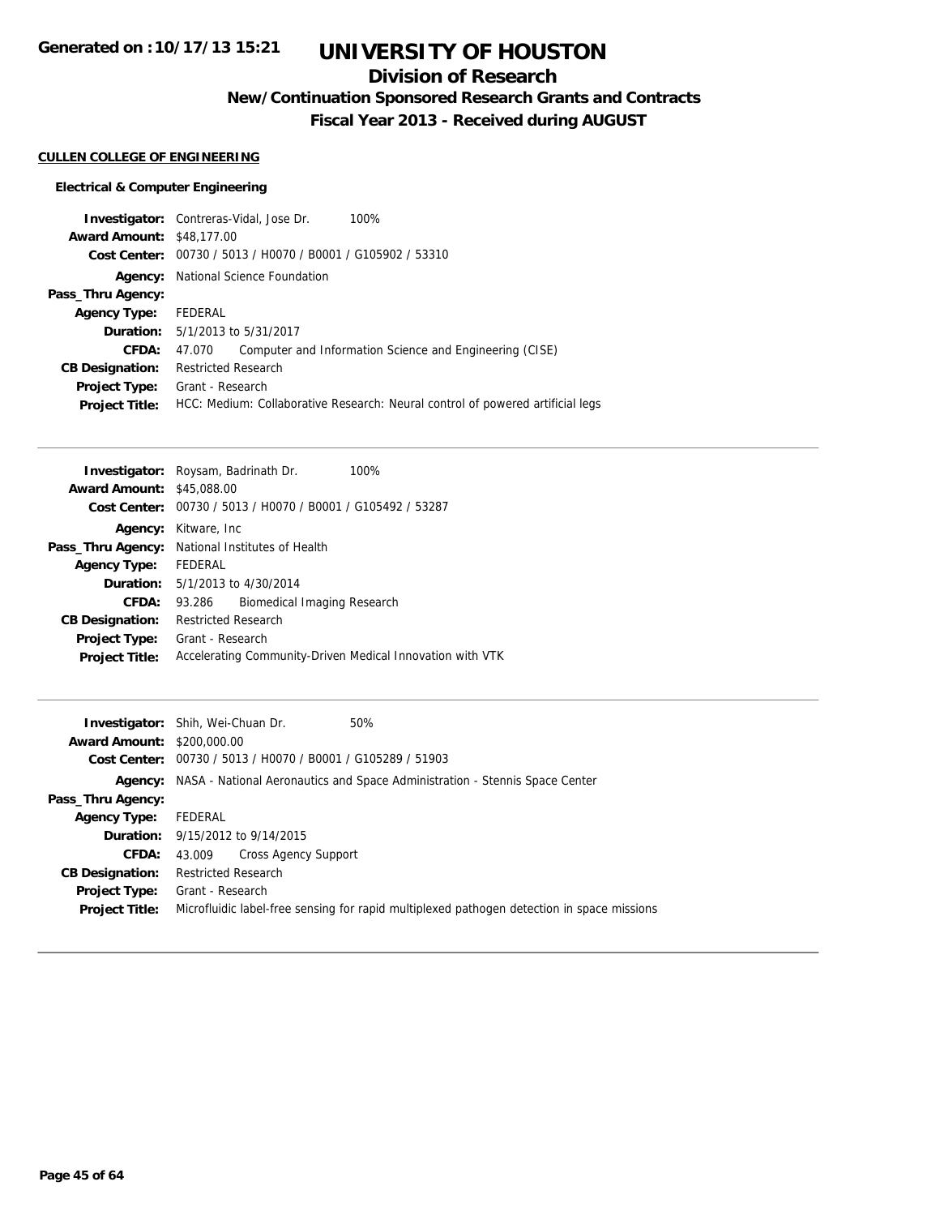# UNIVERSITY OF HOUSTON

## Division of Research

### New/Continuation Sponsored Research Grants and Contracts

### Fiscal Year 2013 - Received during AUGUST

**CULLEN COLLEGE OF ENGINEERING**

**Electrical & Computer Engineering**

| | |
|---|---|
| **Investigator:** | Contreras-Vidal, Jose Dr. 100% |
| **Award Amount:** | $48,177.00 |
| **Cost Center:** | 00730 / 5013 / H0070 / B0001 / G105902 / 53310 |
| **Agency:** | National Science Foundation |
| **Pass_Thru Agency:** | |
| **Agency Type:** | FEDERAL |
| **Duration:** | 5/1/2013 to 5/31/2017 |
| **CFDA:** | 47.070 Computer and Information Science and Engineering (CISE) |
| **CB Designation:** | Restricted Research |
| **Project Type:** | Grant - Research |
| **Project Title:** | HCC: Medium: Collaborative Research: Neural control of powered artificial legs |

---

| | |
|---|---|
| **Investigator:** | Roysam, Badrinath Dr. 100% |
| **Award Amount:** | $45,088.00 |
| **Cost Center:** | 00730 / 5013 / H0070 / B0001 / G105492 / 53287 |
| **Agency:** | Kitware, Inc |
| **Pass_Thru Agency:** | National Institutes of Health |
| **Agency Type:** | FEDERAL |
| **Duration:** | 5/1/2013 to 4/30/2014 |
| **CFDA:** | 93.286 Biomedical Imaging Research |
| **CB Designation:** | Restricted Research |
| **Project Type:** | Grant - Research |
| **Project Title:** | Accelerating Community-Driven Medical Innovation with VTK |

---

| | |
|---|---|
| **Investigator:** | Shih, Wei-Chuan Dr. 50% |
| **Award Amount:** | $200,000.00 |
| **Cost Center:** | 00730 / 5013 / H0070 / B0001 / G105289 / 51903 |
| **Agency:** | NASA - National Aeronautics and Space Administration - Stennis Space Center |
| **Pass_Thru Agency:** | |
| **Agency Type:** | FEDERAL |
| **Duration:** | 9/15/2012 to 9/14/2015 |
| **CFDA:** | 43.009 Cross Agency Support |
| **CB Designation:** | Restricted Research |
| **Project Type:** | Grant - Research |
| **Project Title:** | Microfluidic label-free sensing for rapid multiplexed pathogen detection in space missions |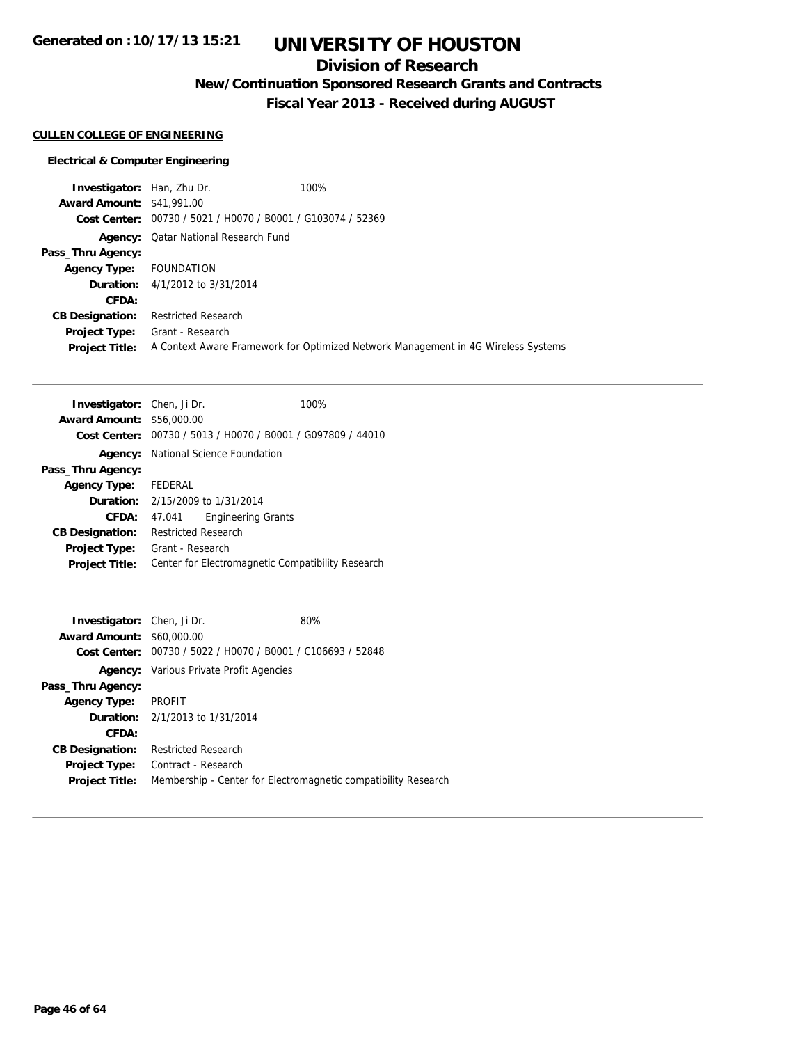# UNIVERSITY OF HOUSTON

## Division of Research

### New/Continuation Sponsored Research Grants and Contracts

### Fiscal Year 2013 - Received during AUGUST

Generated on :10/17/13 15:21

**CULLEN COLLEGE OF ENGINEERING**

**Electrical & Computer Engineering**

**Investigator:** Han, Zhu Dr. 100%
**Award Amount:** $41,991.00
**Cost Center:** 00730 / 5021 / H0070 / B0001 / G103074 / 52369
**Agency:** Qatar National Research Fund
**Pass_Thru Agency:**
**Agency Type:** FOUNDATION
**Duration:** 4/1/2012 to 3/31/2014
**CFDA:**
**CB Designation:** Restricted Research
**Project Type:** Grant - Research
**Project Title:** A Context Aware Framework for Optimized Network Management in 4G Wireless Systems

---

**Investigator:** Chen, Ji Dr. 100%
**Award Amount:** $56,000.00
**Cost Center:** 00730 / 5013 / H0070 / B0001 / G097809 / 44010
**Agency:** National Science Foundation
**Pass_Thru Agency:**
**Agency Type:** FEDERAL
**Duration:** 2/15/2009 to 1/31/2014
**CFDA:** 47.041 Engineering Grants
**CB Designation:** Restricted Research
**Project Type:** Grant - Research
**Project Title:** Center for Electromagnetic Compatibility Research

---

**Investigator:** Chen, Ji Dr. 80%
**Award Amount:** $60,000.00
**Cost Center:** 00730 / 5022 / H0070 / B0001 / C106693 / 52848
**Agency:** Various Private Profit Agencies
**Pass_Thru Agency:**
**Agency Type:** PROFIT
**Duration:** 2/1/2013 to 1/31/2014
**CFDA:**
**CB Designation:** Restricted Research
**Project Type:** Contract - Research
**Project Title:** Membership - Center for Electromagnetic compatibility Research

---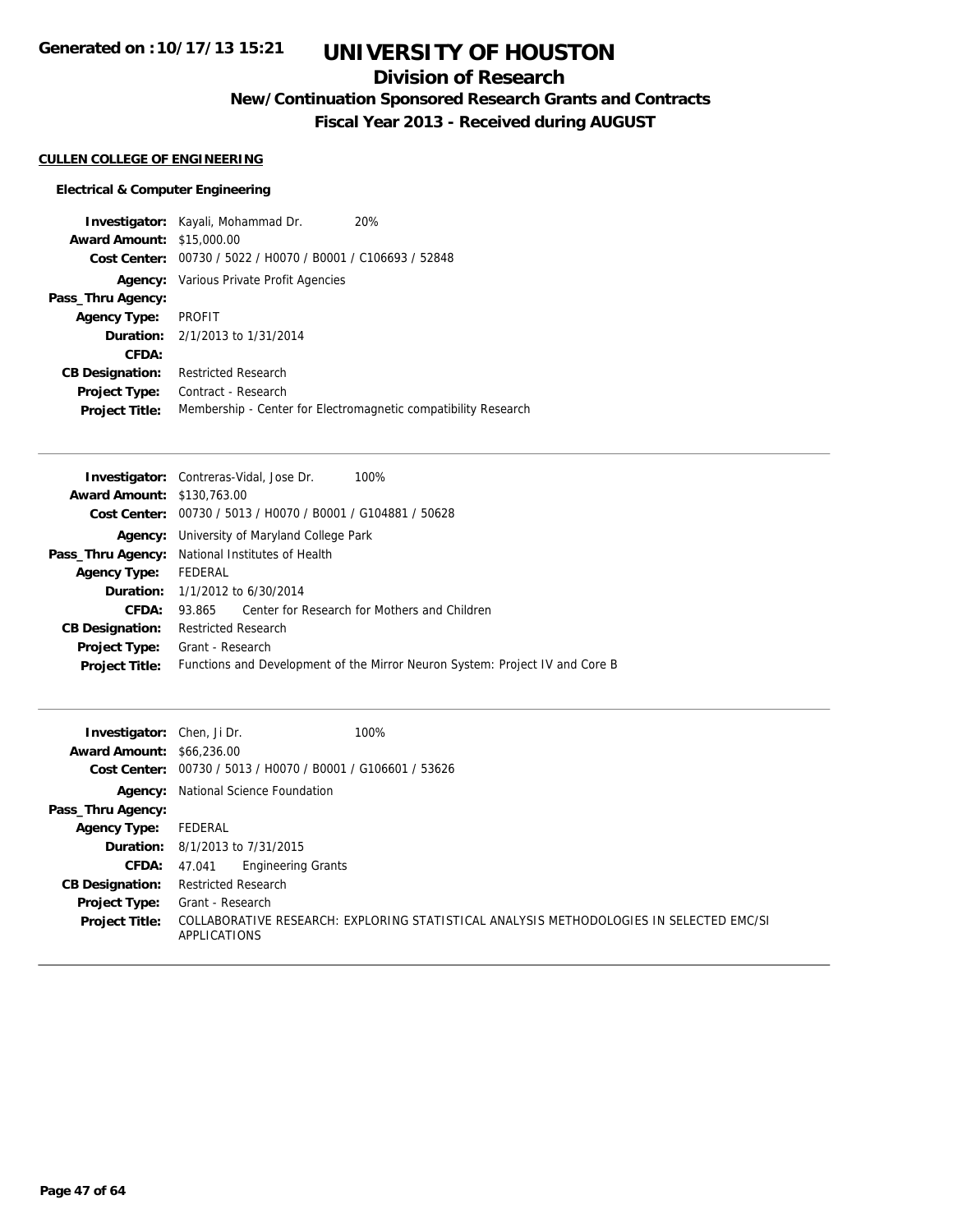# UNIVERSITY OF HOUSTON

## Division of Research

### New/Continuation Sponsored Research Grants and Contracts

### Fiscal Year 2013 - Received during AUGUST

Generated on :10/17/13 15:21

**CULLEN COLLEGE OF ENGINEERING**

**Electrical & Computer Engineering**

**Investigator:** Kayali, Mohammad Dr. 20%
**Award Amount:** $15,000.00
**Cost Center:** 00730 / 5022 / H0070 / B0001 / C106693 / 52848
**Agency:** Various Private Profit Agencies
**Pass_Thru Agency:**
**Agency Type:** PROFIT
**Duration:** 2/1/2013 to 1/31/2014
**CFDA:**
**CB Designation:** Restricted Research
**Project Type:** Contract - Research
**Project Title:** Membership - Center for Electromagnetic compatibility Research

---

**Investigator:** Contreras-Vidal, Jose Dr. 100%
**Award Amount:** $130,763.00
**Cost Center:** 00730 / 5013 / H0070 / B0001 / G104881 / 50628
**Agency:** University of Maryland College Park
**Pass_Thru Agency:** National Institutes of Health
**Agency Type:** FEDERAL
**Duration:** 1/1/2012 to 6/30/2014
**CFDA:** 93.865 Center for Research for Mothers and Children
**CB Designation:** Restricted Research
**Project Type:** Grant - Research
**Project Title:** Functions and Development of the Mirror Neuron System: Project IV and Core B

---

**Investigator:** Chen, Ji Dr. 100%
**Award Amount:** $66,236.00
**Cost Center:** 00730 / 5013 / H0070 / B0001 / G106601 / 53626
**Agency:** National Science Foundation
**Pass_Thru Agency:**
**Agency Type:** FEDERAL
**Duration:** 8/1/2013 to 7/31/2015
**CFDA:** 47.041 Engineering Grants
**CB Designation:** Restricted Research
**Project Type:** Grant - Research
**Project Title:** COLLABORATIVE RESEARCH: EXPLORING STATISTICAL ANALYSIS METHODOLOGIES IN SELECTED EMC/SI APPLICATIONS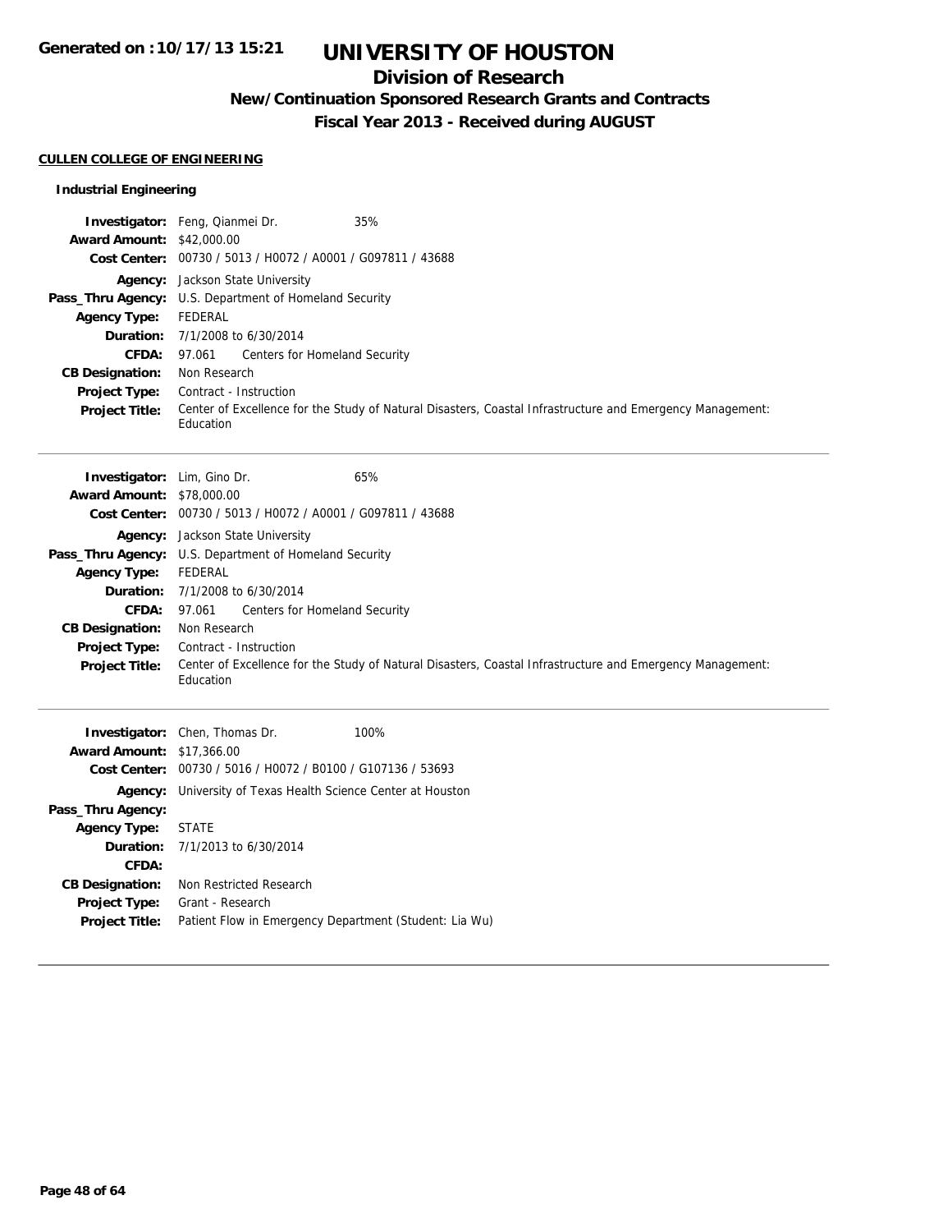# UNIVERSITY OF HOUSTON

## Division of Research

### New/Continuation Sponsored Research Grants and Contracts

### Fiscal Year 2013 - Received during AUGUST

Generated on :10/17/13 15:21

**CULLEN COLLEGE OF ENGINEERING**

**Industrial Engineering**

**Investigator:** Feng, Qianmei Dr. 35%
**Award Amount:** $42,000.00
**Cost Center:** 00730 / 5013 / H0072 / A0001 / G097811 / 43688
**Agency:** Jackson State University
**Pass_Thru Agency:** U.S. Department of Homeland Security
**Agency Type:** FEDERAL
**Duration:** 7/1/2008 to 6/30/2014
**CFDA:** 97.061 Centers for Homeland Security
**CB Designation:** Non Research
**Project Type:** Contract - Instruction
**Project Title:** Center of Excellence for the Study of Natural Disasters, Coastal Infrastructure and Emergency Management: Education

---

**Investigator:** Lim, Gino Dr. 65%
**Award Amount:** $78,000.00
**Cost Center:** 00730 / 5013 / H0072 / A0001 / G097811 / 43688
**Agency:** Jackson State University
**Pass_Thru Agency:** U.S. Department of Homeland Security
**Agency Type:** FEDERAL
**Duration:** 7/1/2008 to 6/30/2014
**CFDA:** 97.061 Centers for Homeland Security
**CB Designation:** Non Research
**Project Type:** Contract - Instruction
**Project Title:** Center of Excellence for the Study of Natural Disasters, Coastal Infrastructure and Emergency Management: Education

---

**Investigator:** Chen, Thomas Dr. 100%
**Award Amount:** $17,366.00
**Cost Center:** 00730 / 5016 / H0072 / B0100 / G107136 / 53693
**Agency:** University of Texas Health Science Center at Houston
**Pass_Thru Agency:**
**Agency Type:** STATE
**Duration:** 7/1/2013 to 6/30/2014
**CFDA:**
**CB Designation:** Non Restricted Research
**Project Type:** Grant - Research
**Project Title:** Patient Flow in Emergency Department (Student: Lia Wu)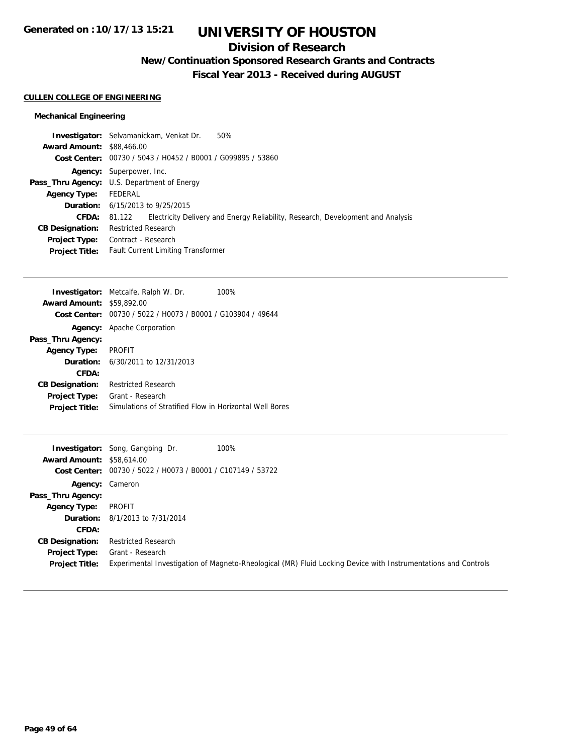# UNIVERSITY OF HOUSTON

## Division of Research

### New/Continuation Sponsored Research Grants and Contracts

### Fiscal Year 2013 - Received during AUGUST

Generated on :10/17/13 15:21

**CULLEN COLLEGE OF ENGINEERING**

#### Mechanical Engineering

**Investigator:** Selvamanickam, Venkat Dr. 50%
**Award Amount:** $88,466.00
**Cost Center:** 00730 / 5043 / H0452 / B0001 / G099895 / 53860
**Agency:** Superpower, Inc.
**Pass_Thru Agency:** U.S. Department of Energy
**Agency Type:** FEDERAL
**Duration:** 6/15/2013 to 9/25/2015
**CFDA:** 81.122 Electricity Delivery and Energy Reliability, Research, Development and Analysis
**CB Designation:** Restricted Research
**Project Type:** Contract - Research
**Project Title:** Fault Current Limiting Transformer

---

**Investigator:** Metcalfe, Ralph W. Dr. 100%
**Award Amount:** $59,892.00
**Cost Center:** 00730 / 5022 / H0073 / B0001 / G103904 / 49644
**Agency:** Apache Corporation
**Pass_Thru Agency:**
**Agency Type:** PROFIT
**Duration:** 6/30/2011 to 12/31/2013
**CFDA:**
**CB Designation:** Restricted Research
**Project Type:** Grant - Research
**Project Title:** Simulations of Stratified Flow in Horizontal Well Bores

---

**Investigator:** Song, Gangbing Dr. 100%
**Award Amount:** $58,614.00
**Cost Center:** 00730 / 5022 / H0073 / B0001 / C107149 / 53722
**Agency:** Cameron
**Pass_Thru Agency:**
**Agency Type:** PROFIT
**Duration:** 8/1/2013 to 7/31/2014
**CFDA:**
**CB Designation:** Restricted Research
**Project Type:** Grant - Research
**Project Title:** Experimental Investigation of Magneto-Rheological (MR) Fluid Locking Device with Instrumentations and Controls

---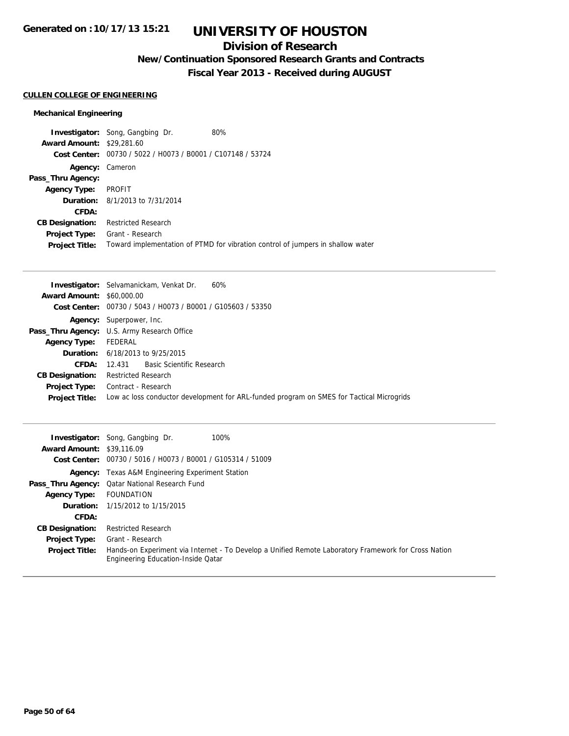# UNIVERSITY OF HOUSTON

## Division of Research

### New/Continuation Sponsored Research Grants and Contracts

### Fiscal Year 2013 - Received during AUGUST

**CULLEN COLLEGE OF ENGINEERING**

**Mechanical Engineering**

| | |
|---|---|
| **Investigator:** | Song, Gangbing Dr. 80% |
| **Award Amount:** | $29,281.60 |
| **Cost Center:** | 00730 / 5022 / H0073 / B0001 / C107148 / 53724 |
| **Agency:** | Cameron |
| **Pass_Thru Agency:** | |
| **Agency Type:** | PROFIT |
| **Duration:** | 8/1/2013 to 7/31/2014 |
| **CFDA:** | |
| **CB Designation:** | Restricted Research |
| **Project Type:** | Grant - Research |
| **Project Title:** | Toward implementation of PTMD for vibration control of jumpers in shallow water |

| | |
|---|---|
| **Investigator:** | Selvamanickam, Venkat Dr. 60% |
| **Award Amount:** | $60,000.00 |
| **Cost Center:** | 00730 / 5043 / H0073 / B0001 / G105603 / 53350 |
| **Agency:** | Superpower, Inc. |
| **Pass_Thru Agency:** | U.S. Army Research Office |
| **Agency Type:** | FEDERAL |
| **Duration:** | 6/18/2013 to 9/25/2015 |
| **CFDA:** | 12.431 Basic Scientific Research |
| **CB Designation:** | Restricted Research |
| **Project Type:** | Contract - Research |
| **Project Title:** | Low ac loss conductor development for ARL-funded program on SMES for Tactical Microgrids |

| | |
|---|---|
| **Investigator:** | Song, Gangbing Dr. 100% |
| **Award Amount:** | $39,116.09 |
| **Cost Center:** | 00730 / 5016 / H0073 / B0001 / G105314 / 51009 |
| **Agency:** | Texas A&M Engineering Experiment Station |
| **Pass_Thru Agency:** | Qatar National Research Fund |
| **Agency Type:** | FOUNDATION |
| **Duration:** | 1/15/2012 to 1/15/2015 |
| **CFDA:** | |
| **CB Designation:** | Restricted Research |
| **Project Type:** | Grant - Research |
| **Project Title:** | Hands-on Experiment via Internet - To Develop a Unified Remote Laboratory Framework for Cross Nation Engineering Education-Inside Qatar |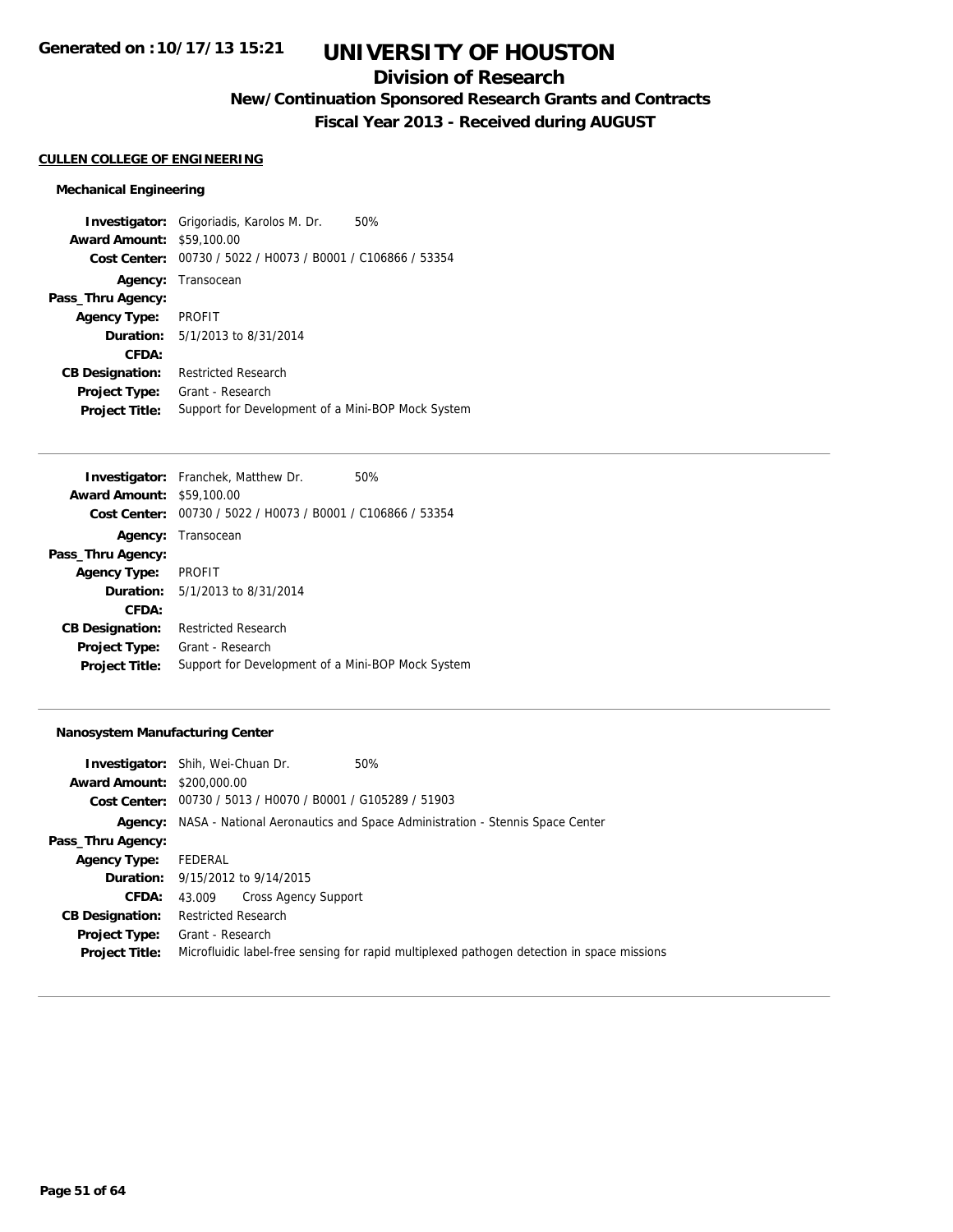# UNIVERSITY OF HOUSTON

## Division of Research

### New/Continuation Sponsored Research Grants and Contracts

### Fiscal Year 2013 - Received during AUGUST

**Generated on :10/17/13 15:21**

#### CULLEN COLLEGE OF ENGINEERING

##### Mechanical Engineering

| | |
|---|---|
| **Investigator:** | Grigoriadis, Karolos M. Dr. 50% |
| **Award Amount:** | $59,100.00 |
| **Cost Center:** | 00730 / 5022 / H0073 / B0001 / C106866 / 53354 |
| **Agency:** | Transocean |
| **Pass_Thru Agency:** | |
| **Agency Type:** | PROFIT |
| **Duration:** | 5/1/2013 to 8/31/2014 |
| **CFDA:** | |
| **CB Designation:** | Restricted Research |
| **Project Type:** | Grant - Research |
| **Project Title:** | Support for Development of a Mini-BOP Mock System |

| | |
|---|---|
| **Investigator:** | Franchek, Matthew Dr. 50% |
| **Award Amount:** | $59,100.00 |
| **Cost Center:** | 00730 / 5022 / H0073 / B0001 / C106866 / 53354 |
| **Agency:** | Transocean |
| **Pass_Thru Agency:** | |
| **Agency Type:** | PROFIT |
| **Duration:** | 5/1/2013 to 8/31/2014 |
| **CFDA:** | |
| **CB Designation:** | Restricted Research |
| **Project Type:** | Grant - Research |
| **Project Title:** | Support for Development of a Mini-BOP Mock System |

##### Nanosystem Manufacturing Center

| | |
|---|---|
| **Investigator:** | Shih, Wei-Chuan Dr. 50% |
| **Award Amount:** | $200,000.00 |
| **Cost Center:** | 00730 / 5013 / H0070 / B0001 / G105289 / 51903 |
| **Agency:** | NASA - National Aeronautics and Space Administration - Stennis Space Center |
| **Pass_Thru Agency:** | |
| **Agency Type:** | FEDERAL |
| **Duration:** | 9/15/2012 to 9/14/2015 |
| **CFDA:** | 43.009 Cross Agency Support |
| **CB Designation:** | Restricted Research |
| **Project Type:** | Grant - Research |
| **Project Title:** | Microfluidic label-free sensing for rapid multiplexed pathogen detection in space missions |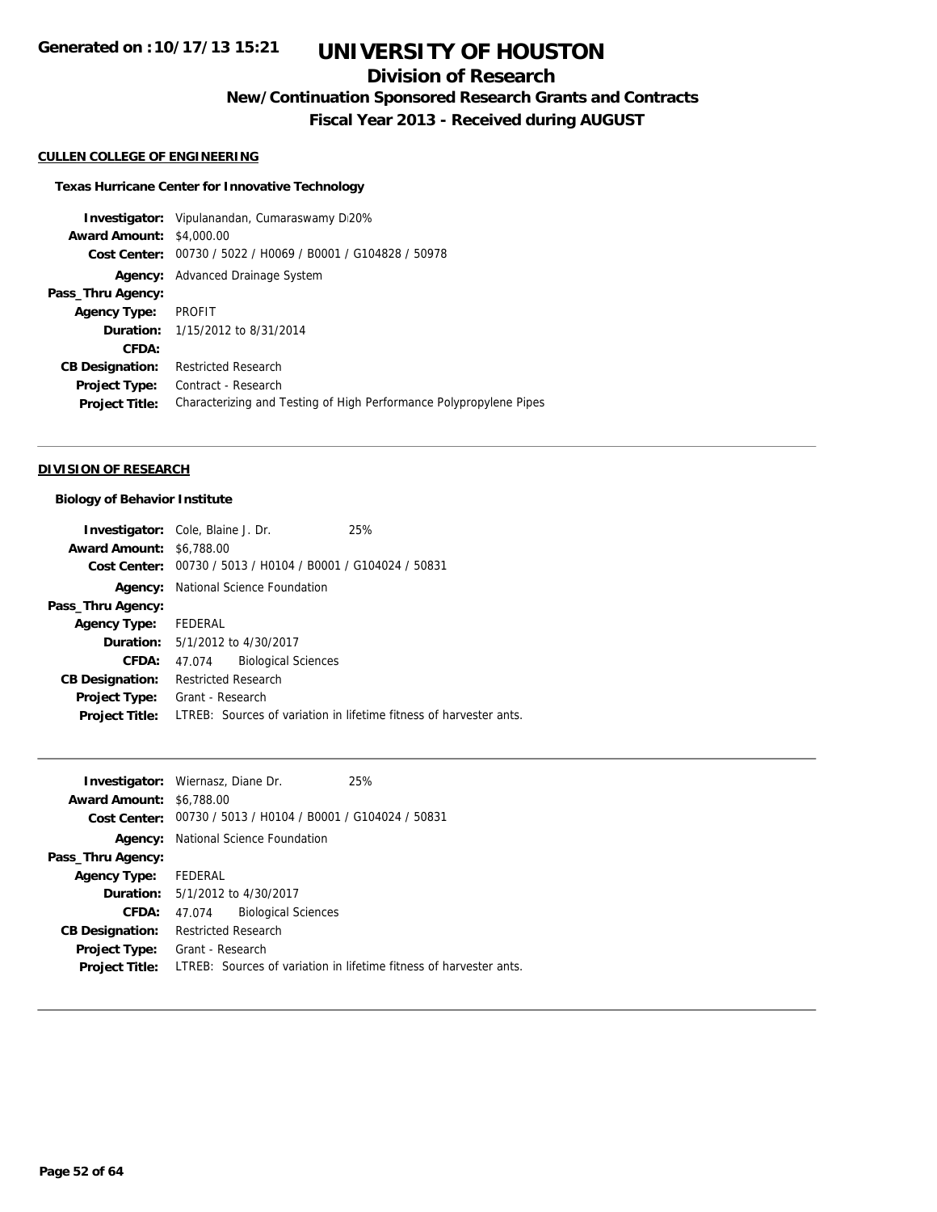**Generated on :10/17/13 15:21**

# UNIVERSITY OF HOUSTON

## Division of Research

### New/Continuation Sponsored Research Grants and Contracts

### Fiscal Year 2013 - Received during AUGUST

**CULLEN COLLEGE OF ENGINEERING**

**Texas Hurricane Center for Innovative Technology**

| | |
|---|---|
| **Investigator:** | Vipulanandan, Cumaraswamy Di20% |
| **Award Amount:** | $4,000.00 |
| **Cost Center:** | 00730 / 5022 / H0069 / B0001 / G104828 / 50978 |
| **Agency:** | Advanced Drainage System |
| **Pass_Thru Agency:** | |
| **Agency Type:** | PROFIT |
| **Duration:** | 1/15/2012 to 8/31/2014 |
| **CFDA:** | |
| **CB Designation:** | Restricted Research |
| **Project Type:** | Contract - Research |
| **Project Title:** | Characterizing and Testing of High Performance Polypropylene Pipes |

**DIVISION OF RESEARCH**

**Biology of Behavior Institute**

| | |
|---|---|
| **Investigator:** | Cole, Blaine J. Dr. 25% |
| **Award Amount:** | $6,788.00 |
| **Cost Center:** | 00730 / 5013 / H0104 / B0001 / G104024 / 50831 |
| **Agency:** | National Science Foundation |
| **Pass_Thru Agency:** | |
| **Agency Type:** | FEDERAL |
| **Duration:** | 5/1/2012 to 4/30/2017 |
| **CFDA:** | 47.074 Biological Sciences |
| **CB Designation:** | Restricted Research |
| **Project Type:** | Grant - Research |
| **Project Title:** | LTREB: Sources of variation in lifetime fitness of harvester ants. |

| | |
|---|---|
| **Investigator:** | Wiernasz, Diane Dr. 25% |
| **Award Amount:** | $6,788.00 |
| **Cost Center:** | 00730 / 5013 / H0104 / B0001 / G104024 / 50831 |
| **Agency:** | National Science Foundation |
| **Pass_Thru Agency:** | |
| **Agency Type:** | FEDERAL |
| **Duration:** | 5/1/2012 to 4/30/2017 |
| **CFDA:** | 47.074 Biological Sciences |
| **CB Designation:** | Restricted Research |
| **Project Type:** | Grant - Research |
| **Project Title:** | LTREB: Sources of variation in lifetime fitness of harvester ants. |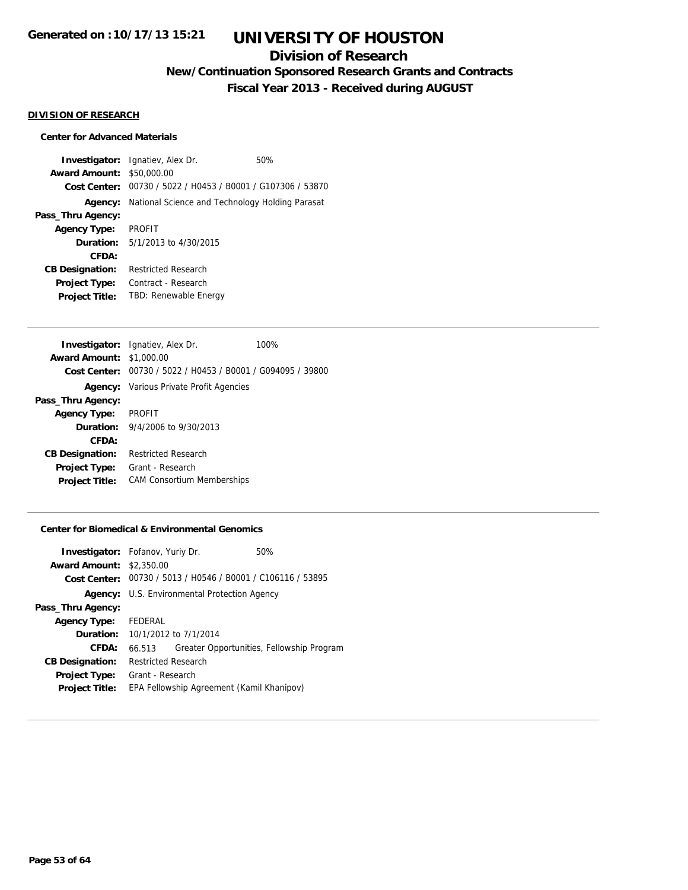# UNIVERSITY OF HOUSTON

## Division of Research

### New/Continuation Sponsored Research Grants and Contracts

### Fiscal Year 2013 - Received during AUGUST

**DIVISION OF RESEARCH**

**Center for Advanced Materials**

**Investigator:** Ignatiev, Alex Dr. 50%
**Award Amount:** $50,000.00
**Cost Center:** 00730 / 5022 / H0453 / B0001 / G107306 / 53870
**Agency:** National Science and Technology Holding Parasat
**Pass_Thru Agency:**
**Agency Type:** PROFIT
**Duration:** 5/1/2013 to 4/30/2015
**CFDA:**
**CB Designation:** Restricted Research
**Project Type:** Contract - Research
**Project Title:** TBD: Renewable Energy

---

**Investigator:** Ignatiev, Alex Dr. 100%
**Award Amount:** $1,000.00
**Cost Center:** 00730 / 5022 / H0453 / B0001 / G094095 / 39800
**Agency:** Various Private Profit Agencies
**Pass_Thru Agency:**
**Agency Type:** PROFIT
**Duration:** 9/4/2006 to 9/30/2013
**CFDA:**
**CB Designation:** Restricted Research
**Project Type:** Grant - Research
**Project Title:** CAM Consortium Memberships

---

**Center for Biomedical & Environmental Genomics**

**Investigator:** Fofanov, Yuriy Dr. 50%
**Award Amount:** $2,350.00
**Cost Center:** 00730 / 5013 / H0546 / B0001 / C106116 / 53895
**Agency:** U.S. Environmental Protection Agency
**Pass_Thru Agency:**
**Agency Type:** FEDERAL
**Duration:** 10/1/2012 to 7/1/2014
**CFDA:** 66.513 Greater Opportunities, Fellowship Program
**CB Designation:** Restricted Research
**Project Type:** Grant - Research
**Project Title:** EPA Fellowship Agreement (Kamil Khanipov)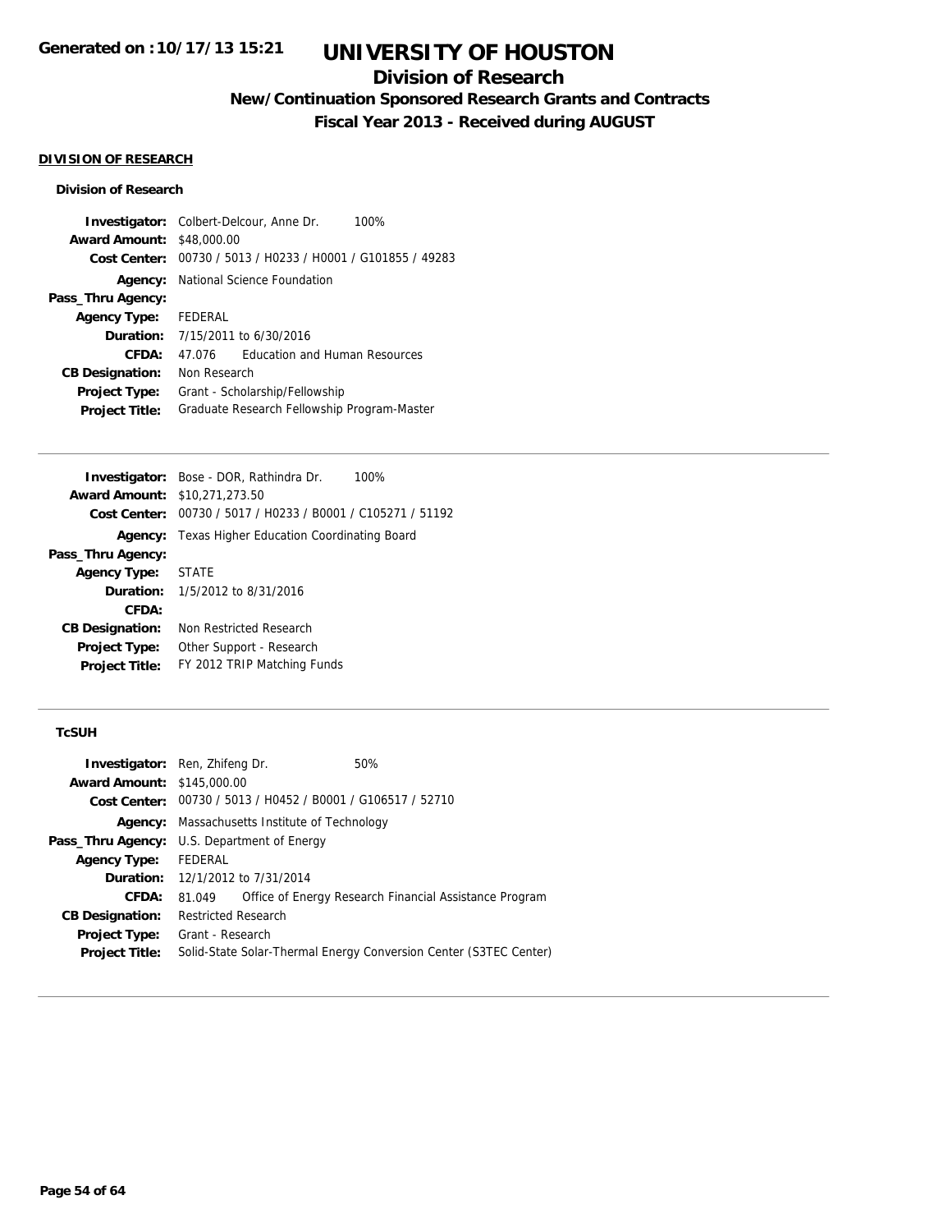**Generated on :10/17/13 15:21**

# UNIVERSITY OF HOUSTON

## Division of Research

### New/Continuation Sponsored Research Grants and Contracts

### Fiscal Year 2013 - Received during AUGUST

#### DIVISION OF RESEARCH

**Division of Research**

| | |
|---|---|
| **Investigator:** | Colbert-Delcour, Anne Dr. 100% |
| **Award Amount:** | $48,000.00 |
| **Cost Center:** | 00730 / 5013 / H0233 / H0001 / G101855 / 49283 |
| **Agency:** | National Science Foundation |
| **Pass_Thru Agency:** | |
| **Agency Type:** | FEDERAL |
| **Duration:** | 7/15/2011 to 6/30/2016 |
| **CFDA:** | 47.076 Education and Human Resources |
| **CB Designation:** | Non Research |
| **Project Type:** | Grant - Scholarship/Fellowship |
| **Project Title:** | Graduate Research Fellowship Program-Master |

| | |
|---|---|
| **Investigator:** | Bose - DOR, Rathindra Dr. 100% |
| **Award Amount:** | $10,271,273.50 |
| **Cost Center:** | 00730 / 5017 / H0233 / B0001 / C105271 / 51192 |
| **Agency:** | Texas Higher Education Coordinating Board |
| **Pass_Thru Agency:** | |
| **Agency Type:** | STATE |
| **Duration:** | 1/5/2012 to 8/31/2016 |
| **CFDA:** | |
| **CB Designation:** | Non Restricted Research |
| **Project Type:** | Other Support - Research |
| **Project Title:** | FY 2012 TRIP Matching Funds |

**TcSUH**

| | |
|---|---|
| **Investigator:** | Ren, Zhifeng Dr. 50% |
| **Award Amount:** | $145,000.00 |
| **Cost Center:** | 00730 / 5013 / H0452 / B0001 / G106517 / 52710 |
| **Agency:** | Massachusetts Institute of Technology |
| **Pass_Thru Agency:** | U.S. Department of Energy |
| **Agency Type:** | FEDERAL |
| **Duration:** | 12/1/2012 to 7/31/2014 |
| **CFDA:** | 81.049 Office of Energy Research Financial Assistance Program |
| **CB Designation:** | Restricted Research |
| **Project Type:** | Grant - Research |
| **Project Title:** | Solid-State Solar-Thermal Energy Conversion Center (S3TEC Center) |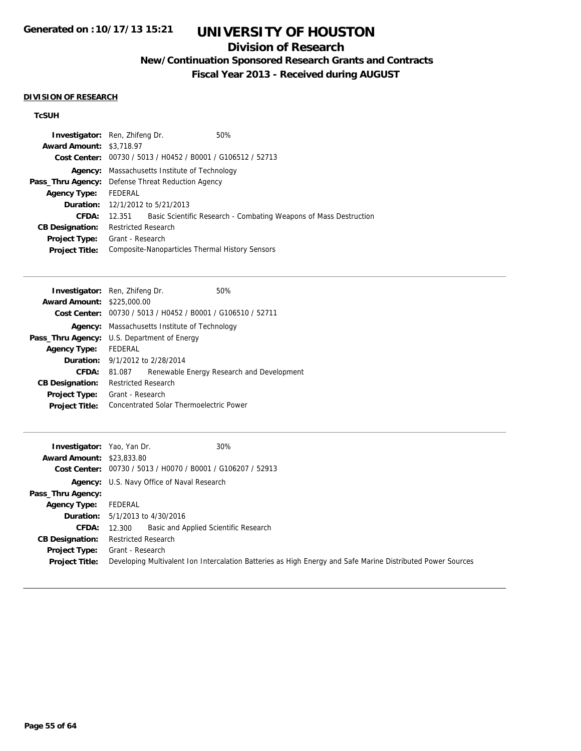# UNIVERSITY OF HOUSTON

## Division of Research

### New/Continuation Sponsored Research Grants and Contracts

### Fiscal Year 2013 - Received during AUGUST

Generated on :10/17/13 15:21

**DIVISION OF RESEARCH**

**TcSUH**

| | |
|---|---|
| **Investigator:** | Ren, Zhifeng Dr. 50% |
| **Award Amount:** | $3,718.97 |
| **Cost Center:** | 00730 / 5013 / H0452 / B0001 / G106512 / 52713 |
| **Agency:** | Massachusetts Institute of Technology |
| **Pass_Thru Agency:** | Defense Threat Reduction Agency |
| **Agency Type:** | FEDERAL |
| **Duration:** | 12/1/2012 to 5/21/2013 |
| **CFDA:** | 12.351 Basic Scientific Research - Combating Weapons of Mass Destruction |
| **CB Designation:** | Restricted Research |
| **Project Type:** | Grant - Research |
| **Project Title:** | Composite-Nanoparticles Thermal History Sensors |

| | |
|---|---|
| **Investigator:** | Ren, Zhifeng Dr. 50% |
| **Award Amount:** | $225,000.00 |
| **Cost Center:** | 00730 / 5013 / H0452 / B0001 / G106510 / 52711 |
| **Agency:** | Massachusetts Institute of Technology |
| **Pass_Thru Agency:** | U.S. Department of Energy |
| **Agency Type:** | FEDERAL |
| **Duration:** | 9/1/2012 to 2/28/2014 |
| **CFDA:** | 81.087 Renewable Energy Research and Development |
| **CB Designation:** | Restricted Research |
| **Project Type:** | Grant - Research |
| **Project Title:** | Concentrated Solar Thermoelectric Power |

| | |
|---|---|
| **Investigator:** | Yao, Yan Dr. 30% |
| **Award Amount:** | $23,833.80 |
| **Cost Center:** | 00730 / 5013 / H0070 / B0001 / G106207 / 52913 |
| **Agency:** | U.S. Navy Office of Naval Research |
| **Pass_Thru Agency:** | |
| **Agency Type:** | FEDERAL |
| **Duration:** | 5/1/2013 to 4/30/2016 |
| **CFDA:** | 12.300 Basic and Applied Scientific Research |
| **CB Designation:** | Restricted Research |
| **Project Type:** | Grant - Research |
| **Project Title:** | Developing Multivalent Ion Intercalation Batteries as High Energy and Safe Marine Distributed Power Sources |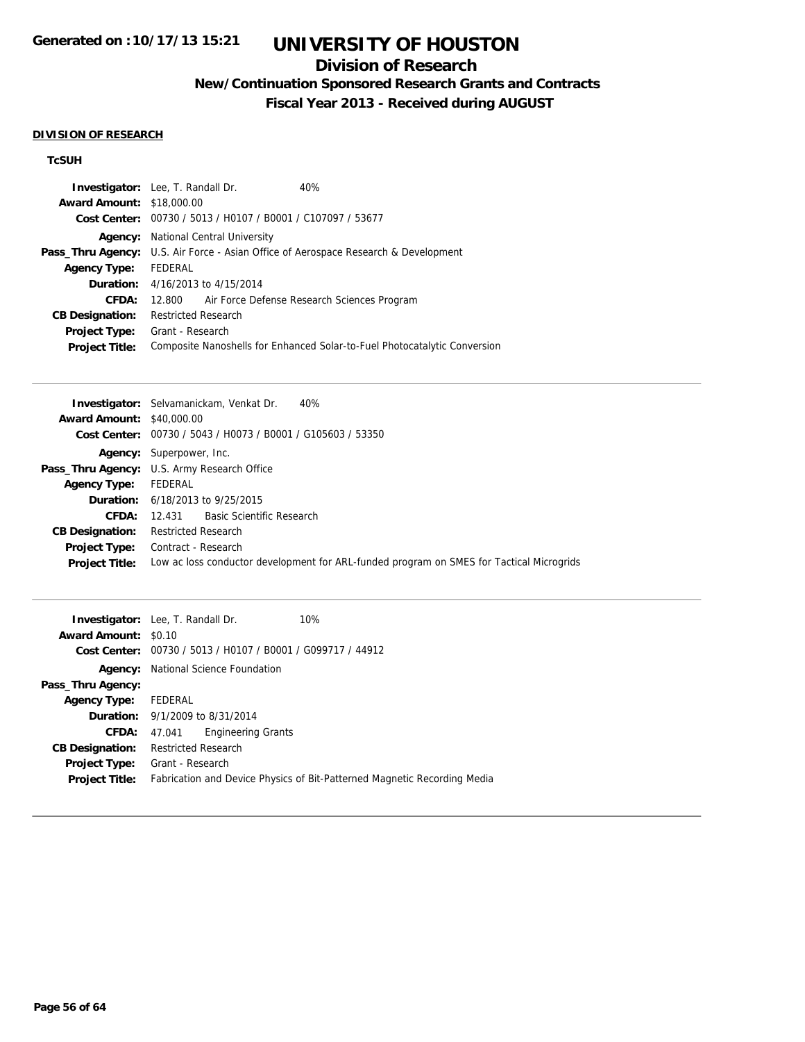# UNIVERSITY OF HOUSTON

## Division of Research

### New/Continuation Sponsored Research Grants and Contracts

### Fiscal Year 2013 - Received during AUGUST

**DIVISION OF RESEARCH**

**TcSUH**

| | |
|---|---|
| **Investigator:** | Lee, T. Randall Dr. 40% |
| **Award Amount:** | $18,000.00 |
| **Cost Center:** | 00730 / 5013 / H0107 / B0001 / C107097 / 53677 |
| **Agency:** | National Central University |
| **Pass_Thru Agency:** | U.S. Air Force - Asian Office of Aerospace Research & Development |
| **Agency Type:** | FEDERAL |
| **Duration:** | 4/16/2013 to 4/15/2014 |
| **CFDA:** | 12.800 Air Force Defense Research Sciences Program |
| **CB Designation:** | Restricted Research |
| **Project Type:** | Grant - Research |
| **Project Title:** | Composite Nanoshells for Enhanced Solar-to-Fuel Photocatalytic Conversion |

| | |
|---|---|
| **Investigator:** | Selvamanickam, Venkat Dr. 40% |
| **Award Amount:** | $40,000.00 |
| **Cost Center:** | 00730 / 5043 / H0073 / B0001 / G105603 / 53350 |
| **Agency:** | Superpower, Inc. |
| **Pass_Thru Agency:** | U.S. Army Research Office |
| **Agency Type:** | FEDERAL |
| **Duration:** | 6/18/2013 to 9/25/2015 |
| **CFDA:** | 12.431 Basic Scientific Research |
| **CB Designation:** | Restricted Research |
| **Project Type:** | Contract - Research |
| **Project Title:** | Low ac loss conductor development for ARL-funded program on SMES for Tactical Microgrids |

| | |
|---|---|
| **Investigator:** | Lee, T. Randall Dr. 10% |
| **Award Amount:** | $0.10 |
| **Cost Center:** | 00730 / 5013 / H0107 / B0001 / G099717 / 44912 |
| **Agency:** | National Science Foundation |
| **Pass_Thru Agency:** | |
| **Agency Type:** | FEDERAL |
| **Duration:** | 9/1/2009 to 8/31/2014 |
| **CFDA:** | 47.041 Engineering Grants |
| **CB Designation:** | Restricted Research |
| **Project Type:** | Grant - Research |
| **Project Title:** | Fabrication and Device Physics of Bit-Patterned Magnetic Recording Media |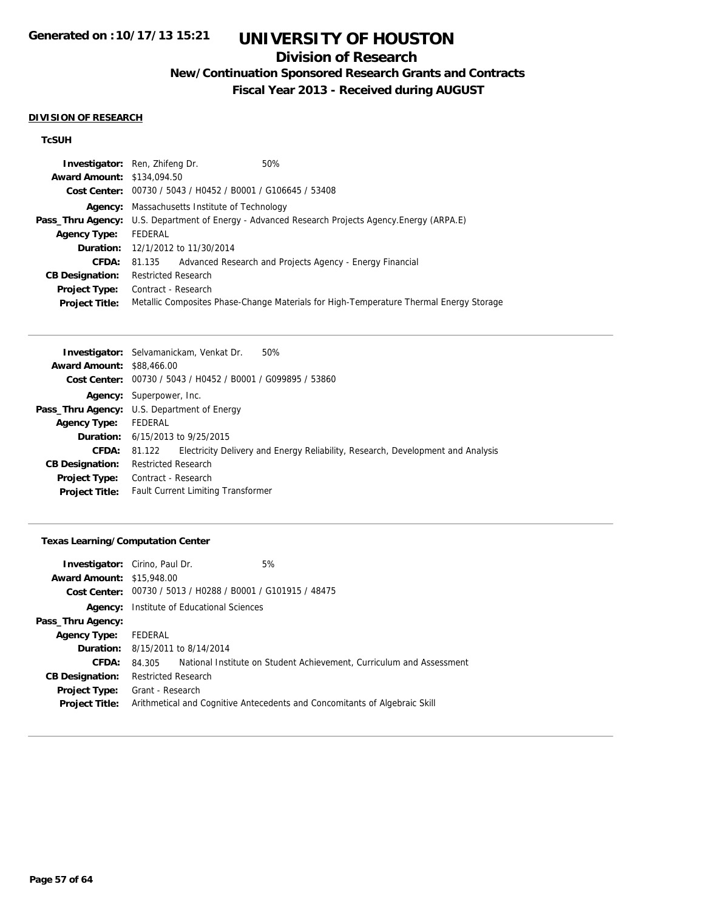# UNIVERSITY OF HOUSTON

## Division of Research

### New/Continuation Sponsored Research Grants and Contracts

### Fiscal Year 2013 - Received during AUGUST

Generated on :10/17/13 15:21

**DIVISION OF RESEARCH**

**TcSUH**

**Investigator:** Ren, Zhifeng Dr. 50%
**Award Amount:** $134,094.50
**Cost Center:** 00730 / 5043 / H0452 / B0001 / G106645 / 53408
**Agency:** Massachusetts Institute of Technology
**Pass_Thru Agency:** U.S. Department of Energy - Advanced Research Projects Agency.Energy (ARPA.E)
**Agency Type:** FEDERAL
**Duration:** 12/1/2012 to 11/30/2014
**CFDA:** 81.135 Advanced Research and Projects Agency - Energy Financial
**CB Designation:** Restricted Research
**Project Type:** Contract - Research
**Project Title:** Metallic Composites Phase-Change Materials for High-Temperature Thermal Energy Storage

---

**Investigator:** Selvamanickam, Venkat Dr. 50%
**Award Amount:** $88,466.00
**Cost Center:** 00730 / 5043 / H0452 / B0001 / G099895 / 53860
**Agency:** Superpower, Inc.
**Pass_Thru Agency:** U.S. Department of Energy
**Agency Type:** FEDERAL
**Duration:** 6/15/2013 to 9/25/2015
**CFDA:** 81.122 Electricity Delivery and Energy Reliability, Research, Development and Analysis
**CB Designation:** Restricted Research
**Project Type:** Contract - Research
**Project Title:** Fault Current Limiting Transformer

---

**Texas Learning/Computation Center**

**Investigator:** Cirino, Paul Dr. 5%
**Award Amount:** $15,948.00
**Cost Center:** 00730 / 5013 / H0288 / B0001 / G101915 / 48475
**Agency:** Institute of Educational Sciences
**Pass_Thru Agency:**
**Agency Type:** FEDERAL
**Duration:** 8/15/2011 to 8/14/2014
**CFDA:** 84.305 National Institute on Student Achievement, Curriculum and Assessment
**CB Designation:** Restricted Research
**Project Type:** Grant - Research
**Project Title:** Arithmetical and Cognitive Antecedents and Concomitants of Algebraic Skill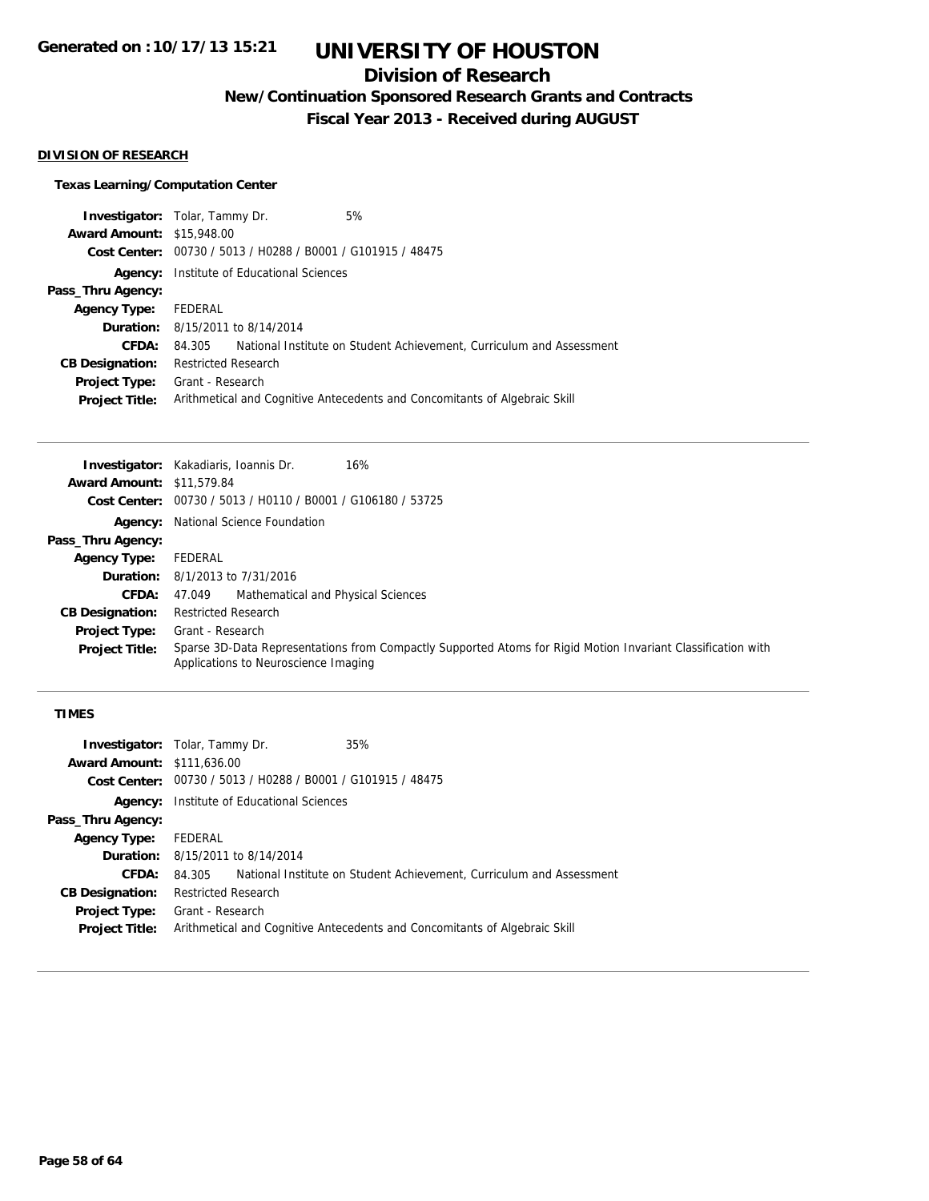# UNIVERSITY OF HOUSTON

## Division of Research

### New/Continuation Sponsored Research Grants and Contracts

### Fiscal Year 2013 - Received during AUGUST

Generated on :10/17/13 15:21

**DIVISION OF RESEARCH**

**Texas Learning/Computation Center**

| | |
|---|---|
| **Investigator:** | Tolar, Tammy Dr. 5% |
| **Award Amount:** | $15,948.00 |
| **Cost Center:** | 00730 / 5013 / H0288 / B0001 / G101915 / 48475 |
| **Agency:** | Institute of Educational Sciences |
| **Pass_Thru Agency:** | |
| **Agency Type:** | FEDERAL |
| **Duration:** | 8/15/2011 to 8/14/2014 |
| **CFDA:** | 84.305 National Institute on Student Achievement, Curriculum and Assessment |
| **CB Designation:** | Restricted Research |
| **Project Type:** | Grant - Research |
| **Project Title:** | Arithmetical and Cognitive Antecedents and Concomitants of Algebraic Skill |

| | |
|---|---|
| **Investigator:** | Kakadiaris, Ioannis Dr. 16% |
| **Award Amount:** | $11,579.84 |
| **Cost Center:** | 00730 / 5013 / H0110 / B0001 / G106180 / 53725 |
| **Agency:** | National Science Foundation |
| **Pass_Thru Agency:** | |
| **Agency Type:** | FEDERAL |
| **Duration:** | 8/1/2013 to 7/31/2016 |
| **CFDA:** | 47.049 Mathematical and Physical Sciences |
| **CB Designation:** | Restricted Research |
| **Project Type:** | Grant - Research |
| **Project Title:** | Sparse 3D-Data Representations from Compactly Supported Atoms for Rigid Motion Invariant Classification with Applications to Neuroscience Imaging |

**TIMES**

| | |
|---|---|
| **Investigator:** | Tolar, Tammy Dr. 35% |
| **Award Amount:** | $111,636.00 |
| **Cost Center:** | 00730 / 5013 / H0288 / B0001 / G101915 / 48475 |
| **Agency:** | Institute of Educational Sciences |
| **Pass_Thru Agency:** | |
| **Agency Type:** | FEDERAL |
| **Duration:** | 8/15/2011 to 8/14/2014 |
| **CFDA:** | 84.305 National Institute on Student Achievement, Curriculum and Assessment |
| **CB Designation:** | Restricted Research |
| **Project Type:** | Grant - Research |
| **Project Title:** | Arithmetical and Cognitive Antecedents and Concomitants of Algebraic Skill |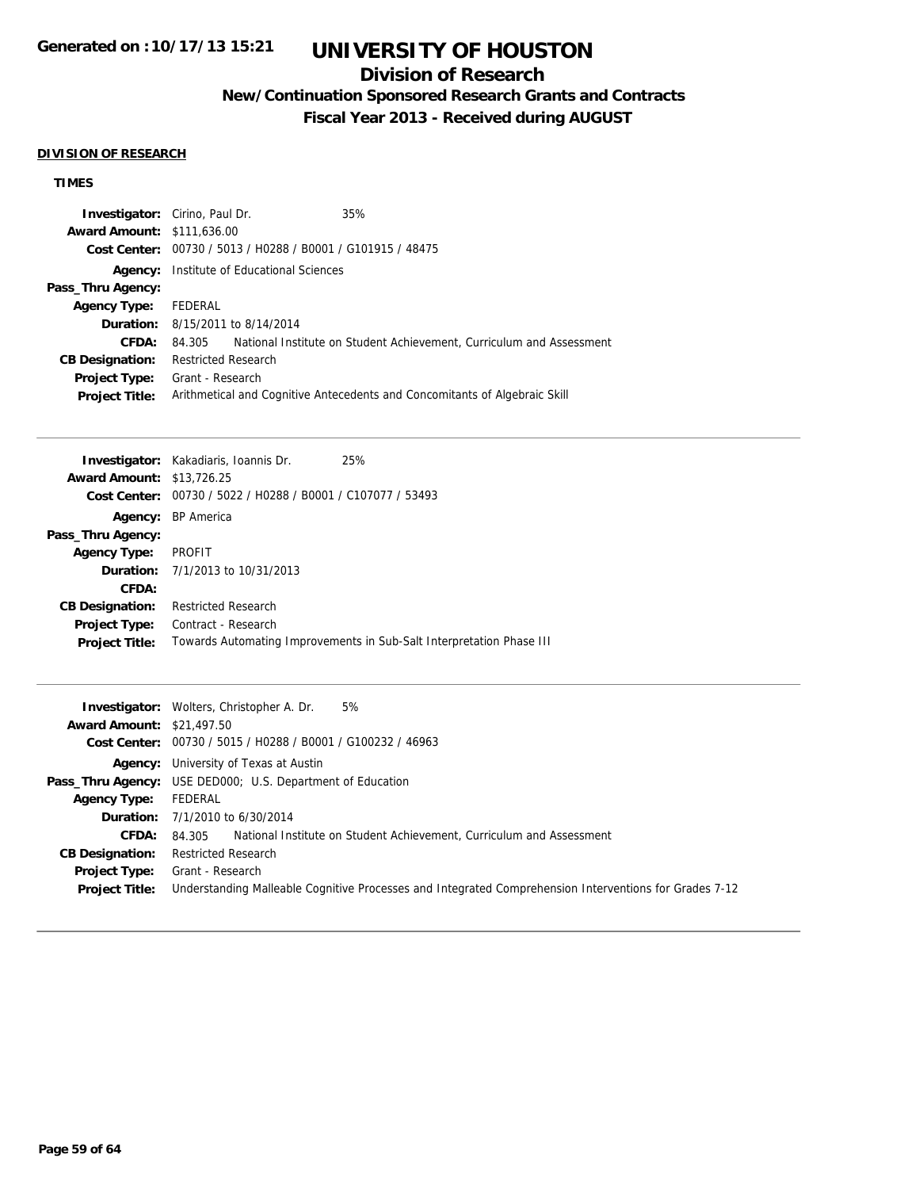# UNIVERSITY OF HOUSTON

## Division of Research

### New/Continuation Sponsored Research Grants and Contracts

### Fiscal Year 2013 - Received during AUGUST

Generated on :10/17/13 15:21

**DIVISION OF RESEARCH**

**TIMES**

| | |
|---|---|
| **Investigator:** | Cirino, Paul Dr. 35% |
| **Award Amount:** | $111,636.00 |
| **Cost Center:** | 00730 / 5013 / H0288 / B0001 / G101915 / 48475 |
| **Agency:** | Institute of Educational Sciences |
| **Pass_Thru Agency:** | |
| **Agency Type:** | FEDERAL |
| **Duration:** | 8/15/2011 to 8/14/2014 |
| **CFDA:** | 84.305 National Institute on Student Achievement, Curriculum and Assessment |
| **CB Designation:** | Restricted Research |
| **Project Type:** | Grant - Research |
| **Project Title:** | Arithmetical and Cognitive Antecedents and Concomitants of Algebraic Skill |

| | |
|---|---|
| **Investigator:** | Kakadiaris, Ioannis Dr. 25% |
| **Award Amount:** | $13,726.25 |
| **Cost Center:** | 00730 / 5022 / H0288 / B0001 / C107077 / 53493 |
| **Agency:** | BP America |
| **Pass_Thru Agency:** | |
| **Agency Type:** | PROFIT |
| **Duration:** | 7/1/2013 to 10/31/2013 |
| **CFDA:** | |
| **CB Designation:** | Restricted Research |
| **Project Type:** | Contract - Research |
| **Project Title:** | Towards Automating Improvements in Sub-Salt Interpretation Phase III |

| | |
|---|---|
| **Investigator:** | Wolters, Christopher A. Dr. 5% |
| **Award Amount:** | $21,497.50 |
| **Cost Center:** | 00730 / 5015 / H0288 / B0001 / G100232 / 46963 |
| **Agency:** | University of Texas at Austin |
| **Pass_Thru Agency:** | USE DED000; U.S. Department of Education |
| **Agency Type:** | FEDERAL |
| **Duration:** | 7/1/2010 to 6/30/2014 |
| **CFDA:** | 84.305 National Institute on Student Achievement, Curriculum and Assessment |
| **CB Designation:** | Restricted Research |
| **Project Type:** | Grant - Research |
| **Project Title:** | Understanding Malleable Cognitive Processes and Integrated Comprehension Interventions for Grades 7-12 |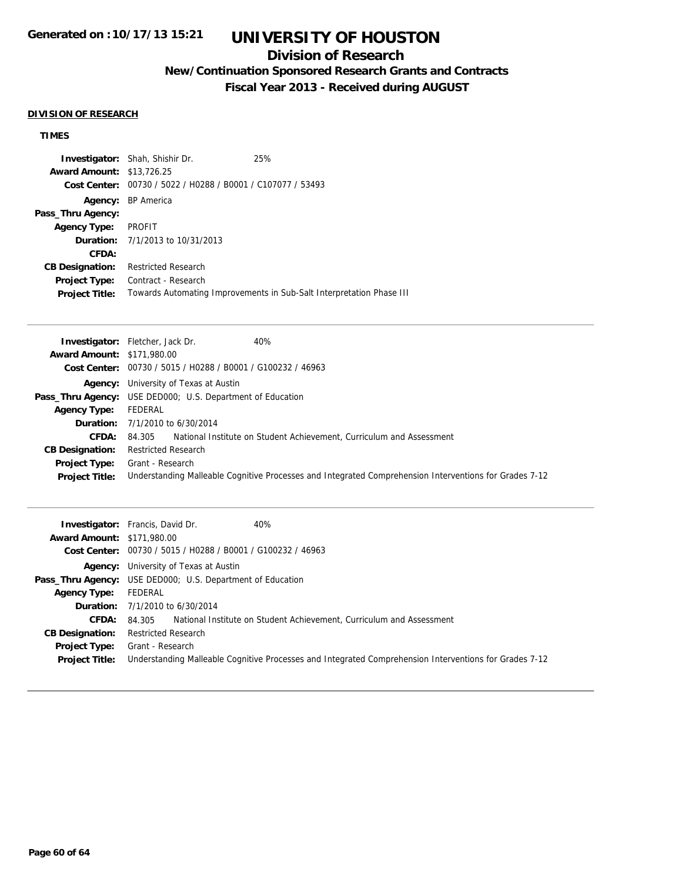# UNIVERSITY OF HOUSTON

## Division of Research

### New/Continuation Sponsored Research Grants and Contracts

### Fiscal Year 2013 - Received during AUGUST

**DIVISION OF RESEARCH**

**TIMES**

| | |
|---|---|
| **Investigator:** | Shah, Shishir Dr. 25% |
| **Award Amount:** | $13,726.25 |
| **Cost Center:** | 00730 / 5022 / H0288 / B0001 / C107077 / 53493 |
| **Agency:** | BP America |
| **Pass_Thru Agency:** | |
| **Agency Type:** | PROFIT |
| **Duration:** | 7/1/2013 to 10/31/2013 |
| **CFDA:** | |
| **CB Designation:** | Restricted Research |
| **Project Type:** | Contract - Research |
| **Project Title:** | Towards Automating Improvements in Sub-Salt Interpretation Phase III |

---

| | |
|---|---|
| **Investigator:** | Fletcher, Jack Dr. 40% |
| **Award Amount:** | $171,980.00 |
| **Cost Center:** | 00730 / 5015 / H0288 / B0001 / G100232 / 46963 |
| **Agency:** | University of Texas at Austin |
| **Pass_Thru Agency:** | USE DED000; U.S. Department of Education |
| **Agency Type:** | FEDERAL |
| **Duration:** | 7/1/2010 to 6/30/2014 |
| **CFDA:** | 84.305 National Institute on Student Achievement, Curriculum and Assessment |
| **CB Designation:** | Restricted Research |
| **Project Type:** | Grant - Research |
| **Project Title:** | Understanding Malleable Cognitive Processes and Integrated Comprehension Interventions for Grades 7-12 |

---

| | |
|---|---|
| **Investigator:** | Francis, David Dr. 40% |
| **Award Amount:** | $171,980.00 |
| **Cost Center:** | 00730 / 5015 / H0288 / B0001 / G100232 / 46963 |
| **Agency:** | University of Texas at Austin |
| **Pass_Thru Agency:** | USE DED000; U.S. Department of Education |
| **Agency Type:** | FEDERAL |
| **Duration:** | 7/1/2010 to 6/30/2014 |
| **CFDA:** | 84.305 National Institute on Student Achievement, Curriculum and Assessment |
| **CB Designation:** | Restricted Research |
| **Project Type:** | Grant - Research |
| **Project Title:** | Understanding Malleable Cognitive Processes and Integrated Comprehension Interventions for Grades 7-12 |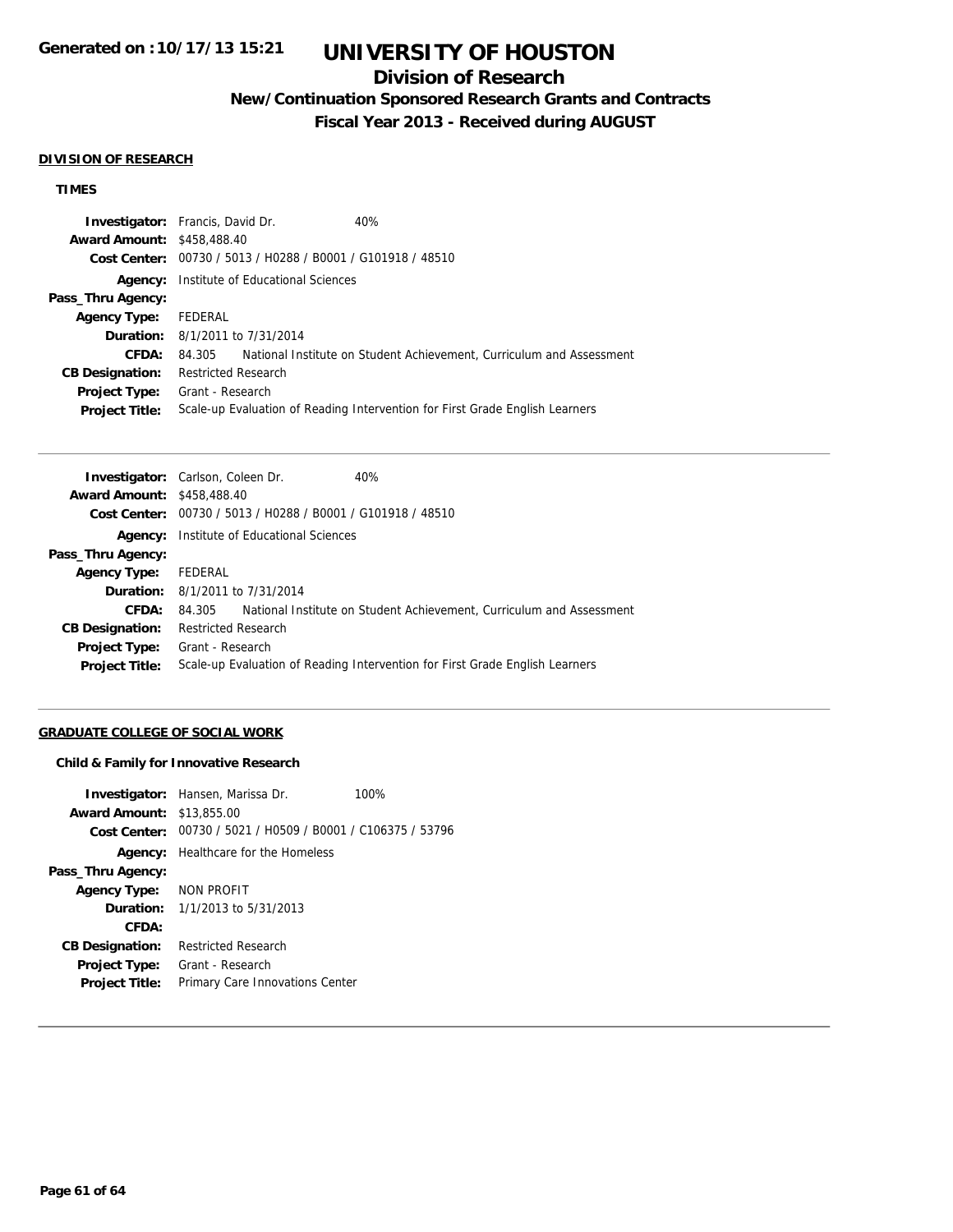# UNIVERSITY OF HOUSTON

## Division of Research

### New/Continuation Sponsored Research Grants and Contracts

### Fiscal Year 2013 - Received during AUGUST

Generated on :10/17/13 15:21

**DIVISION OF RESEARCH**

**TIMES**

| | |
|---|---|
| **Investigator:** | Francis, David Dr. 40% |
| **Award Amount:** | $458,488.40 |
| **Cost Center:** | 00730 / 5013 / H0288 / B0001 / G101918 / 48510 |
| **Agency:** | Institute of Educational Sciences |
| **Pass_Thru Agency:** | |
| **Agency Type:** | FEDERAL |
| **Duration:** | 8/1/2011 to 7/31/2014 |
| **CFDA:** | 84.305 National Institute on Student Achievement, Curriculum and Assessment |
| **CB Designation:** | Restricted Research |
| **Project Type:** | Grant - Research |
| **Project Title:** | Scale-up Evaluation of Reading Intervention for First Grade English Learners |

| | |
|---|---|
| **Investigator:** | Carlson, Coleen Dr. 40% |
| **Award Amount:** | $458,488.40 |
| **Cost Center:** | 00730 / 5013 / H0288 / B0001 / G101918 / 48510 |
| **Agency:** | Institute of Educational Sciences |
| **Pass_Thru Agency:** | |
| **Agency Type:** | FEDERAL |
| **Duration:** | 8/1/2011 to 7/31/2014 |
| **CFDA:** | 84.305 National Institute on Student Achievement, Curriculum and Assessment |
| **CB Designation:** | Restricted Research |
| **Project Type:** | Grant - Research |
| **Project Title:** | Scale-up Evaluation of Reading Intervention for First Grade English Learners |

**GRADUATE COLLEGE OF SOCIAL WORK**

**Child & Family for Innovative Research**

| | |
|---|---|
| **Investigator:** | Hansen, Marissa Dr. 100% |
| **Award Amount:** | $13,855.00 |
| **Cost Center:** | 00730 / 5021 / H0509 / B0001 / C106375 / 53796 |
| **Agency:** | Healthcare for the Homeless |
| **Pass_Thru Agency:** | |
| **Agency Type:** | NON PROFIT |
| **Duration:** | 1/1/2013 to 5/31/2013 |
| **CFDA:** | |
| **CB Designation:** | Restricted Research |
| **Project Type:** | Grant - Research |
| **Project Title:** | Primary Care Innovations Center |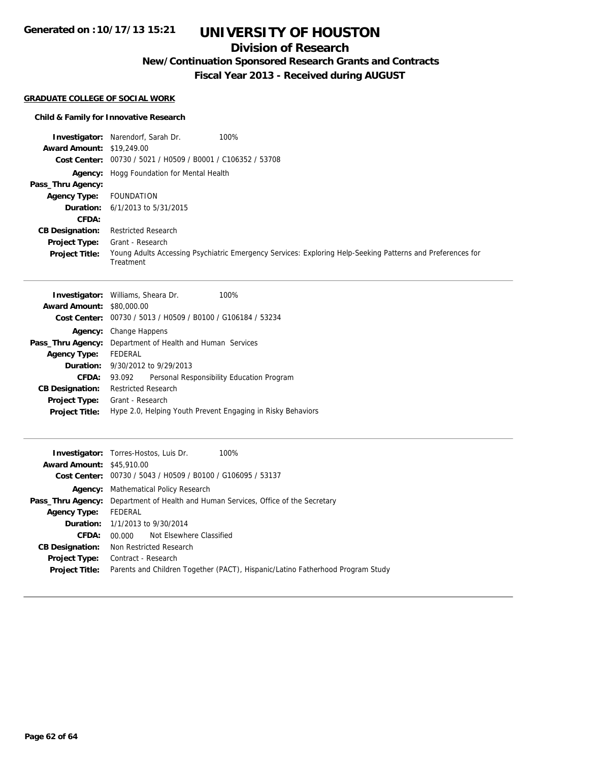# UNIVERSITY OF HOUSTON

## Division of Research

### New/Continuation Sponsored Research Grants and Contracts

### Fiscal Year 2013 - Received during AUGUST

Generated on :10/17/13 15:21

**GRADUATE COLLEGE OF SOCIAL WORK**

**Child & Family for Innovative Research**

| | |
|---|---|
| **Investigator:** | Narendorf, Sarah Dr. 100% |
| **Award Amount:** | $19,249.00 |
| **Cost Center:** | 00730 / 5021 / H0509 / B0001 / C106352 / 53708 |
| **Agency:** | Hogg Foundation for Mental Health |
| **Pass_Thru Agency:** | |
| **Agency Type:** | FOUNDATION |
| **Duration:** | 6/1/2013 to 5/31/2015 |
| **CFDA:** | |
| **CB Designation:** | Restricted Research |
| **Project Type:** | Grant - Research |
| **Project Title:** | Young Adults Accessing Psychiatric Emergency Services: Exploring Help-Seeking Patterns and Preferences for Treatment |

| | |
|---|---|
| **Investigator:** | Williams, Sheara Dr. 100% |
| **Award Amount:** | $80,000.00 |
| **Cost Center:** | 00730 / 5013 / H0509 / B0100 / G106184 / 53234 |
| **Agency:** | Change Happens |
| **Pass_Thru Agency:** | Department of Health and Human Services |
| **Agency Type:** | FEDERAL |
| **Duration:** | 9/30/2012 to 9/29/2013 |
| **CFDA:** | 93.092 Personal Responsibility Education Program |
| **CB Designation:** | Restricted Research |
| **Project Type:** | Grant - Research |
| **Project Title:** | Hype 2.0, Helping Youth Prevent Engaging in Risky Behaviors |

| | |
|---|---|
| **Investigator:** | Torres-Hostos, Luis Dr. 100% |
| **Award Amount:** | $45,910.00 |
| **Cost Center:** | 00730 / 5043 / H0509 / B0100 / G106095 / 53137 |
| **Agency:** | Mathematical Policy Research |
| **Pass_Thru Agency:** | Department of Health and Human Services, Office of the Secretary |
| **Agency Type:** | FEDERAL |
| **Duration:** | 1/1/2013 to 9/30/2014 |
| **CFDA:** | 00.000 Not Elsewhere Classified |
| **CB Designation:** | Non Restricted Research |
| **Project Type:** | Contract - Research |
| **Project Title:** | Parents and Children Together (PACT), Hispanic/Latino Fatherhood Program Study |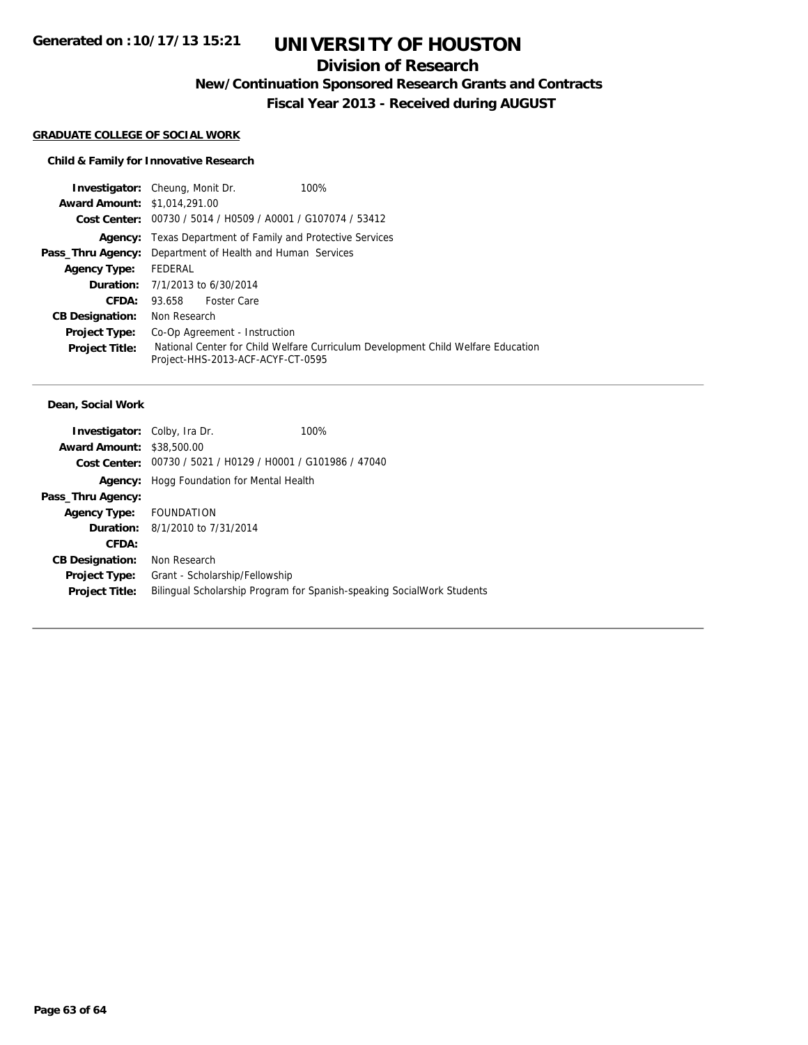**Generated on :10/17/13 15:21**

# UNIVERSITY OF HOUSTON

## Division of Research

### New/Continuation Sponsored Research Grants and Contracts

### Fiscal Year 2013 - Received during AUGUST

**GRADUATE COLLEGE OF SOCIAL WORK**

**Child & Family for Innovative Research**

| | |
|---|---|
| **Investigator:** | Cheung, Monit Dr. 100% |
| **Award Amount:** | $1,014,291.00 |
| **Cost Center:** | 00730 / 5014 / H0509 / A0001 / G107074 / 53412 |
| **Agency:** | Texas Department of Family and Protective Services |
| **Pass_Thru Agency:** | Department of Health and Human Services |
| **Agency Type:** | FEDERAL |
| **Duration:** | 7/1/2013 to 6/30/2014 |
| **CFDA:** | 93.658 Foster Care |
| **CB Designation:** | Non Research |
| **Project Type:** | Co-Op Agreement - Instruction |
| **Project Title:** | National Center for Child Welfare Curriculum Development Child Welfare Education Project-HHS-2013-ACF-ACYF-CT-0595 |

**Dean, Social Work**

| | |
|---|---|
| **Investigator:** | Colby, Ira Dr. 100% |
| **Award Amount:** | $38,500.00 |
| **Cost Center:** | 00730 / 5021 / H0129 / H0001 / G101986 / 47040 |
| **Agency:** | Hogg Foundation for Mental Health |
| **Pass_Thru Agency:** | |
| **Agency Type:** | FOUNDATION |
| **Duration:** | 8/1/2010 to 7/31/2014 |
| **CFDA:** | |
| **CB Designation:** | Non Research |
| **Project Type:** | Grant - Scholarship/Fellowship |
| **Project Title:** | Bilingual Scholarship Program for Spanish-speaking SocialWork Students |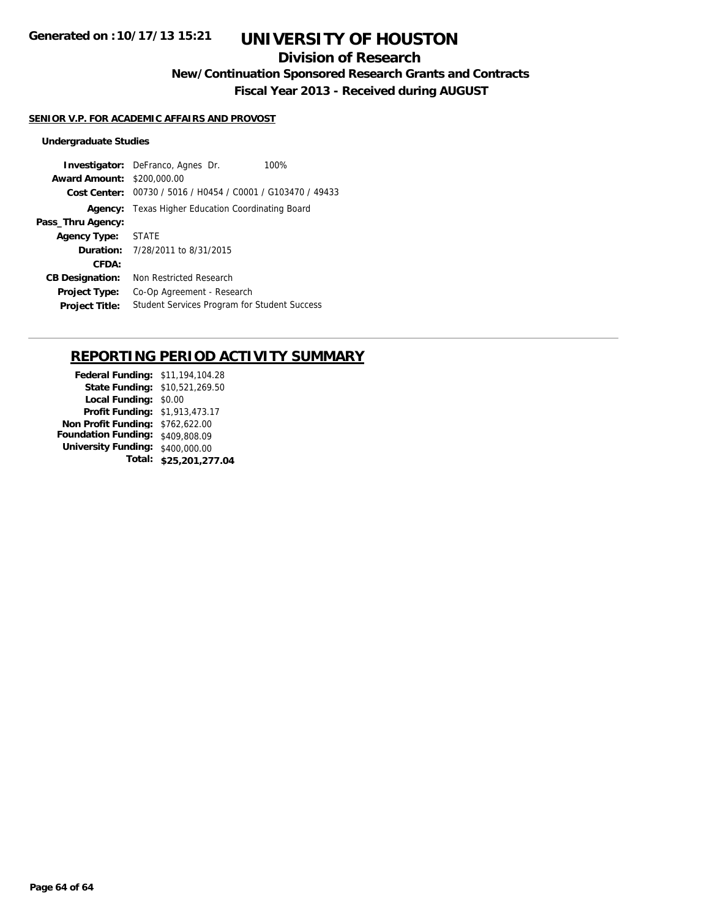**Generated on :10/17/13 15:21**

# UNIVERSITY OF HOUSTON

## Division of Research

### New/Continuation Sponsored Research Grants and Contracts

### Fiscal Year 2013 - Received during AUGUST

**SENIOR V.P. FOR ACADEMIC AFFAIRS AND PROVOST**

**Undergraduate Studies**

| | |
|---|---|
| **Investigator:** | DeFranco, Agnes Dr. 100% |
| **Award Amount:** | $200,000.00 |
| **Cost Center:** | 00730 / 5016 / H0454 / C0001 / G103470 / 49433 |
| **Agency:** | Texas Higher Education Coordinating Board |
| **Pass_Thru Agency:** | |
| **Agency Type:** | STATE |
| **Duration:** | 7/28/2011 to 8/31/2015 |
| **CFDA:** | |
| **CB Designation:** | Non Restricted Research |
| **Project Type:** | Co-Op Agreement - Research |
| **Project Title:** | Student Services Program for Student Success |

## REPORTING PERIOD ACTIVITY SUMMARY

| | |
|---|---|
| **Federal Funding:** | $11,194,104.28 |
| **State Funding:** | $10,521,269.50 |
| **Local Funding:** | $0.00 |
| **Profit Funding:** | $1,913,473.17 |
| **Non Profit Funding:** | $762,622.00 |
| **Foundation Funding:** | $409,808.09 |
| **University Funding:** | $400,000.00 |
| **Total:** | **$25,201,277.04** |